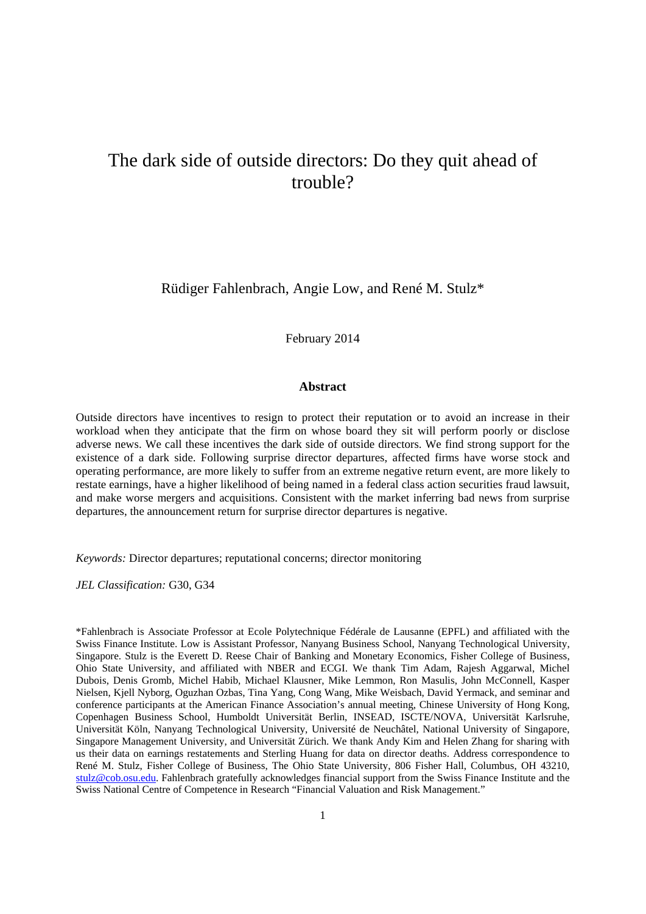# The dark side of outside directors: Do they quit ahead of trouble?

Rüdiger Fahlenbrach, Angie Low, and René M. Stulz*

February 2014

## Abstract

Outside directors have incentives to resign to protect their reputation or to avoid an increase in their workload when they anticipate that the firm on whose board they sit will perform poorly or disclose adverse news. We call these incentives the dark side of outside directors. We find strong support for the existence of a dark side. Following surprise director departures, affected firms have worse stock and operating performance, are more likely to suffer from an extreme negative return event, are more likely to restate earnings, have a higher likelihood of being named in a federal class action securities fraud lawsuit, and make worse mergers and acquisitions. Consistent with the market inferring bad news from surprise departures, the announcement return for surprise director departures is negative.

*Keywords:* Director departures; reputational concerns; director monitoring

*JEL Classification:* G30, G34

*Fahlenbrach is Associate Professor at Ecole Polytechnique Fédérale de Lausanne (EPFL) and affiliated with the Swiss Finance Institute. Low is Assistant Professor, Nanyang Business School, Nanyang Technological University, Singapore. Stulz is the Everett D. Reese Chair of Banking and Monetary Economics, Fisher College of Business, Ohio State University, and affiliated with NBER and ECGI. We thank Tim Adam, Rajesh Aggarwal, Michel Dubois, Denis Gromb, Michel Habib, Michael Klausner, Mike Lemmon, Ron Masulis, John McConnell, Kasper Nielsen, Kjell Nyborg, Oguzhan Ozbas, Tina Yang, Cong Wang, Mike Weisbach, David Yermack, and seminar and conference participants at the American Finance Association's annual meeting, Chinese University of Hong Kong, Copenhagen Business School, Humboldt Universität Berlin, INSEAD, ISCTE/NOVA, Universität Karlsruhe, Universität Köln, Nanyang Technological University, Université de Neuchâtel, National University of Singapore, Singapore Management University, and Universität Zürich. We thank Andy Kim and Helen Zhang for sharing with us their data on earnings restatements and Sterling Huang for data on director deaths. Address correspondence to René M. Stulz, Fisher College of Business, The Ohio State University, 806 Fisher Hall, Columbus, OH 43210, stulz@cob.osu.edu. Fahlenbrach gratefully acknowledges financial support from the Swiss Finance Institute and the Swiss National Centre of Competence in Research "Financial Valuation and Risk Management."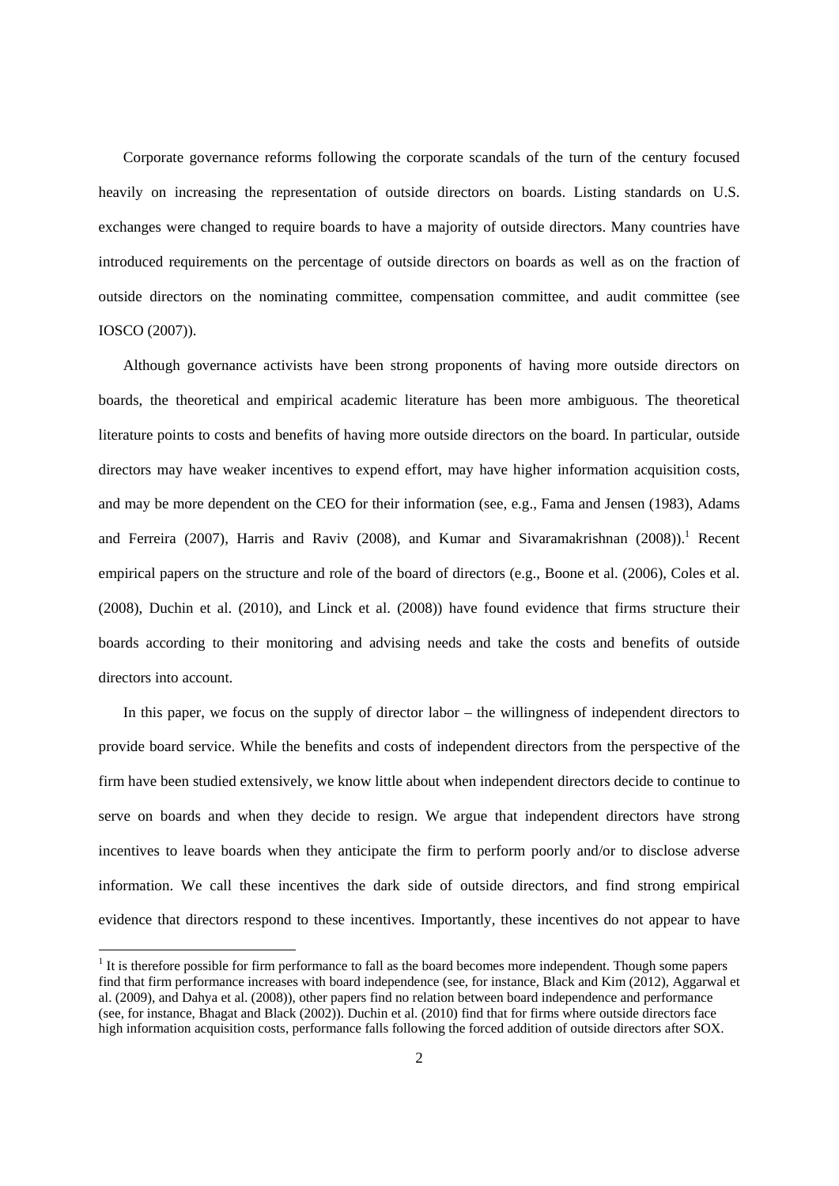Corporate governance reforms following the corporate scandals of the turn of the century focused heavily on increasing the representation of outside directors on boards. Listing standards on U.S. exchanges were changed to require boards to have a majority of outside directors. Many countries have introduced requirements on the percentage of outside directors on boards as well as on the fraction of outside directors on the nominating committee, compensation committee, and audit committee (see IOSCO (2007)).

Although governance activists have been strong proponents of having more outside directors on boards, the theoretical and empirical academic literature has been more ambiguous. The theoretical literature points to costs and benefits of having more outside directors on the board. In particular, outside directors may have weaker incentives to expend effort, may have higher information acquisition costs, and may be more dependent on the CEO for their information (see, e.g., Fama and Jensen (1983), Adams and Ferreira (2007), Harris and Raviv (2008), and Kumar and Sivaramakrishnan (2008)).[1] Recent empirical papers on the structure and role of the board of directors (e.g., Boone et al. (2006), Coles et al. (2008), Duchin et al. (2010), and Linck et al. (2008)) have found evidence that firms structure their boards according to their monitoring and advising needs and take the costs and benefits of outside directors into account.

In this paper, we focus on the supply of director labor – the willingness of independent directors to provide board service. While the benefits and costs of independent directors from the perspective of the firm have been studied extensively, we know little about when independent directors decide to continue to serve on boards and when they decide to resign. We argue that independent directors have strong incentives to leave boards when they anticipate the firm to perform poorly and/or to disclose adverse information. We call these incentives the dark side of outside directors, and find strong empirical evidence that directors respond to these incentives. Importantly, these incentives do not appear to have

[1] It is therefore possible for firm performance to fall as the board becomes more independent. Though some papers find that firm performance increases with board independence (see, for instance, Black and Kim (2012), Aggarwal et al. (2009), and Dahya et al. (2008)), other papers find no relation between board independence and performance (see, for instance, Bhagat and Black (2002)). Duchin et al. (2010) find that for firms where outside directors face high information acquisition costs, performance falls following the forced addition of outside directors after SOX.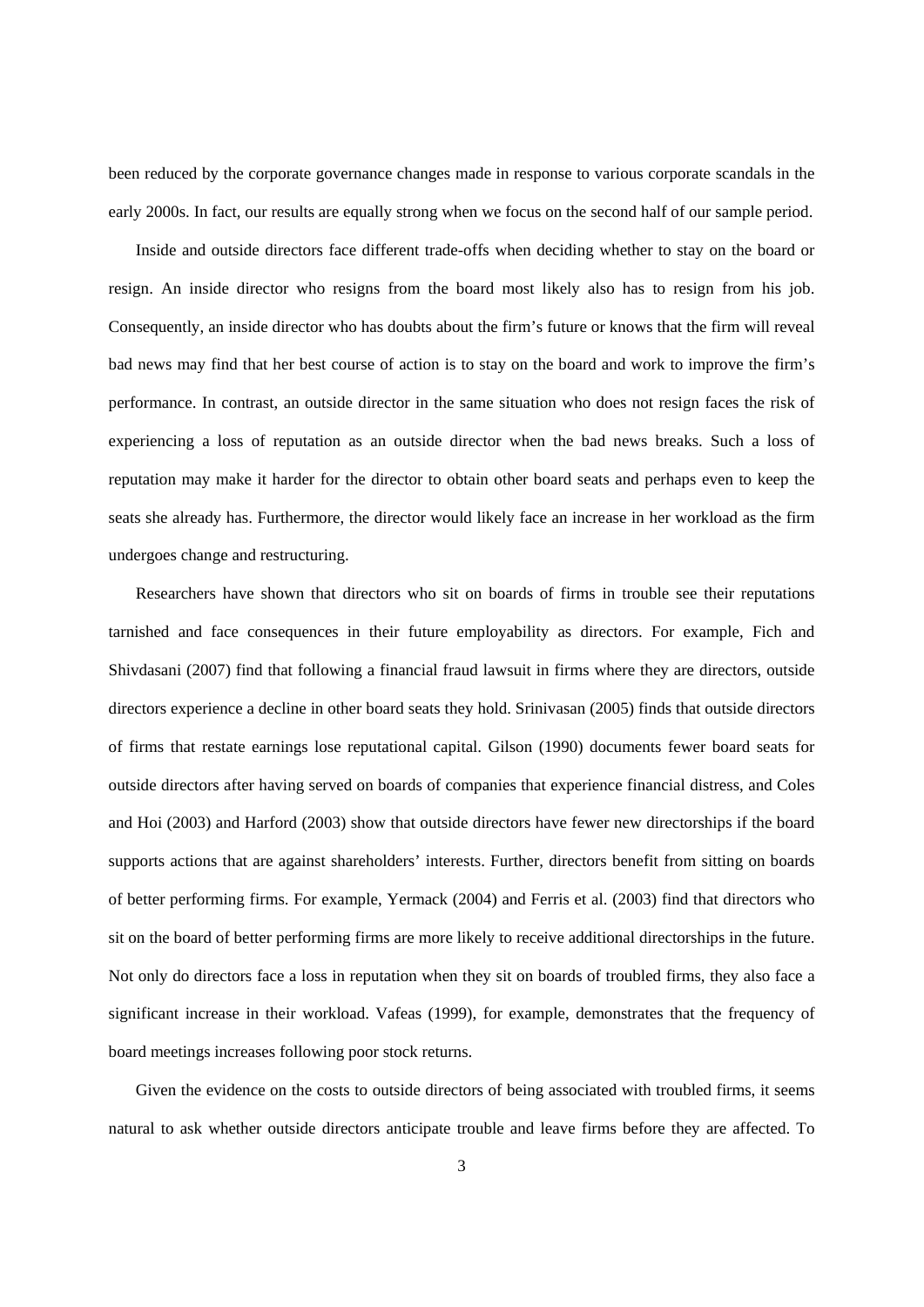been reduced by the corporate governance changes made in response to various corporate scandals in the early 2000s. In fact, our results are equally strong when we focus on the second half of our sample period.

Inside and outside directors face different trade-offs when deciding whether to stay on the board or resign. An inside director who resigns from the board most likely also has to resign from his job. Consequently, an inside director who has doubts about the firm's future or knows that the firm will reveal bad news may find that her best course of action is to stay on the board and work to improve the firm's performance. In contrast, an outside director in the same situation who does not resign faces the risk of experiencing a loss of reputation as an outside director when the bad news breaks. Such a loss of reputation may make it harder for the director to obtain other board seats and perhaps even to keep the seats she already has. Furthermore, the director would likely face an increase in her workload as the firm undergoes change and restructuring.

Researchers have shown that directors who sit on boards of firms in trouble see their reputations tarnished and face consequences in their future employability as directors. For example, Fich and Shivdasani (2007) find that following a financial fraud lawsuit in firms where they are directors, outside directors experience a decline in other board seats they hold. Srinivasan (2005) finds that outside directors of firms that restate earnings lose reputational capital. Gilson (1990) documents fewer board seats for outside directors after having served on boards of companies that experience financial distress, and Coles and Hoi (2003) and Harford (2003) show that outside directors have fewer new directorships if the board supports actions that are against shareholders' interests. Further, directors benefit from sitting on boards of better performing firms. For example, Yermack (2004) and Ferris et al. (2003) find that directors who sit on the board of better performing firms are more likely to receive additional directorships in the future. Not only do directors face a loss in reputation when they sit on boards of troubled firms, they also face a significant increase in their workload. Vafeas (1999), for example, demonstrates that the frequency of board meetings increases following poor stock returns.

Given the evidence on the costs to outside directors of being associated with troubled firms, it seems natural to ask whether outside directors anticipate trouble and leave firms before they are affected. To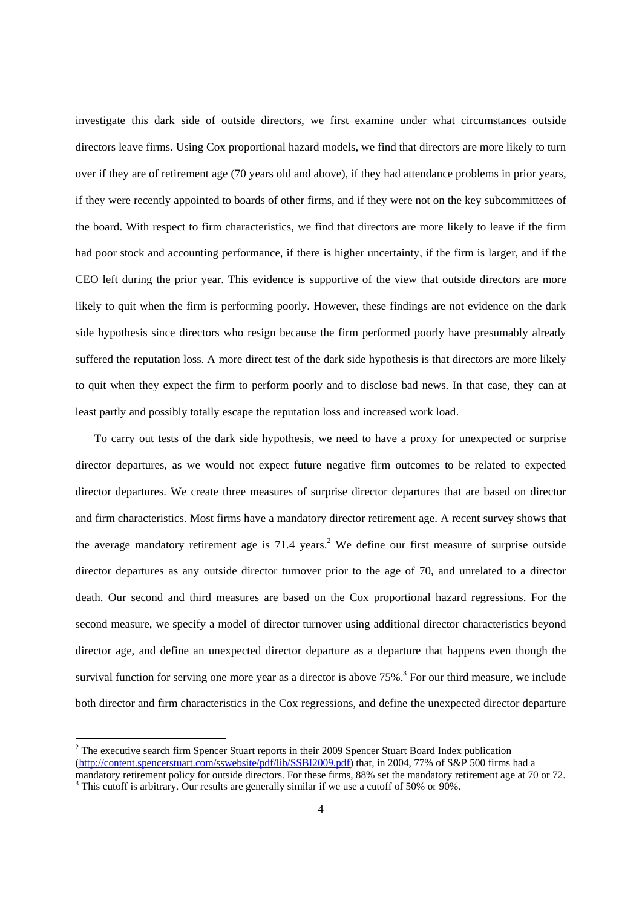investigate this dark side of outside directors, we first examine under what circumstances outside directors leave firms. Using Cox proportional hazard models, we find that directors are more likely to turn over if they are of retirement age (70 years old and above), if they had attendance problems in prior years, if they were recently appointed to boards of other firms, and if they were not on the key subcommittees of the board. With respect to firm characteristics, we find that directors are more likely to leave if the firm had poor stock and accounting performance, if there is higher uncertainty, if the firm is larger, and if the CEO left during the prior year. This evidence is supportive of the view that outside directors are more likely to quit when the firm is performing poorly. However, these findings are not evidence on the dark side hypothesis since directors who resign because the firm performed poorly have presumably already suffered the reputation loss. A more direct test of the dark side hypothesis is that directors are more likely to quit when they expect the firm to perform poorly and to disclose bad news. In that case, they can at least partly and possibly totally escape the reputation loss and increased work load.

To carry out tests of the dark side hypothesis, we need to have a proxy for unexpected or surprise director departures, as we would not expect future negative firm outcomes to be related to expected director departures. We create three measures of surprise director departures that are based on director and firm characteristics. Most firms have a mandatory director retirement age. A recent survey shows that the average mandatory retirement age is 71.4 years.[2] We define our first measure of surprise outside director departures as any outside director turnover prior to the age of 70, and unrelated to a director death. Our second and third measures are based on the Cox proportional hazard regressions. For the second measure, we specify a model of director turnover using additional director characteristics beyond director age, and define an unexpected director departure as a departure that happens even though the survival function for serving one more year as a director is above 75%.[3] For our third measure, we include both director and firm characteristics in the Cox regressions, and define the unexpected director departure

[2] The executive search firm Spencer Stuart reports in their 2009 Spencer Stuart Board Index publication (http://content.spencerstuart.com/sswebsite/pdf/lib/SSBI2009.pdf) that, in 2004, 77% of S&P 500 firms had a mandatory retirement policy for outside directors. For these firms, 88% set the mandatory retirement age at 70 or 72.

[3] This cutoff is arbitrary. Our results are generally similar if we use a cutoff of 50% or 90%.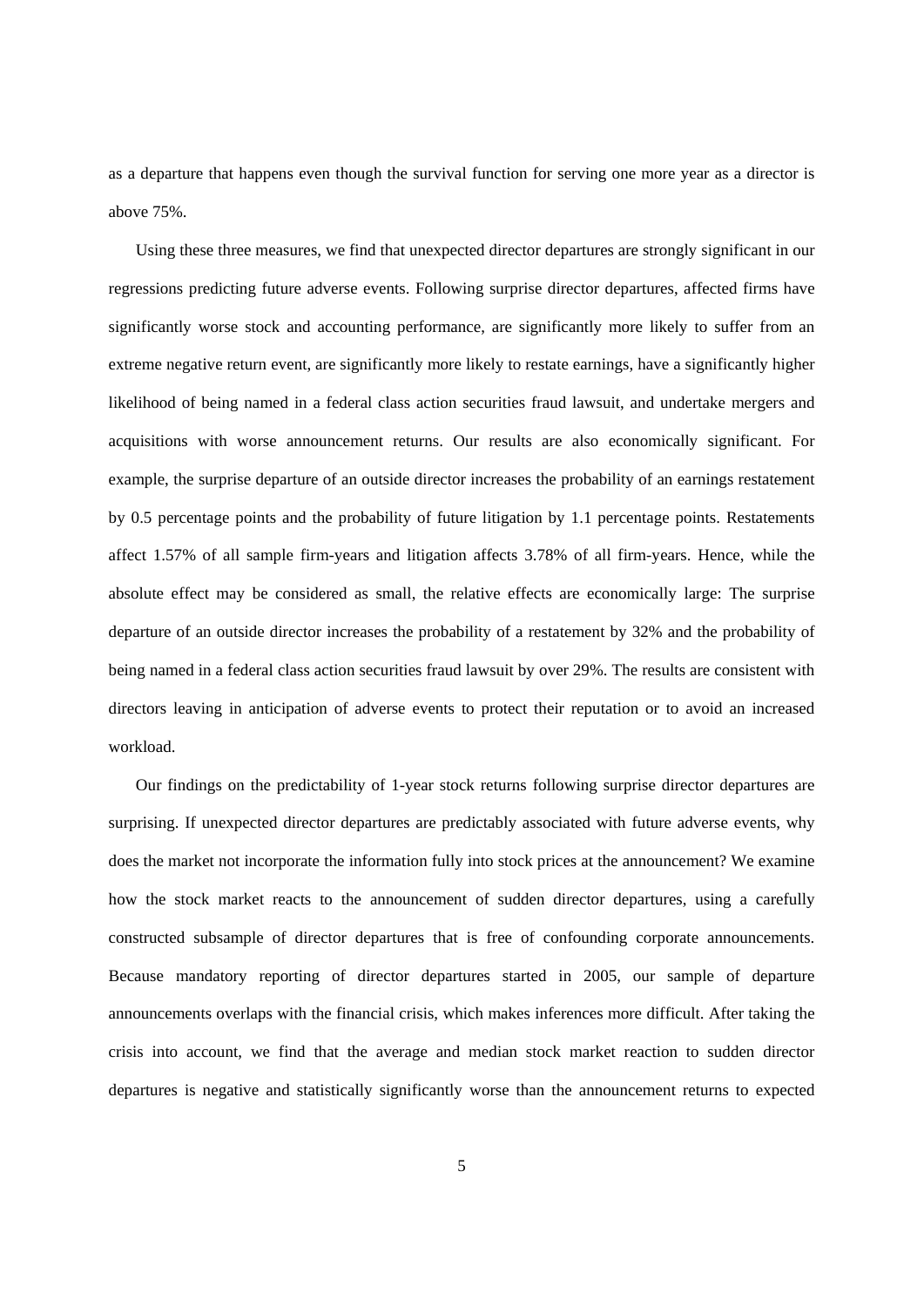as a departure that happens even though the survival function for serving one more year as a director is above 75%.

Using these three measures, we find that unexpected director departures are strongly significant in our regressions predicting future adverse events. Following surprise director departures, affected firms have significantly worse stock and accounting performance, are significantly more likely to suffer from an extreme negative return event, are significantly more likely to restate earnings, have a significantly higher likelihood of being named in a federal class action securities fraud lawsuit, and undertake mergers and acquisitions with worse announcement returns. Our results are also economically significant. For example, the surprise departure of an outside director increases the probability of an earnings restatement by 0.5 percentage points and the probability of future litigation by 1.1 percentage points. Restatements affect 1.57% of all sample firm-years and litigation affects 3.78% of all firm-years. Hence, while the absolute effect may be considered as small, the relative effects are economically large: The surprise departure of an outside director increases the probability of a restatement by 32% and the probability of being named in a federal class action securities fraud lawsuit by over 29%. The results are consistent with directors leaving in anticipation of adverse events to protect their reputation or to avoid an increased workload.

Our findings on the predictability of 1-year stock returns following surprise director departures are surprising. If unexpected director departures are predictably associated with future adverse events, why does the market not incorporate the information fully into stock prices at the announcement? We examine how the stock market reacts to the announcement of sudden director departures, using a carefully constructed subsample of director departures that is free of confounding corporate announcements. Because mandatory reporting of director departures started in 2005, our sample of departure announcements overlaps with the financial crisis, which makes inferences more difficult. After taking the crisis into account, we find that the average and median stock market reaction to sudden director departures is negative and statistically significantly worse than the announcement returns to expected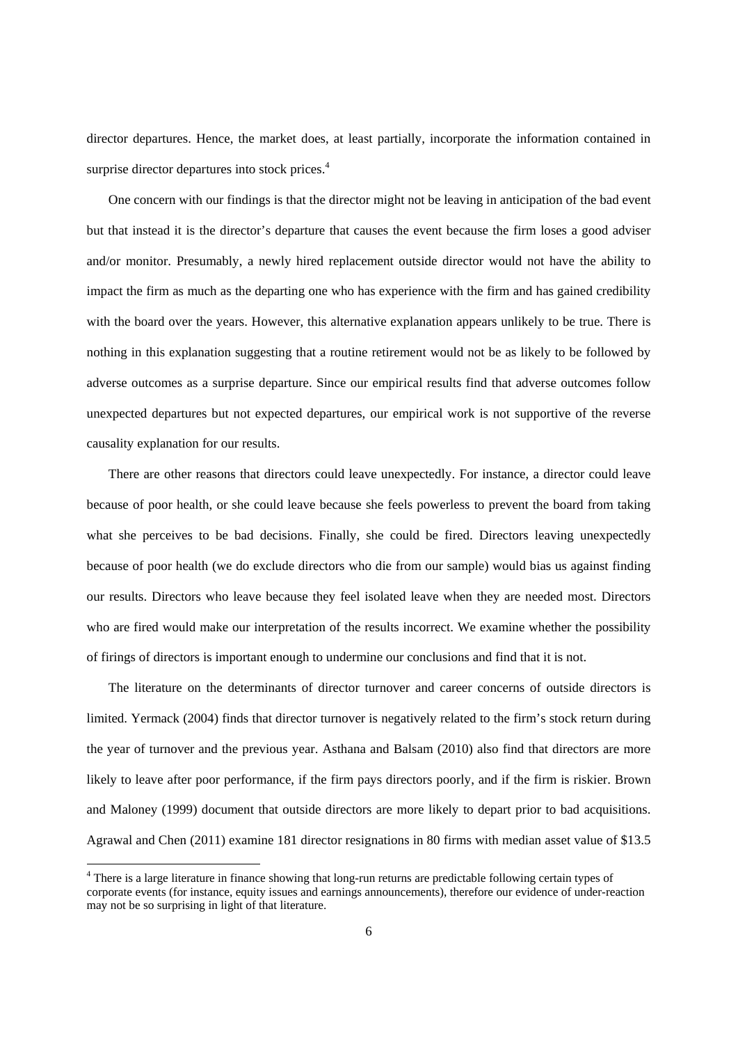director departures. Hence, the market does, at least partially, incorporate the information contained in surprise director departures into stock prices.[4]

One concern with our findings is that the director might not be leaving in anticipation of the bad event but that instead it is the director's departure that causes the event because the firm loses a good adviser and/or monitor. Presumably, a newly hired replacement outside director would not have the ability to impact the firm as much as the departing one who has experience with the firm and has gained credibility with the board over the years. However, this alternative explanation appears unlikely to be true. There is nothing in this explanation suggesting that a routine retirement would not be as likely to be followed by adverse outcomes as a surprise departure. Since our empirical results find that adverse outcomes follow unexpected departures but not expected departures, our empirical work is not supportive of the reverse causality explanation for our results.

There are other reasons that directors could leave unexpectedly. For instance, a director could leave because of poor health, or she could leave because she feels powerless to prevent the board from taking what she perceives to be bad decisions. Finally, she could be fired. Directors leaving unexpectedly because of poor health (we do exclude directors who die from our sample) would bias us against finding our results. Directors who leave because they feel isolated leave when they are needed most. Directors who are fired would make our interpretation of the results incorrect. We examine whether the possibility of firings of directors is important enough to undermine our conclusions and find that it is not.

The literature on the determinants of director turnover and career concerns of outside directors is limited. Yermack (2004) finds that director turnover is negatively related to the firm's stock return during the year of turnover and the previous year. Asthana and Balsam (2010) also find that directors are more likely to leave after poor performance, if the firm pays directors poorly, and if the firm is riskier. Brown and Maloney (1999) document that outside directors are more likely to depart prior to bad acquisitions. Agrawal and Chen (2011) examine 181 director resignations in 80 firms with median asset value of $13.5

---

[4] There is a large literature in finance showing that long-run returns are predictable following certain types of corporate events (for instance, equity issues and earnings announcements), therefore our evidence of under-reaction may not be so surprising in light of that literature.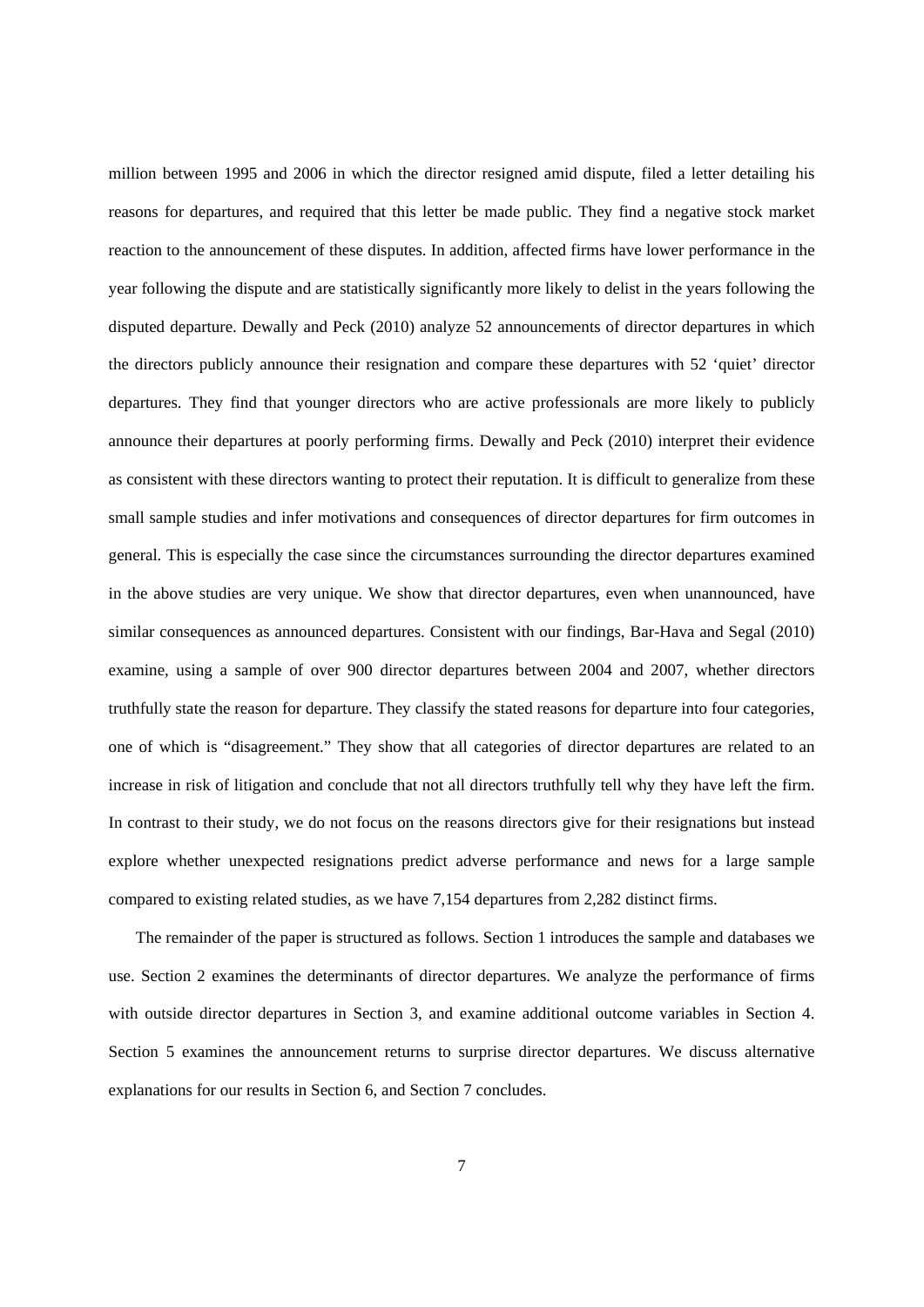million between 1995 and 2006 in which the director resigned amid dispute, filed a letter detailing his reasons for departures, and required that this letter be made public. They find a negative stock market reaction to the announcement of these disputes. In addition, affected firms have lower performance in the year following the dispute and are statistically significantly more likely to delist in the years following the disputed departure. Dewally and Peck (2010) analyze 52 announcements of director departures in which the directors publicly announce their resignation and compare these departures with 52 'quiet' director departures. They find that younger directors who are active professionals are more likely to publicly announce their departures at poorly performing firms. Dewally and Peck (2010) interpret their evidence as consistent with these directors wanting to protect their reputation. It is difficult to generalize from these small sample studies and infer motivations and consequences of director departures for firm outcomes in general. This is especially the case since the circumstances surrounding the director departures examined in the above studies are very unique. We show that director departures, even when unannounced, have similar consequences as announced departures. Consistent with our findings, Bar-Hava and Segal (2010) examine, using a sample of over 900 director departures between 2004 and 2007, whether directors truthfully state the reason for departure. They classify the stated reasons for departure into four categories, one of which is "disagreement." They show that all categories of director departures are related to an increase in risk of litigation and conclude that not all directors truthfully tell why they have left the firm. In contrast to their study, we do not focus on the reasons directors give for their resignations but instead explore whether unexpected resignations predict adverse performance and news for a large sample compared to existing related studies, as we have 7,154 departures from 2,282 distinct firms.

The remainder of the paper is structured as follows. Section 1 introduces the sample and databases we use. Section 2 examines the determinants of director departures. We analyze the performance of firms with outside director departures in Section 3, and examine additional outcome variables in Section 4. Section 5 examines the announcement returns to surprise director departures. We discuss alternative explanations for our results in Section 6, and Section 7 concludes.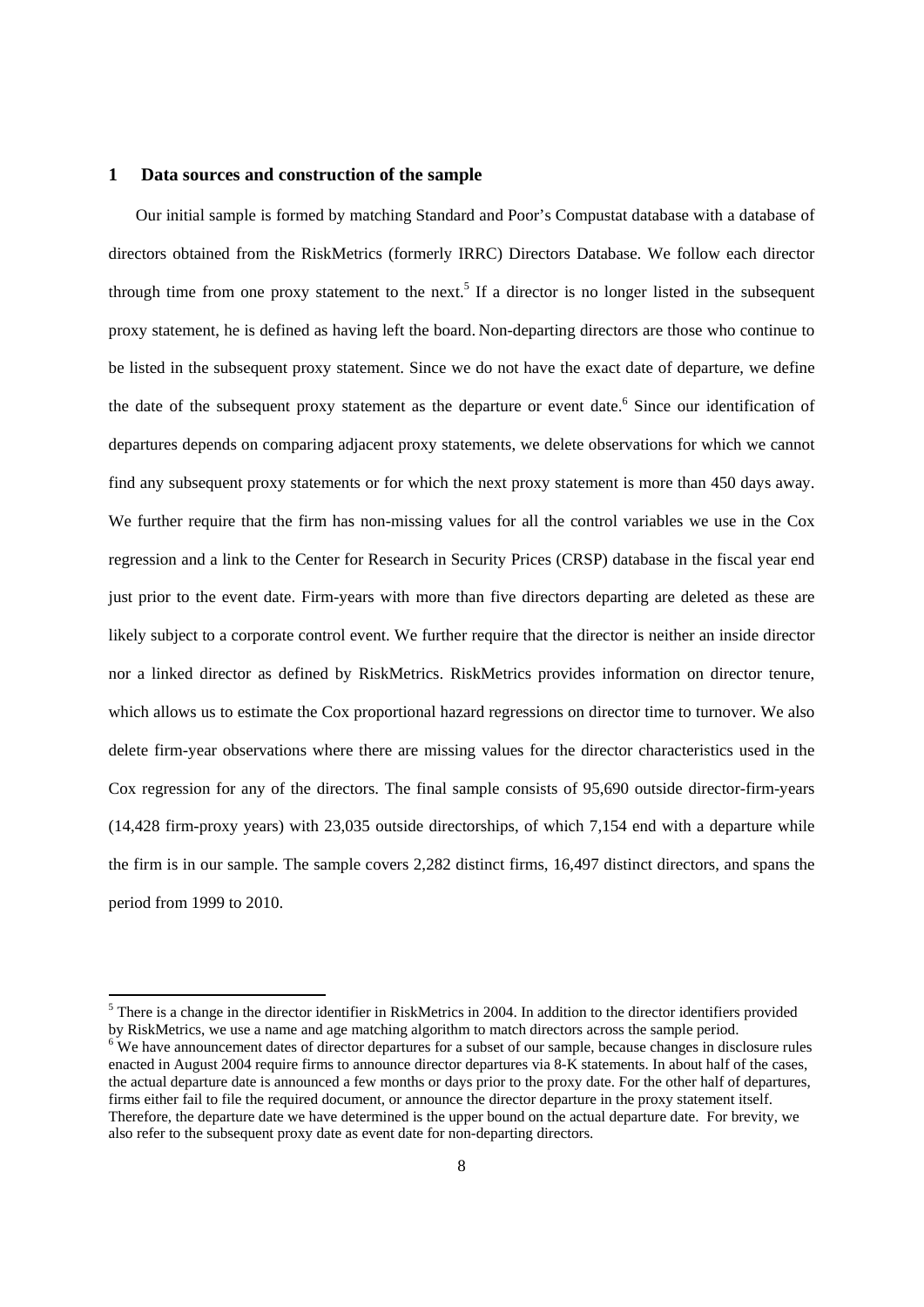## 1 Data sources and construction of the sample

Our initial sample is formed by matching Standard and Poor's Compustat database with a database of directors obtained from the RiskMetrics (formerly IRRC) Directors Database. We follow each director through time from one proxy statement to the next.[5] If a director is no longer listed in the subsequent proxy statement, he is defined as having left the board. Non-departing directors are those who continue to be listed in the subsequent proxy statement. Since we do not have the exact date of departure, we define the date of the subsequent proxy statement as the departure or event date.[6] Since our identification of departures depends on comparing adjacent proxy statements, we delete observations for which we cannot find any subsequent proxy statements or for which the next proxy statement is more than 450 days away. We further require that the firm has non-missing values for all the control variables we use in the Cox regression and a link to the Center for Research in Security Prices (CRSP) database in the fiscal year end just prior to the event date. Firm-years with more than five directors departing are deleted as these are likely subject to a corporate control event. We further require that the director is neither an inside director nor a linked director as defined by RiskMetrics. RiskMetrics provides information on director tenure, which allows us to estimate the Cox proportional hazard regressions on director time to turnover. We also delete firm-year observations where there are missing values for the director characteristics used in the Cox regression for any of the directors. The final sample consists of 95,690 outside director-firm-years (14,428 firm-proxy years) with 23,035 outside directorships, of which 7,154 end with a departure while the firm is in our sample. The sample covers 2,282 distinct firms, 16,497 distinct directors, and spans the period from 1999 to 2010.

---

[5] There is a change in the director identifier in RiskMetrics in 2004. In addition to the director identifiers provided by RiskMetrics, we use a name and age matching algorithm to match directors across the sample period.

[6] We have announcement dates of director departures for a subset of our sample, because changes in disclosure rules enacted in August 2004 require firms to announce director departures via 8-K statements. In about half of the cases, the actual departure date is announced a few months or days prior to the proxy date. For the other half of departures, firms either fail to file the required document, or announce the director departure in the proxy statement itself. Therefore, the departure date we have determined is the upper bound on the actual departure date. For brevity, we also refer to the subsequent proxy date as event date for non-departing directors.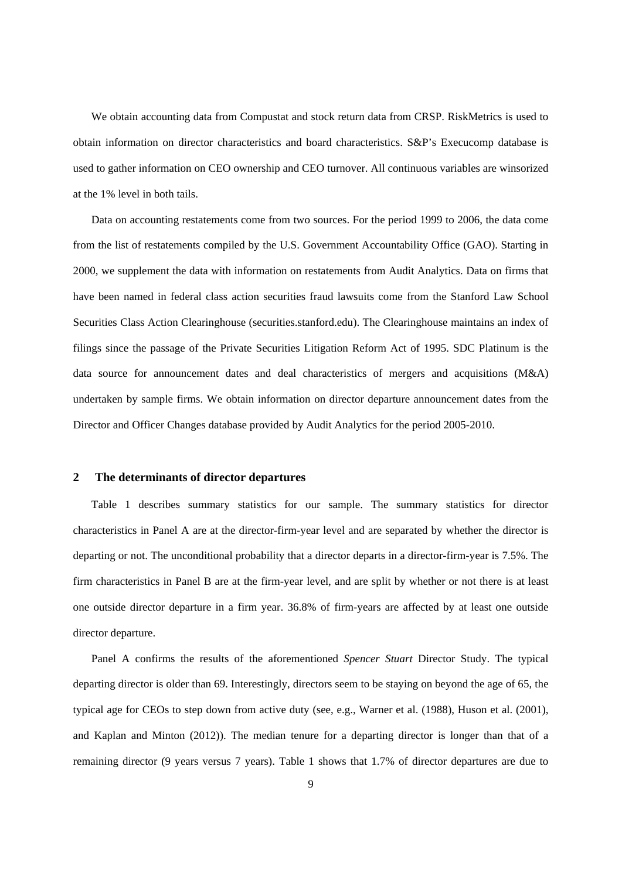We obtain accounting data from Compustat and stock return data from CRSP. RiskMetrics is used to obtain information on director characteristics and board characteristics. S&P's Execucomp database is used to gather information on CEO ownership and CEO turnover. All continuous variables are winsorized at the 1% level in both tails.

Data on accounting restatements come from two sources. For the period 1999 to 2006, the data come from the list of restatements compiled by the U.S. Government Accountability Office (GAO). Starting in 2000, we supplement the data with information on restatements from Audit Analytics. Data on firms that have been named in federal class action securities fraud lawsuits come from the Stanford Law School Securities Class Action Clearinghouse (securities.stanford.edu). The Clearinghouse maintains an index of filings since the passage of the Private Securities Litigation Reform Act of 1995. SDC Platinum is the data source for announcement dates and deal characteristics of mergers and acquisitions (M&A) undertaken by sample firms. We obtain information on director departure announcement dates from the Director and Officer Changes database provided by Audit Analytics for the period 2005-2010.

## 2 The determinants of director departures

Table 1 describes summary statistics for our sample. The summary statistics for director characteristics in Panel A are at the director-firm-year level and are separated by whether the director is departing or not. The unconditional probability that a director departs in a director-firm-year is 7.5%. The firm characteristics in Panel B are at the firm-year level, and are split by whether or not there is at least one outside director departure in a firm year. 36.8% of firm-years are affected by at least one outside director departure.

Panel A confirms the results of the aforementioned *Spencer Stuart* Director Study. The typical departing director is older than 69. Interestingly, directors seem to be staying on beyond the age of 65, the typical age for CEOs to step down from active duty (see, e.g., Warner et al. (1988), Huson et al. (2001), and Kaplan and Minton (2012)). The median tenure for a departing director is longer than that of a remaining director (9 years versus 7 years). Table 1 shows that 1.7% of director departures are due to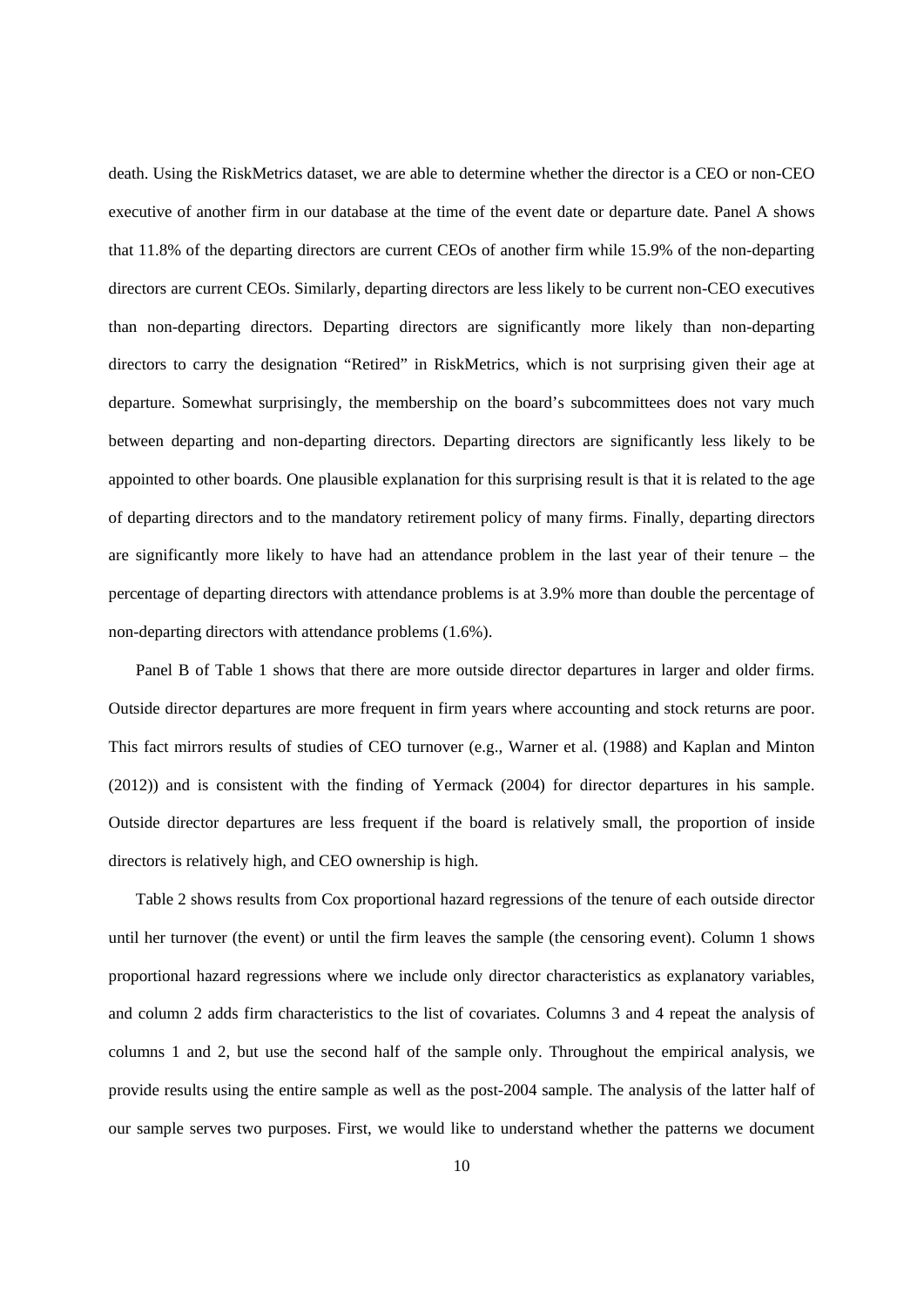death. Using the RiskMetrics dataset, we are able to determine whether the director is a CEO or non-CEO executive of another firm in our database at the time of the event date or departure date. Panel A shows that 11.8% of the departing directors are current CEOs of another firm while 15.9% of the non-departing directors are current CEOs. Similarly, departing directors are less likely to be current non-CEO executives than non-departing directors. Departing directors are significantly more likely than non-departing directors to carry the designation "Retired" in RiskMetrics, which is not surprising given their age at departure. Somewhat surprisingly, the membership on the board's subcommittees does not vary much between departing and non-departing directors. Departing directors are significantly less likely to be appointed to other boards. One plausible explanation for this surprising result is that it is related to the age of departing directors and to the mandatory retirement policy of many firms. Finally, departing directors are significantly more likely to have had an attendance problem in the last year of their tenure – the percentage of departing directors with attendance problems is at 3.9% more than double the percentage of non-departing directors with attendance problems (1.6%).

Panel B of Table 1 shows that there are more outside director departures in larger and older firms. Outside director departures are more frequent in firm years where accounting and stock returns are poor. This fact mirrors results of studies of CEO turnover (e.g., Warner et al. (1988) and Kaplan and Minton (2012)) and is consistent with the finding of Yermack (2004) for director departures in his sample. Outside director departures are less frequent if the board is relatively small, the proportion of inside directors is relatively high, and CEO ownership is high.

Table 2 shows results from Cox proportional hazard regressions of the tenure of each outside director until her turnover (the event) or until the firm leaves the sample (the censoring event). Column 1 shows proportional hazard regressions where we include only director characteristics as explanatory variables, and column 2 adds firm characteristics to the list of covariates. Columns 3 and 4 repeat the analysis of columns 1 and 2, but use the second half of the sample only. Throughout the empirical analysis, we provide results using the entire sample as well as the post-2004 sample. The analysis of the latter half of our sample serves two purposes. First, we would like to understand whether the patterns we document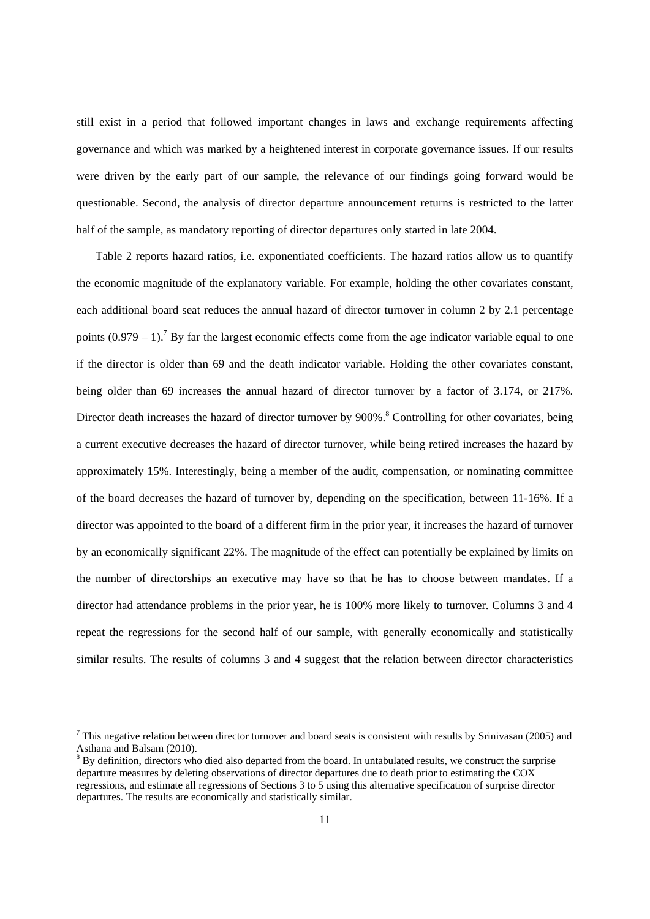still exist in a period that followed important changes in laws and exchange requirements affecting governance and which was marked by a heightened interest in corporate governance issues. If our results were driven by the early part of our sample, the relevance of our findings going forward would be questionable. Second, the analysis of director departure announcement returns is restricted to the latter half of the sample, as mandatory reporting of director departures only started in late 2004.

Table 2 reports hazard ratios, i.e. exponentiated coefficients. The hazard ratios allow us to quantify the economic magnitude of the explanatory variable. For example, holding the other covariates constant, each additional board seat reduces the annual hazard of director turnover in column 2 by 2.1 percentage points (0.979 – 1).[7] By far the largest economic effects come from the age indicator variable equal to one if the director is older than 69 and the death indicator variable. Holding the other covariates constant, being older than 69 increases the annual hazard of director turnover by a factor of 3.174, or 217%. Director death increases the hazard of director turnover by 900%.[8] Controlling for other covariates, being a current executive decreases the hazard of director turnover, while being retired increases the hazard by approximately 15%. Interestingly, being a member of the audit, compensation, or nominating committee of the board decreases the hazard of turnover by, depending on the specification, between 11-16%. If a director was appointed to the board of a different firm in the prior year, it increases the hazard of turnover by an economically significant 22%. The magnitude of the effect can potentially be explained by limits on the number of directorships an executive may have so that he has to choose between mandates. If a director had attendance problems in the prior year, he is 100% more likely to turnover. Columns 3 and 4 repeat the regressions for the second half of our sample, with generally economically and statistically similar results. The results of columns 3 and 4 suggest that the relation between director characteristics

[7] This negative relation between director turnover and board seats is consistent with results by Srinivasan (2005) and Asthana and Balsam (2010).

[8] By definition, directors who died also departed from the board. In untabulated results, we construct the surprise departure measures by deleting observations of director departures due to death prior to estimating the COX regressions, and estimate all regressions of Sections 3 to 5 using this alternative specification of surprise director departures. The results are economically and statistically similar.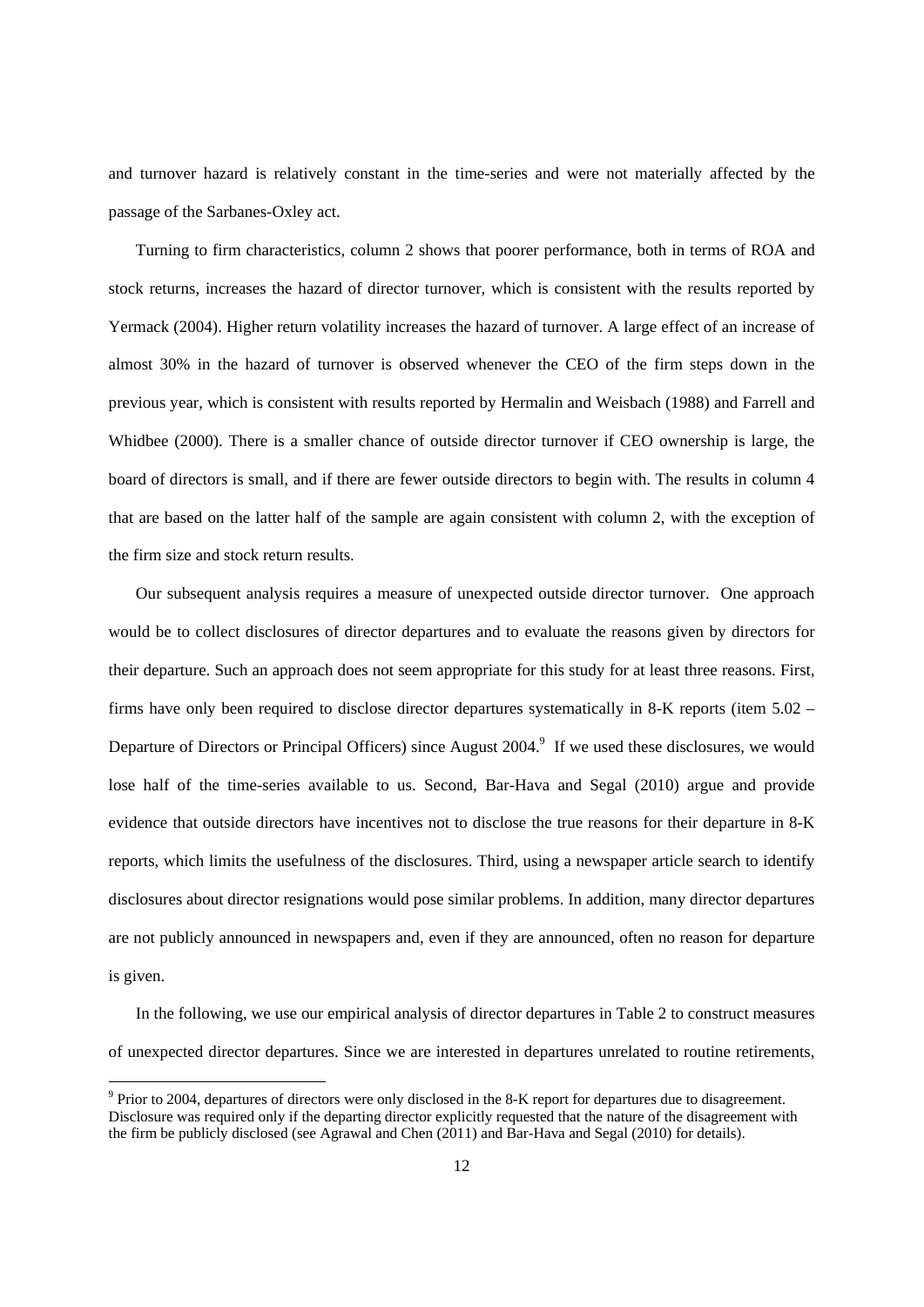and turnover hazard is relatively constant in the time-series and were not materially affected by the passage of the Sarbanes-Oxley act.

Turning to firm characteristics, column 2 shows that poorer performance, both in terms of ROA and stock returns, increases the hazard of director turnover, which is consistent with the results reported by Yermack (2004). Higher return volatility increases the hazard of turnover. A large effect of an increase of almost 30% in the hazard of turnover is observed whenever the CEO of the firm steps down in the previous year, which is consistent with results reported by Hermalin and Weisbach (1988) and Farrell and Whidbee (2000). There is a smaller chance of outside director turnover if CEO ownership is large, the board of directors is small, and if there are fewer outside directors to begin with. The results in column 4 that are based on the latter half of the sample are again consistent with column 2, with the exception of the firm size and stock return results.

Our subsequent analysis requires a measure of unexpected outside director turnover. One approach would be to collect disclosures of director departures and to evaluate the reasons given by directors for their departure. Such an approach does not seem appropriate for this study for at least three reasons. First, firms have only been required to disclose director departures systematically in 8-K reports (item 5.02 – Departure of Directors or Principal Officers) since August 2004.[9] If we used these disclosures, we would lose half of the time-series available to us. Second, Bar-Hava and Segal (2010) argue and provide evidence that outside directors have incentives not to disclose the true reasons for their departure in 8-K reports, which limits the usefulness of the disclosures. Third, using a newspaper article search to identify disclosures about director resignations would pose similar problems. In addition, many director departures are not publicly announced in newspapers and, even if they are announced, often no reason for departure is given.

In the following, we use our empirical analysis of director departures in Table 2 to construct measures of unexpected director departures. Since we are interested in departures unrelated to routine retirements,

[9] Prior to 2004, departures of directors were only disclosed in the 8-K report for departures due to disagreement. Disclosure was required only if the departing director explicitly requested that the nature of the disagreement with the firm be publicly disclosed (see Agrawal and Chen (2011) and Bar-Hava and Segal (2010) for details).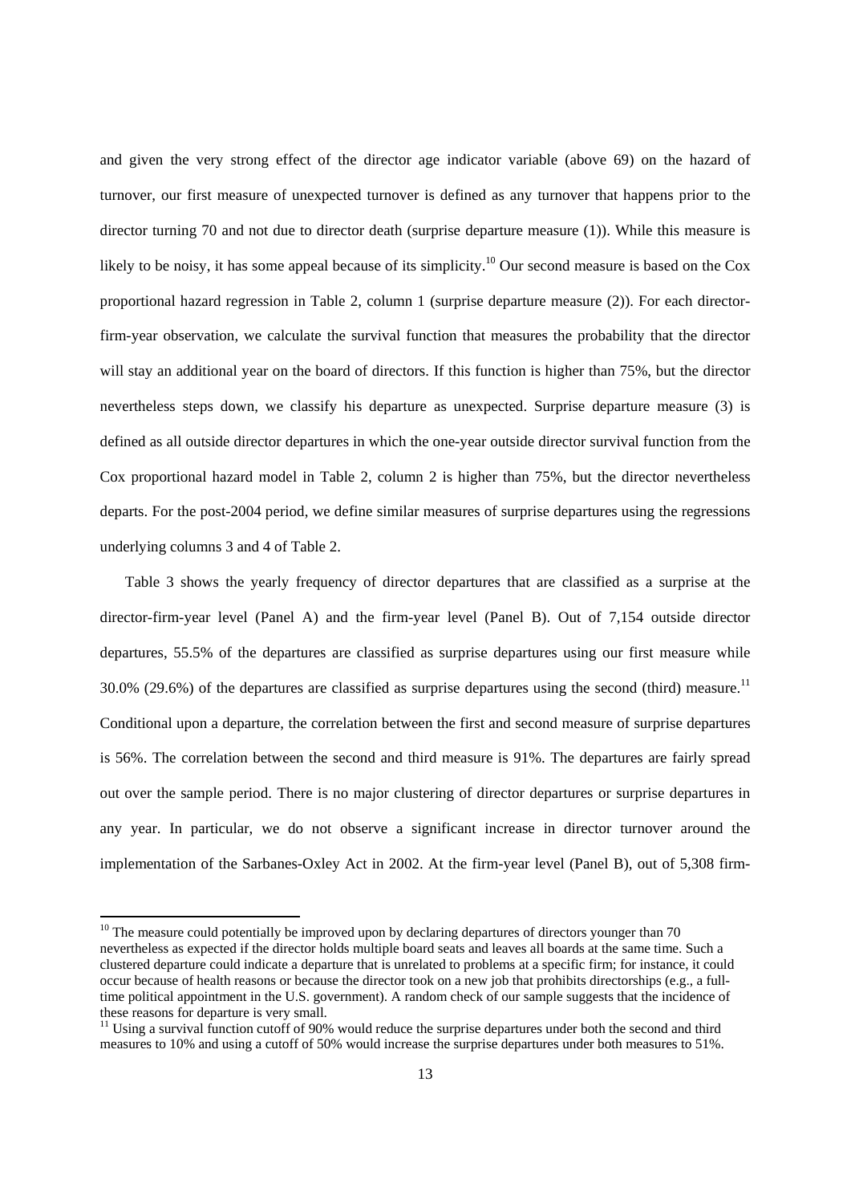and given the very strong effect of the director age indicator variable (above 69) on the hazard of turnover, our first measure of unexpected turnover is defined as any turnover that happens prior to the director turning 70 and not due to director death (surprise departure measure (1)). While this measure is likely to be noisy, it has some appeal because of its simplicity.[10] Our second measure is based on the Cox proportional hazard regression in Table 2, column 1 (surprise departure measure (2)). For each director-firm-year observation, we calculate the survival function that measures the probability that the director will stay an additional year on the board of directors. If this function is higher than 75%, but the director nevertheless steps down, we classify his departure as unexpected. Surprise departure measure (3) is defined as all outside director departures in which the one-year outside director survival function from the Cox proportional hazard model in Table 2, column 2 is higher than 75%, but the director nevertheless departs. For the post-2004 period, we define similar measures of surprise departures using the regressions underlying columns 3 and 4 of Table 2.

Table 3 shows the yearly frequency of director departures that are classified as a surprise at the director-firm-year level (Panel A) and the firm-year level (Panel B). Out of 7,154 outside director departures, 55.5% of the departures are classified as surprise departures using our first measure while 30.0% (29.6%) of the departures are classified as surprise departures using the second (third) measure.[11] Conditional upon a departure, the correlation between the first and second measure of surprise departures is 56%. The correlation between the second and third measure is 91%. The departures are fairly spread out over the sample period. There is no major clustering of director departures or surprise departures in any year. In particular, we do not observe a significant increase in director turnover around the implementation of the Sarbanes-Oxley Act in 2002. At the firm-year level (Panel B), out of 5,308 firm-

[10] The measure could potentially be improved upon by declaring departures of directors younger than 70 nevertheless as expected if the director holds multiple board seats and leaves all boards at the same time. Such a clustered departure could indicate a departure that is unrelated to problems at a specific firm; for instance, it could occur because of health reasons or because the director took on a new job that prohibits directorships (e.g., a full-time political appointment in the U.S. government). A random check of our sample suggests that the incidence of these reasons for departure is very small.

[11] Using a survival function cutoff of 90% would reduce the surprise departures under both the second and third measures to 10% and using a cutoff of 50% would increase the surprise departures under both measures to 51%.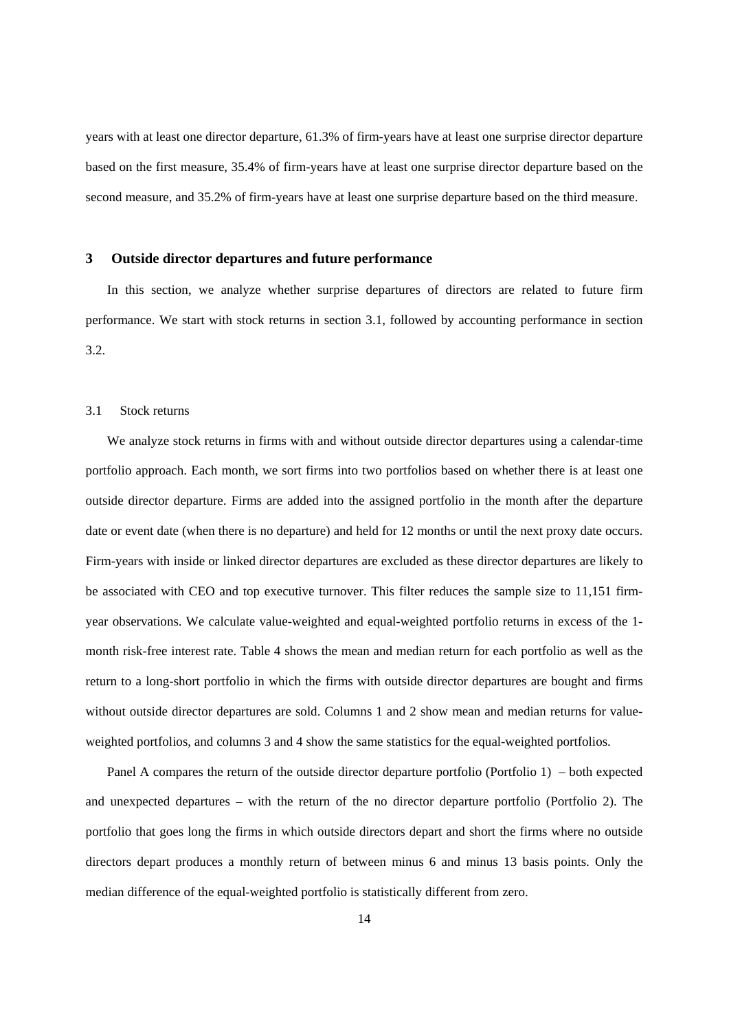years with at least one director departure, 61.3% of firm-years have at least one surprise director departure based on the first measure, 35.4% of firm-years have at least one surprise director departure based on the second measure, and 35.2% of firm-years have at least one surprise departure based on the third measure.

## 3 Outside director departures and future performance

In this section, we analyze whether surprise departures of directors are related to future firm performance. We start with stock returns in section 3.1, followed by accounting performance in section 3.2.

### 3.1 Stock returns

We analyze stock returns in firms with and without outside director departures using a calendar-time portfolio approach. Each month, we sort firms into two portfolios based on whether there is at least one outside director departure. Firms are added into the assigned portfolio in the month after the departure date or event date (when there is no departure) and held for 12 months or until the next proxy date occurs. Firm-years with inside or linked director departures are excluded as these director departures are likely to be associated with CEO and top executive turnover. This filter reduces the sample size to 11,151 firm-year observations. We calculate value-weighted and equal-weighted portfolio returns in excess of the 1-month risk-free interest rate. Table 4 shows the mean and median return for each portfolio as well as the return to a long-short portfolio in which the firms with outside director departures are bought and firms without outside director departures are sold. Columns 1 and 2 show mean and median returns for value-weighted portfolios, and columns 3 and 4 show the same statistics for the equal-weighted portfolios.

Panel A compares the return of the outside director departure portfolio (Portfolio 1) – both expected and unexpected departures – with the return of the no director departure portfolio (Portfolio 2). The portfolio that goes long the firms in which outside directors depart and short the firms where no outside directors depart produces a monthly return of between minus 6 and minus 13 basis points. Only the median difference of the equal-weighted portfolio is statistically different from zero.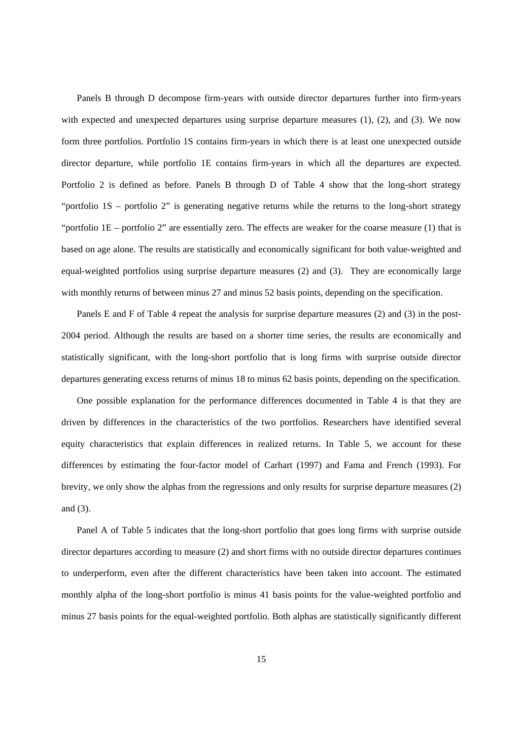Panels B through D decompose firm-years with outside director departures further into firm-years with expected and unexpected departures using surprise departure measures (1), (2), and (3). We now form three portfolios. Portfolio 1S contains firm-years in which there is at least one unexpected outside director departure, while portfolio 1E contains firm-years in which all the departures are expected. Portfolio 2 is defined as before. Panels B through D of Table 4 show that the long-short strategy "portfolio 1S – portfolio 2" is generating negative returns while the returns to the long-short strategy "portfolio 1E – portfolio 2" are essentially zero. The effects are weaker for the coarse measure (1) that is based on age alone. The results are statistically and economically significant for both value-weighted and equal-weighted portfolios using surprise departure measures (2) and (3). They are economically large with monthly returns of between minus 27 and minus 52 basis points, depending on the specification.

Panels E and F of Table 4 repeat the analysis for surprise departure measures (2) and (3) in the post-2004 period. Although the results are based on a shorter time series, the results are economically and statistically significant, with the long-short portfolio that is long firms with surprise outside director departures generating excess returns of minus 18 to minus 62 basis points, depending on the specification.

One possible explanation for the performance differences documented in Table 4 is that they are driven by differences in the characteristics of the two portfolios. Researchers have identified several equity characteristics that explain differences in realized returns. In Table 5, we account for these differences by estimating the four-factor model of Carhart (1997) and Fama and French (1993). For brevity, we only show the alphas from the regressions and only results for surprise departure measures (2) and (3).

Panel A of Table 5 indicates that the long-short portfolio that goes long firms with surprise outside director departures according to measure (2) and short firms with no outside director departures continues to underperform, even after the different characteristics have been taken into account. The estimated monthly alpha of the long-short portfolio is minus 41 basis points for the value-weighted portfolio and minus 27 basis points for the equal-weighted portfolio. Both alphas are statistically significantly different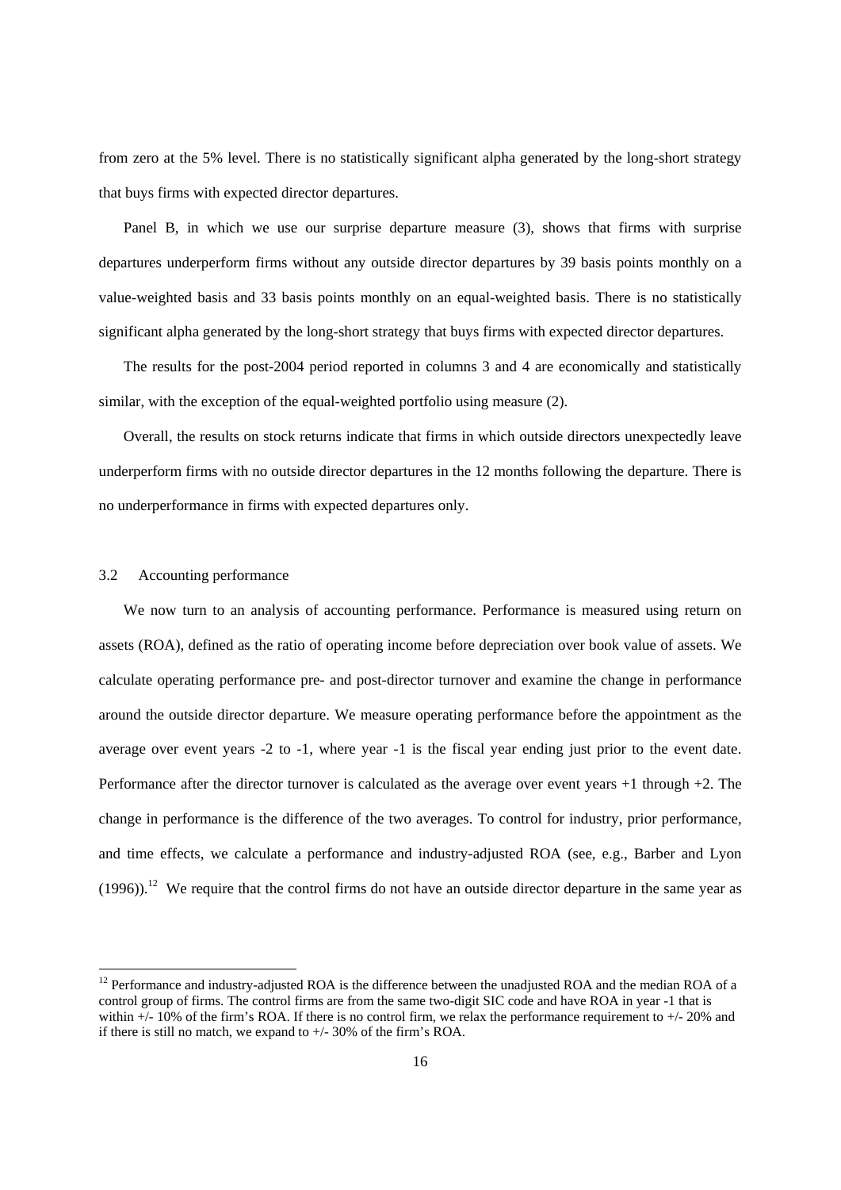from zero at the 5% level. There is no statistically significant alpha generated by the long-short strategy that buys firms with expected director departures.

Panel B, in which we use our surprise departure measure (3), shows that firms with surprise departures underperform firms without any outside director departures by 39 basis points monthly on a value-weighted basis and 33 basis points monthly on an equal-weighted basis. There is no statistically significant alpha generated by the long-short strategy that buys firms with expected director departures.

The results for the post-2004 period reported in columns 3 and 4 are economically and statistically similar, with the exception of the equal-weighted portfolio using measure (2).

Overall, the results on stock returns indicate that firms in which outside directors unexpectedly leave underperform firms with no outside director departures in the 12 months following the departure. There is no underperformance in firms with expected departures only.

### 3.2 Accounting performance

We now turn to an analysis of accounting performance. Performance is measured using return on assets (ROA), defined as the ratio of operating income before depreciation over book value of assets. We calculate operating performance pre- and post-director turnover and examine the change in performance around the outside director departure. We measure operating performance before the appointment as the average over event years -2 to -1, where year -1 is the fiscal year ending just prior to the event date. Performance after the director turnover is calculated as the average over event years +1 through +2. The change in performance is the difference of the two averages. To control for industry, prior performance, and time effects, we calculate a performance and industry-adjusted ROA (see, e.g., Barber and Lyon (1996)).[12] We require that the control firms do not have an outside director departure in the same year as

[12] Performance and industry-adjusted ROA is the difference between the unadjusted ROA and the median ROA of a control group of firms. The control firms are from the same two-digit SIC code and have ROA in year -1 that is within +/- 10% of the firm's ROA. If there is no control firm, we relax the performance requirement to +/- 20% and if there is still no match, we expand to +/- 30% of the firm's ROA.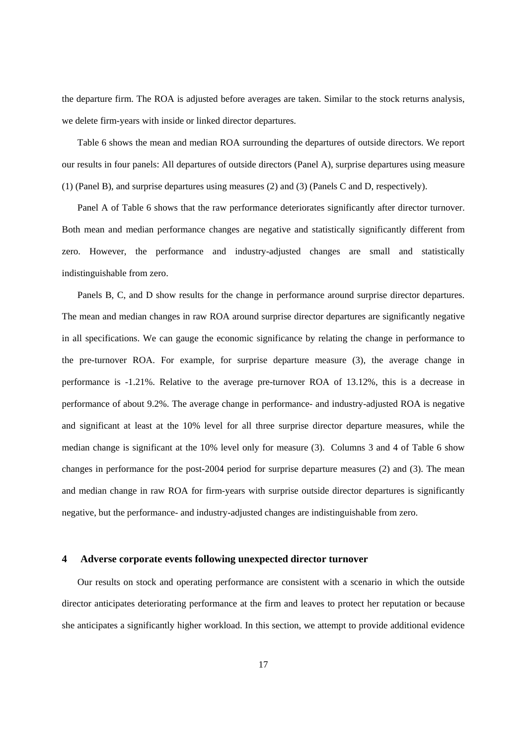the departure firm. The ROA is adjusted before averages are taken. Similar to the stock returns analysis, we delete firm-years with inside or linked director departures.

Table 6 shows the mean and median ROA surrounding the departures of outside directors. We report our results in four panels: All departures of outside directors (Panel A), surprise departures using measure (1) (Panel B), and surprise departures using measures (2) and (3) (Panels C and D, respectively).

Panel A of Table 6 shows that the raw performance deteriorates significantly after director turnover. Both mean and median performance changes are negative and statistically significantly different from zero. However, the performance and industry-adjusted changes are small and statistically indistinguishable from zero.

Panels B, C, and D show results for the change in performance around surprise director departures. The mean and median changes in raw ROA around surprise director departures are significantly negative in all specifications. We can gauge the economic significance by relating the change in performance to the pre-turnover ROA. For example, for surprise departure measure (3), the average change in performance is -1.21%. Relative to the average pre-turnover ROA of 13.12%, this is a decrease in performance of about 9.2%. The average change in performance- and industry-adjusted ROA is negative and significant at least at the 10% level for all three surprise director departure measures, while the median change is significant at the 10% level only for measure (3). Columns 3 and 4 of Table 6 show changes in performance for the post-2004 period for surprise departure measures (2) and (3). The mean and median change in raw ROA for firm-years with surprise outside director departures is significantly negative, but the performance- and industry-adjusted changes are indistinguishable from zero.

## 4 Adverse corporate events following unexpected director turnover

Our results on stock and operating performance are consistent with a scenario in which the outside director anticipates deteriorating performance at the firm and leaves to protect her reputation or because she anticipates a significantly higher workload. In this section, we attempt to provide additional evidence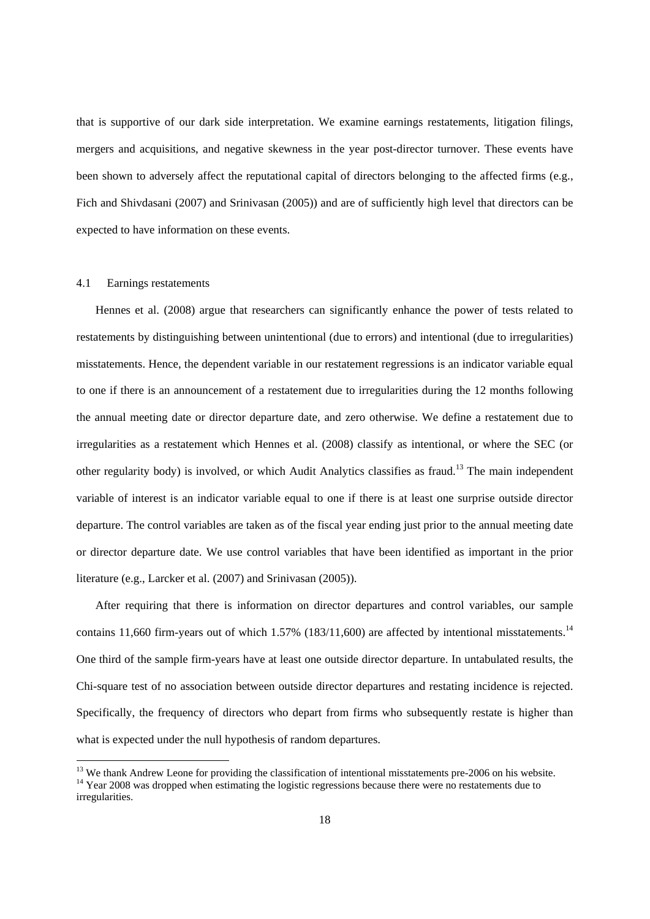that is supportive of our dark side interpretation. We examine earnings restatements, litigation filings, mergers and acquisitions, and negative skewness in the year post-director turnover. These events have been shown to adversely affect the reputational capital of directors belonging to the affected firms (e.g., Fich and Shivdasani (2007) and Srinivasan (2005)) and are of sufficiently high level that directors can be expected to have information on these events.

### 4.1 Earnings restatements

Hennes et al. (2008) argue that researchers can significantly enhance the power of tests related to restatements by distinguishing between unintentional (due to errors) and intentional (due to irregularities) misstatements. Hence, the dependent variable in our restatement regressions is an indicator variable equal to one if there is an announcement of a restatement due to irregularities during the 12 months following the annual meeting date or director departure date, and zero otherwise. We define a restatement due to irregularities as a restatement which Hennes et al. (2008) classify as intentional, or where the SEC (or other regularity body) is involved, or which Audit Analytics classifies as fraud.[13] The main independent variable of interest is an indicator variable equal to one if there is at least one surprise outside director departure. The control variables are taken as of the fiscal year ending just prior to the annual meeting date or director departure date. We use control variables that have been identified as important in the prior literature (e.g., Larcker et al. (2007) and Srinivasan (2005)).

After requiring that there is information on director departures and control variables, our sample contains 11,660 firm-years out of which 1.57% (183/11,600) are affected by intentional misstatements.[14] One third of the sample firm-years have at least one outside director departure. In untabulated results, the Chi-square test of no association between outside director departures and restating incidence is rejected. Specifically, the frequency of directors who depart from firms who subsequently restate is higher than what is expected under the null hypothesis of random departures.

[13] We thank Andrew Leone for providing the classification of intentional misstatements pre-2006 on his website.

[14] Year 2008 was dropped when estimating the logistic regressions because there were no restatements due to irregularities.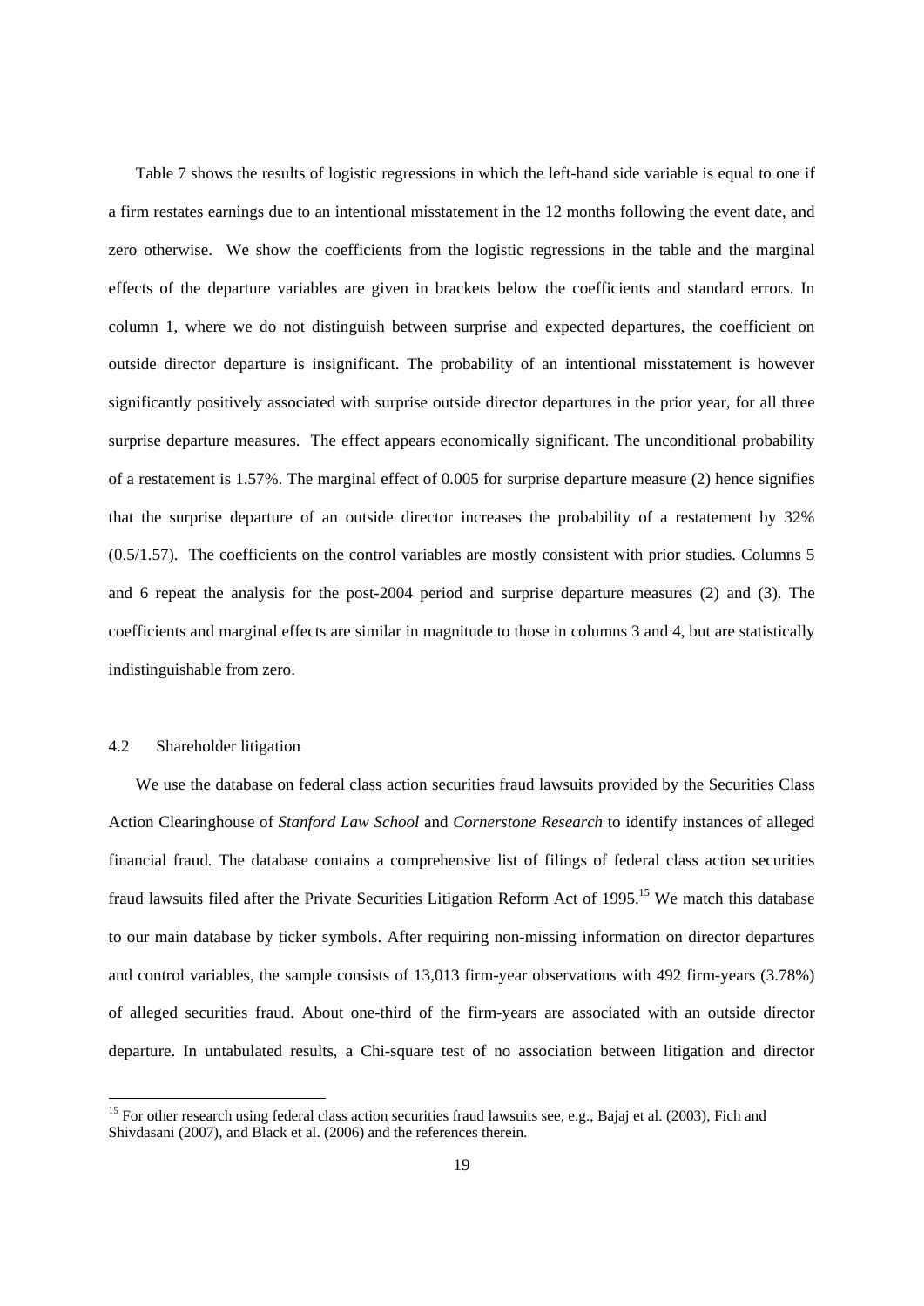Table 7 shows the results of logistic regressions in which the left-hand side variable is equal to one if a firm restates earnings due to an intentional misstatement in the 12 months following the event date, and zero otherwise. We show the coefficients from the logistic regressions in the table and the marginal effects of the departure variables are given in brackets below the coefficients and standard errors. In column 1, where we do not distinguish between surprise and expected departures, the coefficient on outside director departure is insignificant. The probability of an intentional misstatement is however significantly positively associated with surprise outside director departures in the prior year, for all three surprise departure measures. The effect appears economically significant. The unconditional probability of a restatement is 1.57%. The marginal effect of 0.005 for surprise departure measure (2) hence signifies that the surprise departure of an outside director increases the probability of a restatement by 32% (0.5/1.57). The coefficients on the control variables are mostly consistent with prior studies. Columns 5 and 6 repeat the analysis for the post-2004 period and surprise departure measures (2) and (3). The coefficients and marginal effects are similar in magnitude to those in columns 3 and 4, but are statistically indistinguishable from zero.

## 4.2 Shareholder litigation

We use the database on federal class action securities fraud lawsuits provided by the Securities Class Action Clearinghouse of *Stanford Law School* and *Cornerstone Research* to identify instances of alleged financial fraud. The database contains a comprehensive list of filings of federal class action securities fraud lawsuits filed after the Private Securities Litigation Reform Act of 1995.[15] We match this database to our main database by ticker symbols. After requiring non-missing information on director departures and control variables, the sample consists of 13,013 firm-year observations with 492 firm-years (3.78%) of alleged securities fraud. About one-third of the firm-years are associated with an outside director departure. In untabulated results, a Chi-square test of no association between litigation and director

[15] For other research using federal class action securities fraud lawsuits see, e.g., Bajaj et al. (2003), Fich and Shivdasani (2007), and Black et al. (2006) and the references therein.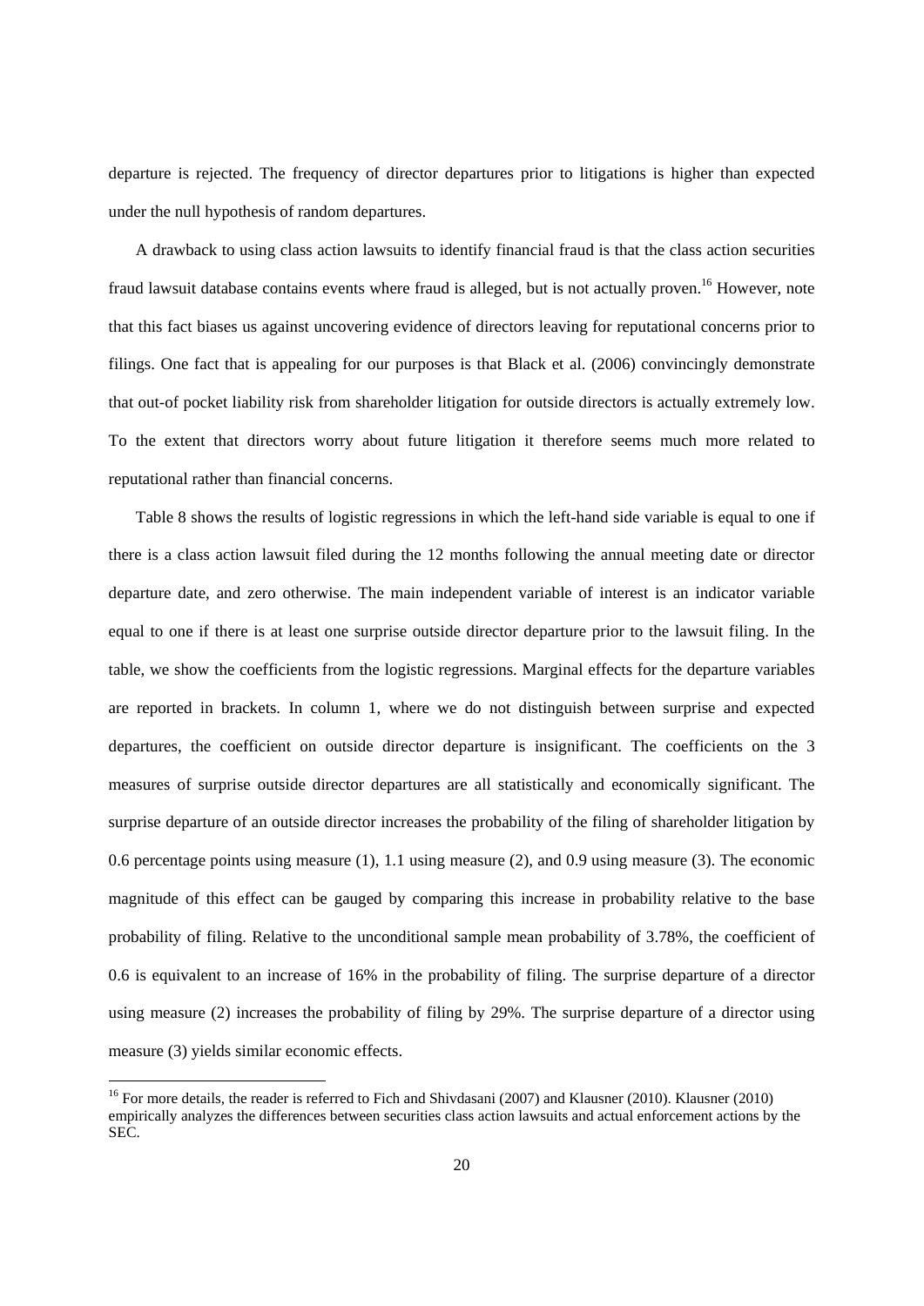departure is rejected. The frequency of director departures prior to litigations is higher than expected under the null hypothesis of random departures.

A drawback to using class action lawsuits to identify financial fraud is that the class action securities fraud lawsuit database contains events where fraud is alleged, but is not actually proven.[16] However, note that this fact biases us against uncovering evidence of directors leaving for reputational concerns prior to filings. One fact that is appealing for our purposes is that Black et al. (2006) convincingly demonstrate that out-of pocket liability risk from shareholder litigation for outside directors is actually extremely low. To the extent that directors worry about future litigation it therefore seems much more related to reputational rather than financial concerns.

Table 8 shows the results of logistic regressions in which the left-hand side variable is equal to one if there is a class action lawsuit filed during the 12 months following the annual meeting date or director departure date, and zero otherwise. The main independent variable of interest is an indicator variable equal to one if there is at least one surprise outside director departure prior to the lawsuit filing. In the table, we show the coefficients from the logistic regressions. Marginal effects for the departure variables are reported in brackets. In column 1, where we do not distinguish between surprise and expected departures, the coefficient on outside director departure is insignificant. The coefficients on the 3 measures of surprise outside director departures are all statistically and economically significant. The surprise departure of an outside director increases the probability of the filing of shareholder litigation by 0.6 percentage points using measure (1), 1.1 using measure (2), and 0.9 using measure (3). The economic magnitude of this effect can be gauged by comparing this increase in probability relative to the base probability of filing. Relative to the unconditional sample mean probability of 3.78%, the coefficient of 0.6 is equivalent to an increase of 16% in the probability of filing. The surprise departure of a director using measure (2) increases the probability of filing by 29%. The surprise departure of a director using measure (3) yields similar economic effects.

[16] For more details, the reader is referred to Fich and Shivdasani (2007) and Klausner (2010). Klausner (2010) empirically analyzes the differences between securities class action lawsuits and actual enforcement actions by the SEC.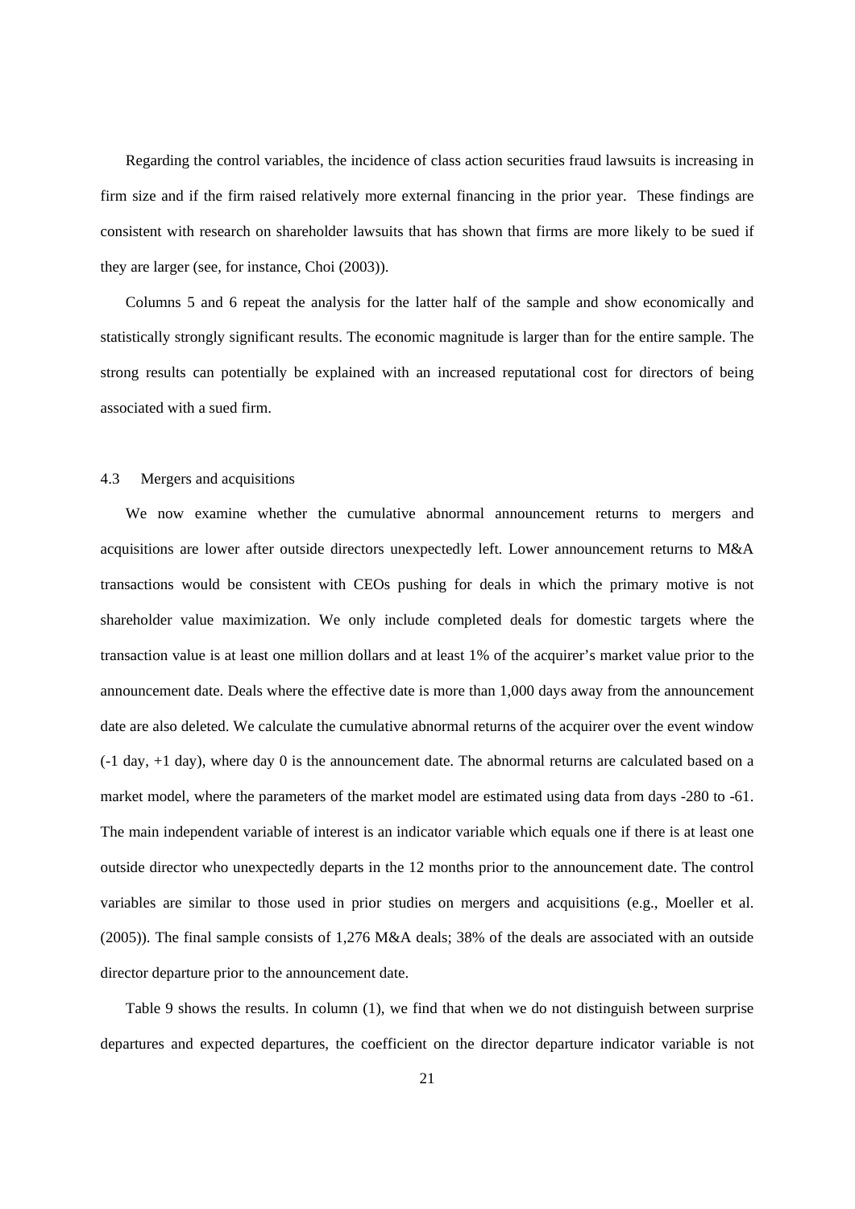Regarding the control variables, the incidence of class action securities fraud lawsuits is increasing in firm size and if the firm raised relatively more external financing in the prior year. These findings are consistent with research on shareholder lawsuits that has shown that firms are more likely to be sued if they are larger (see, for instance, Choi (2003)).

Columns 5 and 6 repeat the analysis for the latter half of the sample and show economically and statistically strongly significant results. The economic magnitude is larger than for the entire sample. The strong results can potentially be explained with an increased reputational cost for directors of being associated with a sued firm.

### 4.3 Mergers and acquisitions

We now examine whether the cumulative abnormal announcement returns to mergers and acquisitions are lower after outside directors unexpectedly left. Lower announcement returns to M&A transactions would be consistent with CEOs pushing for deals in which the primary motive is not shareholder value maximization. We only include completed deals for domestic targets where the transaction value is at least one million dollars and at least 1% of the acquirer's market value prior to the announcement date. Deals where the effective date is more than 1,000 days away from the announcement date are also deleted. We calculate the cumulative abnormal returns of the acquirer over the event window (-1 day, +1 day), where day 0 is the announcement date. The abnormal returns are calculated based on a market model, where the parameters of the market model are estimated using data from days -280 to -61. The main independent variable of interest is an indicator variable which equals one if there is at least one outside director who unexpectedly departs in the 12 months prior to the announcement date. The control variables are similar to those used in prior studies on mergers and acquisitions (e.g., Moeller et al. (2005)). The final sample consists of 1,276 M&A deals; 38% of the deals are associated with an outside director departure prior to the announcement date.

Table 9 shows the results. In column (1), we find that when we do not distinguish between surprise departures and expected departures, the coefficient on the director departure indicator variable is not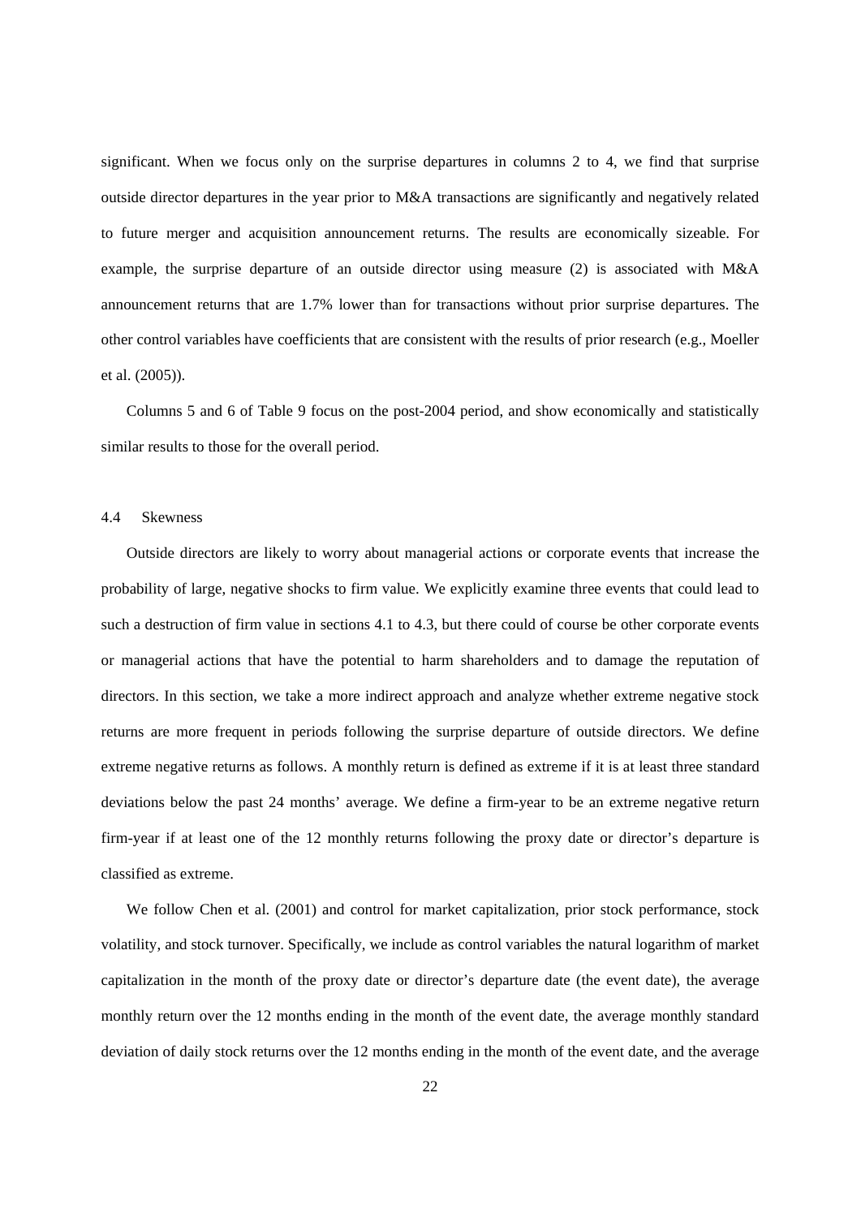significant. When we focus only on the surprise departures in columns 2 to 4, we find that surprise outside director departures in the year prior to M&A transactions are significantly and negatively related to future merger and acquisition announcement returns. The results are economically sizeable. For example, the surprise departure of an outside director using measure (2) is associated with M&A announcement returns that are 1.7% lower than for transactions without prior surprise departures. The other control variables have coefficients that are consistent with the results of prior research (e.g., Moeller et al. (2005)).

Columns 5 and 6 of Table 9 focus on the post-2004 period, and show economically and statistically similar results to those for the overall period.

### 4.4 Skewness

Outside directors are likely to worry about managerial actions or corporate events that increase the probability of large, negative shocks to firm value. We explicitly examine three events that could lead to such a destruction of firm value in sections 4.1 to 4.3, but there could of course be other corporate events or managerial actions that have the potential to harm shareholders and to damage the reputation of directors. In this section, we take a more indirect approach and analyze whether extreme negative stock returns are more frequent in periods following the surprise departure of outside directors. We define extreme negative returns as follows. A monthly return is defined as extreme if it is at least three standard deviations below the past 24 months' average. We define a firm-year to be an extreme negative return firm-year if at least one of the 12 monthly returns following the proxy date or director's departure is classified as extreme.

We follow Chen et al. (2001) and control for market capitalization, prior stock performance, stock volatility, and stock turnover. Specifically, we include as control variables the natural logarithm of market capitalization in the month of the proxy date or director's departure date (the event date), the average monthly return over the 12 months ending in the month of the event date, the average monthly standard deviation of daily stock returns over the 12 months ending in the month of the event date, and the average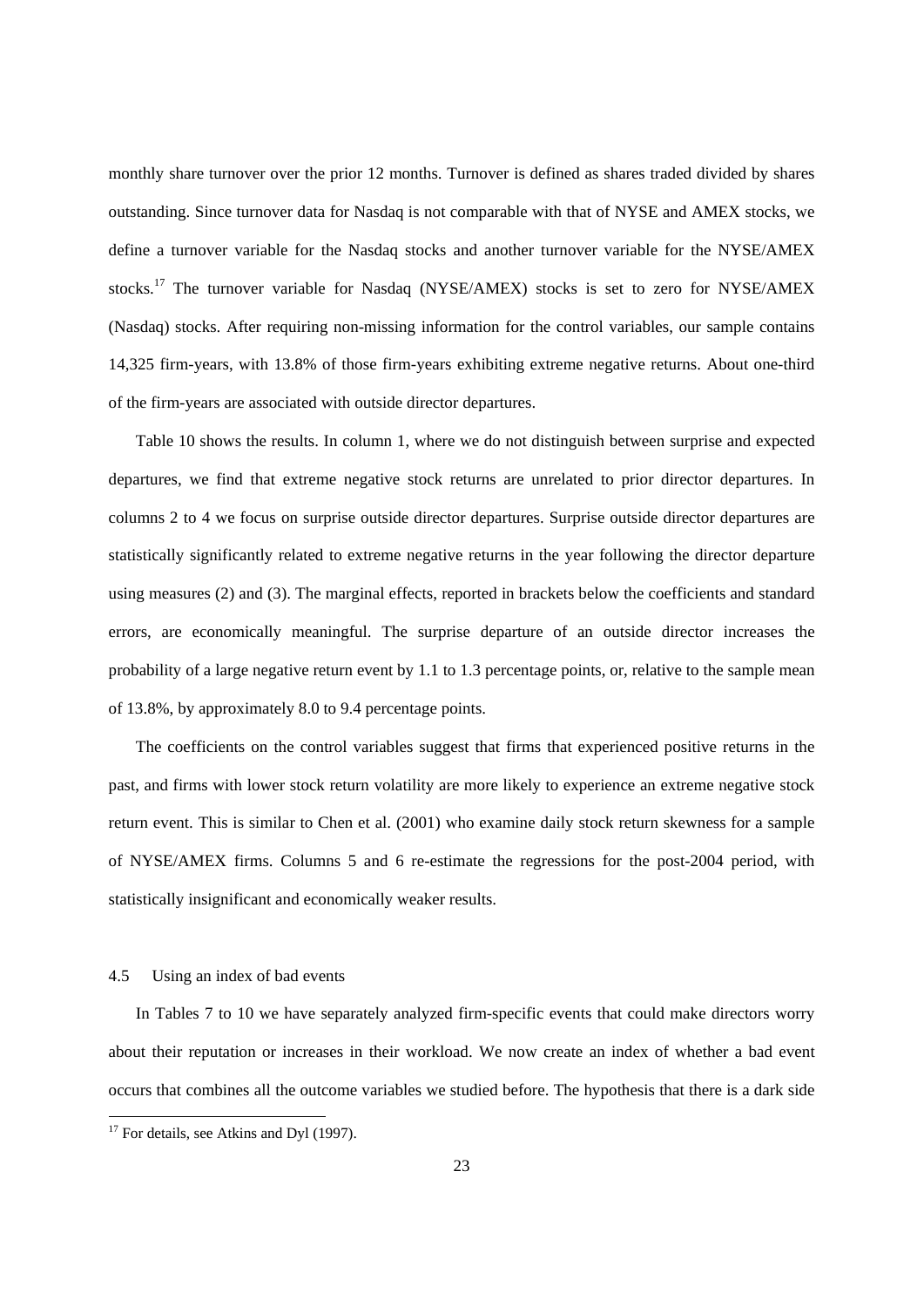monthly share turnover over the prior 12 months. Turnover is defined as shares traded divided by shares outstanding. Since turnover data for Nasdaq is not comparable with that of NYSE and AMEX stocks, we define a turnover variable for the Nasdaq stocks and another turnover variable for the NYSE/AMEX stocks.[17] The turnover variable for Nasdaq (NYSE/AMEX) stocks is set to zero for NYSE/AMEX (Nasdaq) stocks. After requiring non-missing information for the control variables, our sample contains 14,325 firm-years, with 13.8% of those firm-years exhibiting extreme negative returns. About one-third of the firm-years are associated with outside director departures.

Table 10 shows the results. In column 1, where we do not distinguish between surprise and expected departures, we find that extreme negative stock returns are unrelated to prior director departures. In columns 2 to 4 we focus on surprise outside director departures. Surprise outside director departures are statistically significantly related to extreme negative returns in the year following the director departure using measures (2) and (3). The marginal effects, reported in brackets below the coefficients and standard errors, are economically meaningful. The surprise departure of an outside director increases the probability of a large negative return event by 1.1 to 1.3 percentage points, or, relative to the sample mean of 13.8%, by approximately 8.0 to 9.4 percentage points.

The coefficients on the control variables suggest that firms that experienced positive returns in the past, and firms with lower stock return volatility are more likely to experience an extreme negative stock return event. This is similar to Chen et al. (2001) who examine daily stock return skewness for a sample of NYSE/AMEX firms. Columns 5 and 6 re-estimate the regressions for the post-2004 period, with statistically insignificant and economically weaker results.

## 4.5 Using an index of bad events

In Tables 7 to 10 we have separately analyzed firm-specific events that could make directors worry about their reputation or increases in their workload. We now create an index of whether a bad event occurs that combines all the outcome variables we studied before. The hypothesis that there is a dark side

[17] For details, see Atkins and Dyl (1997).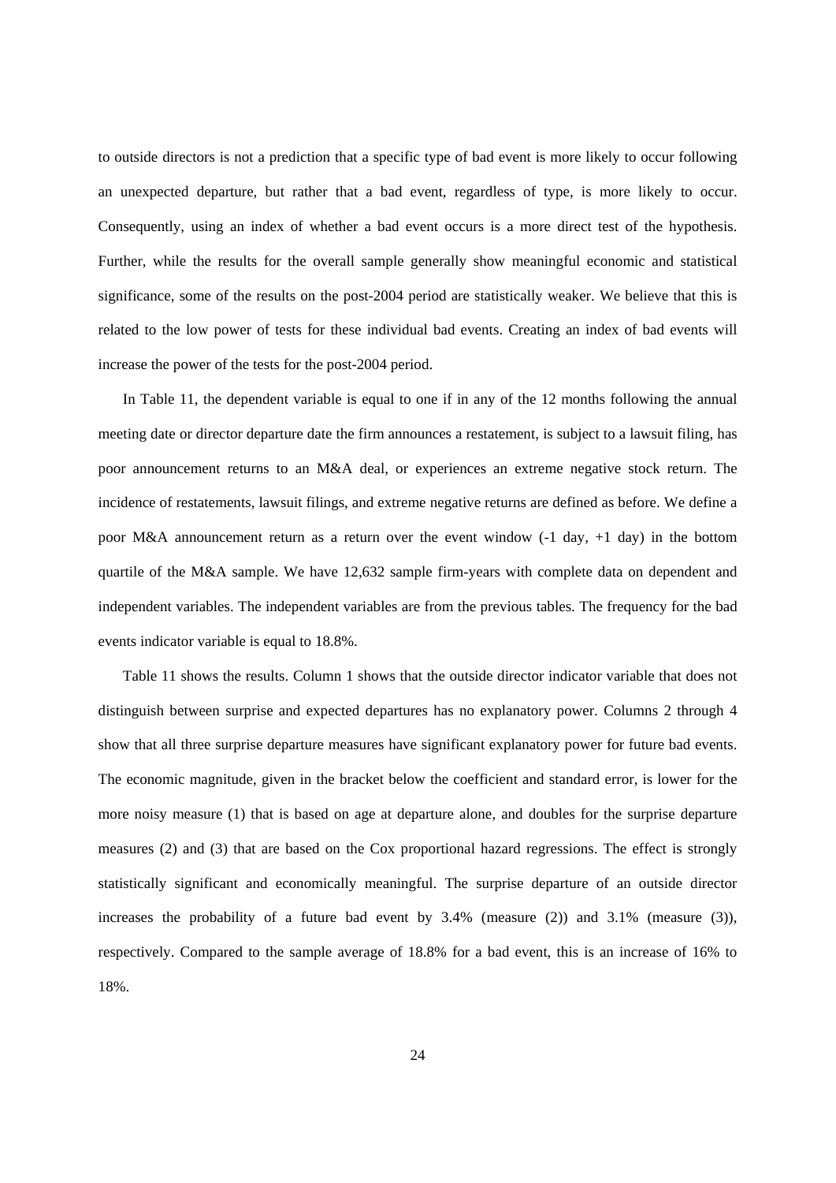to outside directors is not a prediction that a specific type of bad event is more likely to occur following an unexpected departure, but rather that a bad event, regardless of type, is more likely to occur. Consequently, using an index of whether a bad event occurs is a more direct test of the hypothesis. Further, while the results for the overall sample generally show meaningful economic and statistical significance, some of the results on the post-2004 period are statistically weaker. We believe that this is related to the low power of tests for these individual bad events. Creating an index of bad events will increase the power of the tests for the post-2004 period.

In Table 11, the dependent variable is equal to one if in any of the 12 months following the annual meeting date or director departure date the firm announces a restatement, is subject to a lawsuit filing, has poor announcement returns to an M&A deal, or experiences an extreme negative stock return. The incidence of restatements, lawsuit filings, and extreme negative returns are defined as before. We define a poor M&A announcement return as a return over the event window (-1 day, +1 day) in the bottom quartile of the M&A sample. We have 12,632 sample firm-years with complete data on dependent and independent variables. The independent variables are from the previous tables. The frequency for the bad events indicator variable is equal to 18.8%.

Table 11 shows the results. Column 1 shows that the outside director indicator variable that does not distinguish between surprise and expected departures has no explanatory power. Columns 2 through 4 show that all three surprise departure measures have significant explanatory power for future bad events. The economic magnitude, given in the bracket below the coefficient and standard error, is lower for the more noisy measure (1) that is based on age at departure alone, and doubles for the surprise departure measures (2) and (3) that are based on the Cox proportional hazard regressions. The effect is strongly statistically significant and economically meaningful. The surprise departure of an outside director increases the probability of a future bad event by 3.4% (measure (2)) and 3.1% (measure (3)), respectively. Compared to the sample average of 18.8% for a bad event, this is an increase of 16% to 18%.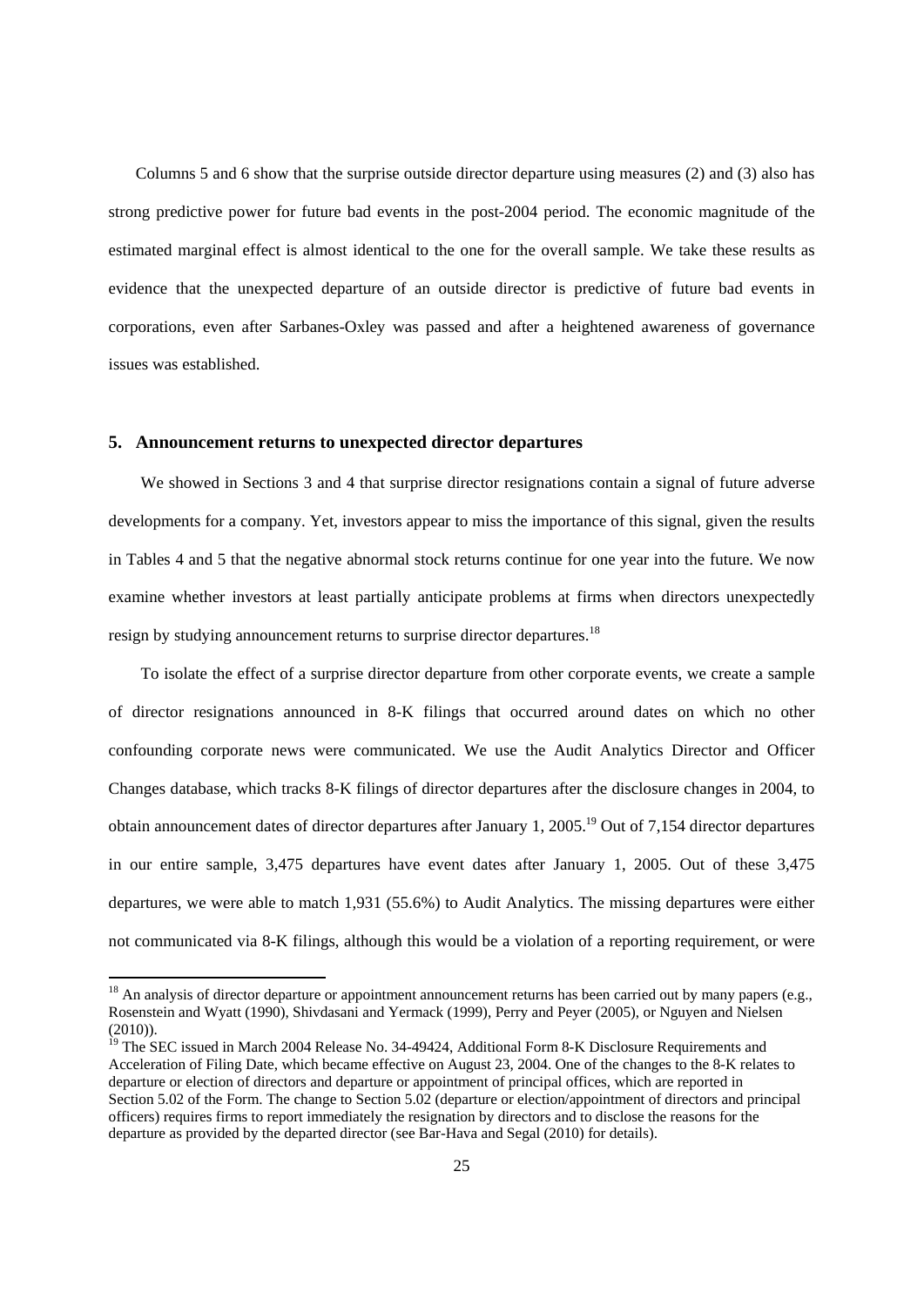Columns 5 and 6 show that the surprise outside director departure using measures (2) and (3) also has strong predictive power for future bad events in the post-2004 period. The economic magnitude of the estimated marginal effect is almost identical to the one for the overall sample. We take these results as evidence that the unexpected departure of an outside director is predictive of future bad events in corporations, even after Sarbanes-Oxley was passed and after a heightened awareness of governance issues was established.

## 5. Announcement returns to unexpected director departures

We showed in Sections 3 and 4 that surprise director resignations contain a signal of future adverse developments for a company. Yet, investors appear to miss the importance of this signal, given the results in Tables 4 and 5 that the negative abnormal stock returns continue for one year into the future. We now examine whether investors at least partially anticipate problems at firms when directors unexpectedly resign by studying announcement returns to surprise director departures.[18]

To isolate the effect of a surprise director departure from other corporate events, we create a sample of director resignations announced in 8-K filings that occurred around dates on which no other confounding corporate news were communicated. We use the Audit Analytics Director and Officer Changes database, which tracks 8-K filings of director departures after the disclosure changes in 2004, to obtain announcement dates of director departures after January 1, 2005.[19] Out of 7,154 director departures in our entire sample, 3,475 departures have event dates after January 1, 2005. Out of these 3,475 departures, we were able to match 1,931 (55.6%) to Audit Analytics. The missing departures were either not communicated via 8-K filings, although this would be a violation of a reporting requirement, or were

---

[18] An analysis of director departure or appointment announcement returns has been carried out by many papers (e.g., Rosenstein and Wyatt (1990), Shivdasani and Yermack (1999), Perry and Peyer (2005), or Nguyen and Nielsen (2010)).

[19] The SEC issued in March 2004 Release No. 34-49424, Additional Form 8-K Disclosure Requirements and Acceleration of Filing Date, which became effective on August 23, 2004. One of the changes to the 8-K relates to departure or election of directors and departure or appointment of principal offices, which are reported in Section 5.02 of the Form. The change to Section 5.02 (departure or election/appointment of directors and principal officers) requires firms to report immediately the resignation by directors and to disclose the reasons for the departure as provided by the departed director (see Bar-Hava and Segal (2010) for details).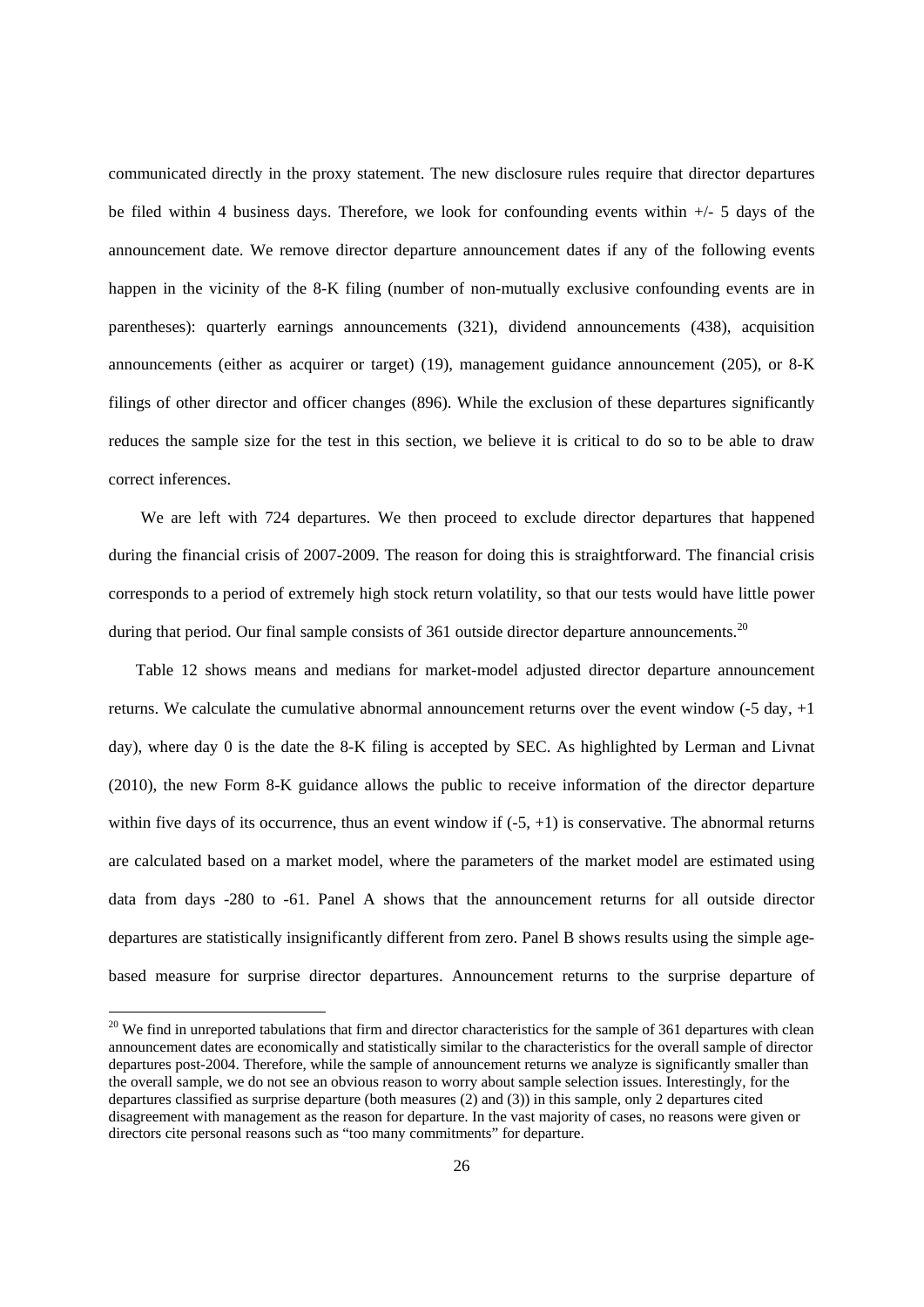communicated directly in the proxy statement. The new disclosure rules require that director departures be filed within 4 business days. Therefore, we look for confounding events within +/- 5 days of the announcement date. We remove director departure announcement dates if any of the following events happen in the vicinity of the 8-K filing (number of non-mutually exclusive confounding events are in parentheses): quarterly earnings announcements (321), dividend announcements (438), acquisition announcements (either as acquirer or target) (19), management guidance announcement (205), or 8-K filings of other director and officer changes (896). While the exclusion of these departures significantly reduces the sample size for the test in this section, we believe it is critical to do so to be able to draw correct inferences.

We are left with 724 departures. We then proceed to exclude director departures that happened during the financial crisis of 2007-2009. The reason for doing this is straightforward. The financial crisis corresponds to a period of extremely high stock return volatility, so that our tests would have little power during that period. Our final sample consists of 361 outside director departure announcements.[20]

Table 12 shows means and medians for market-model adjusted director departure announcement returns. We calculate the cumulative abnormal announcement returns over the event window (-5 day, +1 day), where day 0 is the date the 8-K filing is accepted by SEC. As highlighted by Lerman and Livnat (2010), the new Form 8-K guidance allows the public to receive information of the director departure within five days of its occurrence, thus an event window if (-5, +1) is conservative. The abnormal returns are calculated based on a market model, where the parameters of the market model are estimated using data from days -280 to -61. Panel A shows that the announcement returns for all outside director departures are statistically insignificantly different from zero. Panel B shows results using the simple age-based measure for surprise director departures. Announcement returns to the surprise departure of

[20] We find in unreported tabulations that firm and director characteristics for the sample of 361 departures with clean announcement dates are economically and statistically similar to the characteristics for the overall sample of director departures post-2004. Therefore, while the sample of announcement returns we analyze is significantly smaller than the overall sample, we do not see an obvious reason to worry about sample selection issues. Interestingly, for the departures classified as surprise departure (both measures (2) and (3)) in this sample, only 2 departures cited disagreement with management as the reason for departure. In the vast majority of cases, no reasons were given or directors cite personal reasons such as "too many commitments" for departure.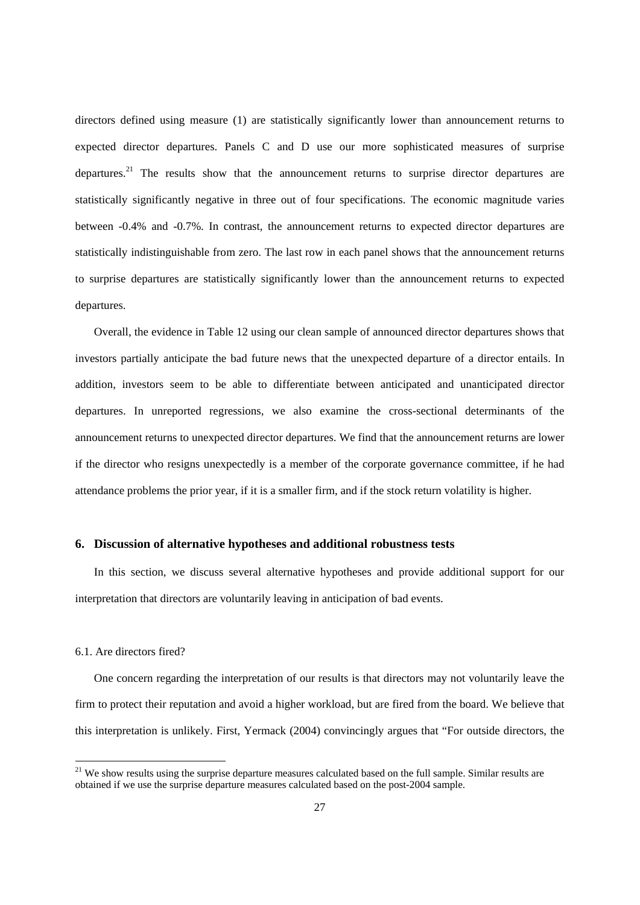directors defined using measure (1) are statistically significantly lower than announcement returns to expected director departures. Panels C and D use our more sophisticated measures of surprise departures.[21] The results show that the announcement returns to surprise director departures are statistically significantly negative in three out of four specifications. The economic magnitude varies between -0.4% and -0.7%. In contrast, the announcement returns to expected director departures are statistically indistinguishable from zero. The last row in each panel shows that the announcement returns to surprise departures are statistically significantly lower than the announcement returns to expected departures.

Overall, the evidence in Table 12 using our clean sample of announced director departures shows that investors partially anticipate the bad future news that the unexpected departure of a director entails. In addition, investors seem to be able to differentiate between anticipated and unanticipated director departures. In unreported regressions, we also examine the cross-sectional determinants of the announcement returns to unexpected director departures. We find that the announcement returns are lower if the director who resigns unexpectedly is a member of the corporate governance committee, if he had attendance problems the prior year, if it is a smaller firm, and if the stock return volatility is higher.

## 6. Discussion of alternative hypotheses and additional robustness tests

In this section, we discuss several alternative hypotheses and provide additional support for our interpretation that directors are voluntarily leaving in anticipation of bad events.

### 6.1. Are directors fired?

One concern regarding the interpretation of our results is that directors may not voluntarily leave the firm to protect their reputation and avoid a higher workload, but are fired from the board. We believe that this interpretation is unlikely. First, Yermack (2004) convincingly argues that "For outside directors, the

---

[21] We show results using the surprise departure measures calculated based on the full sample. Similar results are obtained if we use the surprise departure measures calculated based on the post-2004 sample.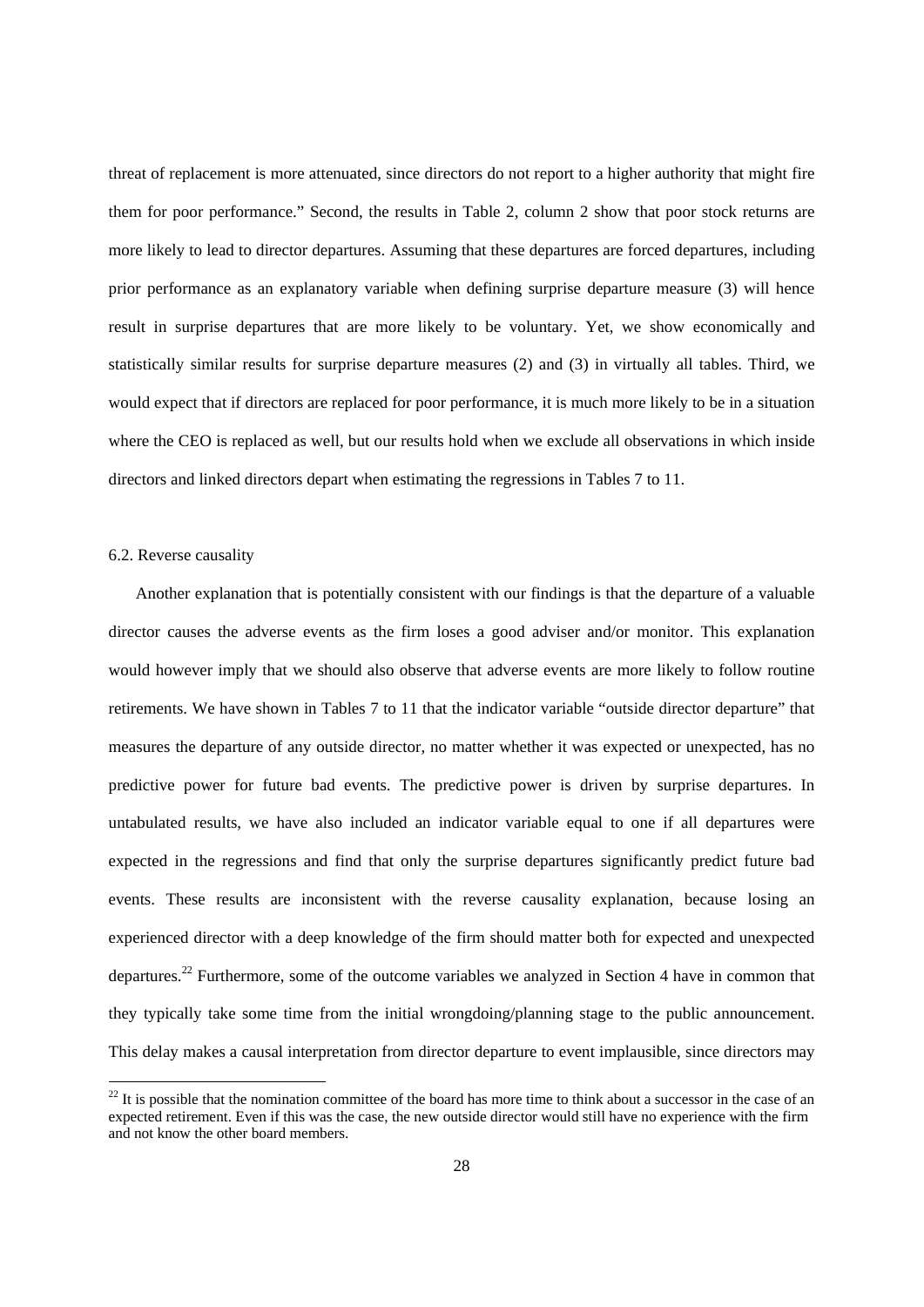threat of replacement is more attenuated, since directors do not report to a higher authority that might fire them for poor performance." Second, the results in Table 2, column 2 show that poor stock returns are more likely to lead to director departures. Assuming that these departures are forced departures, including prior performance as an explanatory variable when defining surprise departure measure (3) will hence result in surprise departures that are more likely to be voluntary. Yet, we show economically and statistically similar results for surprise departure measures (2) and (3) in virtually all tables. Third, we would expect that if directors are replaced for poor performance, it is much more likely to be in a situation where the CEO is replaced as well, but our results hold when we exclude all observations in which inside directors and linked directors depart when estimating the regressions in Tables 7 to 11.

### 6.2. Reverse causality

Another explanation that is potentially consistent with our findings is that the departure of a valuable director causes the adverse events as the firm loses a good adviser and/or monitor. This explanation would however imply that we should also observe that adverse events are more likely to follow routine retirements. We have shown in Tables 7 to 11 that the indicator variable "outside director departure" that measures the departure of any outside director, no matter whether it was expected or unexpected, has no predictive power for future bad events. The predictive power is driven by surprise departures. In untabulated results, we have also included an indicator variable equal to one if all departures were expected in the regressions and find that only the surprise departures significantly predict future bad events. These results are inconsistent with the reverse causality explanation, because losing an experienced director with a deep knowledge of the firm should matter both for expected and unexpected departures.[22] Furthermore, some of the outcome variables we analyzed in Section 4 have in common that they typically take some time from the initial wrongdoing/planning stage to the public announcement. This delay makes a causal interpretation from director departure to event implausible, since directors may

[22] It is possible that the nomination committee of the board has more time to think about a successor in the case of an expected retirement. Even if this was the case, the new outside director would still have no experience with the firm and not know the other board members.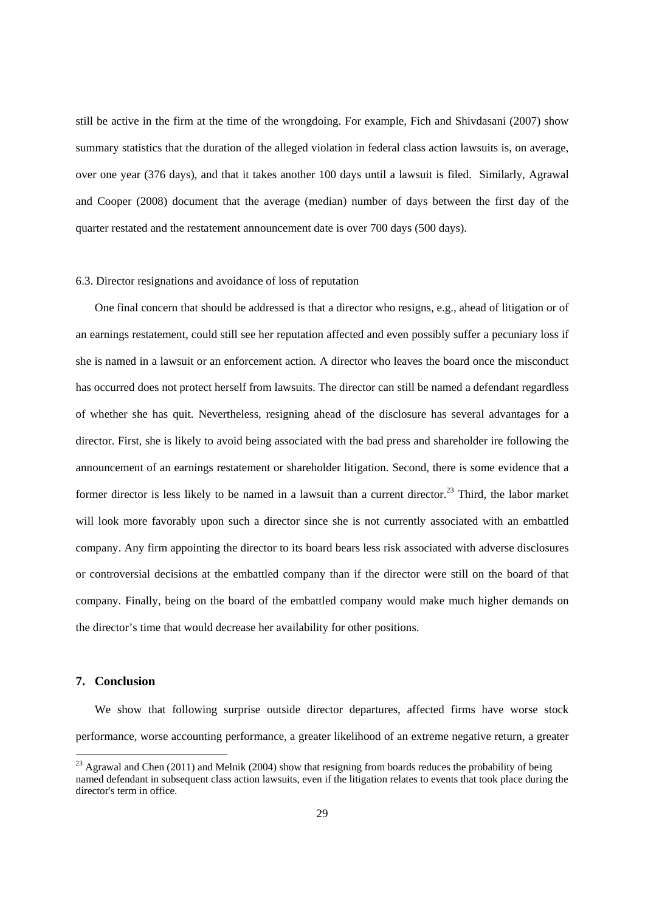still be active in the firm at the time of the wrongdoing. For example, Fich and Shivdasani (2007) show summary statistics that the duration of the alleged violation in federal class action lawsuits is, on average, over one year (376 days), and that it takes another 100 days until a lawsuit is filed. Similarly, Agrawal and Cooper (2008) document that the average (median) number of days between the first day of the quarter restated and the restatement announcement date is over 700 days (500 days).

### 6.3. Director resignations and avoidance of loss of reputation

One final concern that should be addressed is that a director who resigns, e.g., ahead of litigation or of an earnings restatement, could still see her reputation affected and even possibly suffer a pecuniary loss if she is named in a lawsuit or an enforcement action. A director who leaves the board once the misconduct has occurred does not protect herself from lawsuits. The director can still be named a defendant regardless of whether she has quit. Nevertheless, resigning ahead of the disclosure has several advantages for a director. First, she is likely to avoid being associated with the bad press and shareholder ire following the announcement of an earnings restatement or shareholder litigation. Second, there is some evidence that a former director is less likely to be named in a lawsuit than a current director.[23] Third, the labor market will look more favorably upon such a director since she is not currently associated with an embattled company. Any firm appointing the director to its board bears less risk associated with adverse disclosures or controversial decisions at the embattled company than if the director were still on the board of that company. Finally, being on the board of the embattled company would make much higher demands on the director's time that would decrease her availability for other positions.

## 7. Conclusion

We show that following surprise outside director departures, affected firms have worse stock performance, worse accounting performance, a greater likelihood of an extreme negative return, a greater

[23] Agrawal and Chen (2011) and Melnik (2004) show that resigning from boards reduces the probability of being named defendant in subsequent class action lawsuits, even if the litigation relates to events that took place during the director's term in office.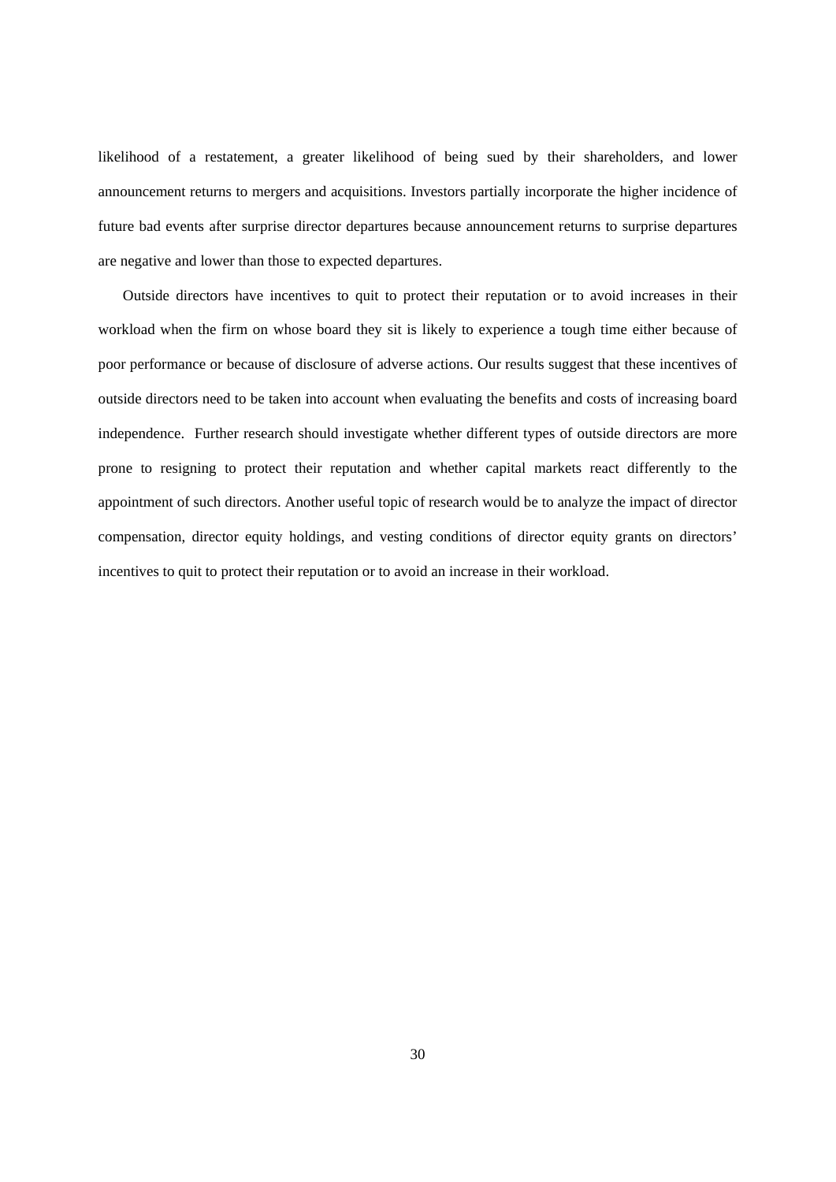likelihood of a restatement, a greater likelihood of being sued by their shareholders, and lower announcement returns to mergers and acquisitions. Investors partially incorporate the higher incidence of future bad events after surprise director departures because announcement returns to surprise departures are negative and lower than those to expected departures.

Outside directors have incentives to quit to protect their reputation or to avoid increases in their workload when the firm on whose board they sit is likely to experience a tough time either because of poor performance or because of disclosure of adverse actions. Our results suggest that these incentives of outside directors need to be taken into account when evaluating the benefits and costs of increasing board independence. Further research should investigate whether different types of outside directors are more prone to resigning to protect their reputation and whether capital markets react differently to the appointment of such directors. Another useful topic of research would be to analyze the impact of director compensation, director equity holdings, and vesting conditions of director equity grants on directors' incentives to quit to protect their reputation or to avoid an increase in their workload.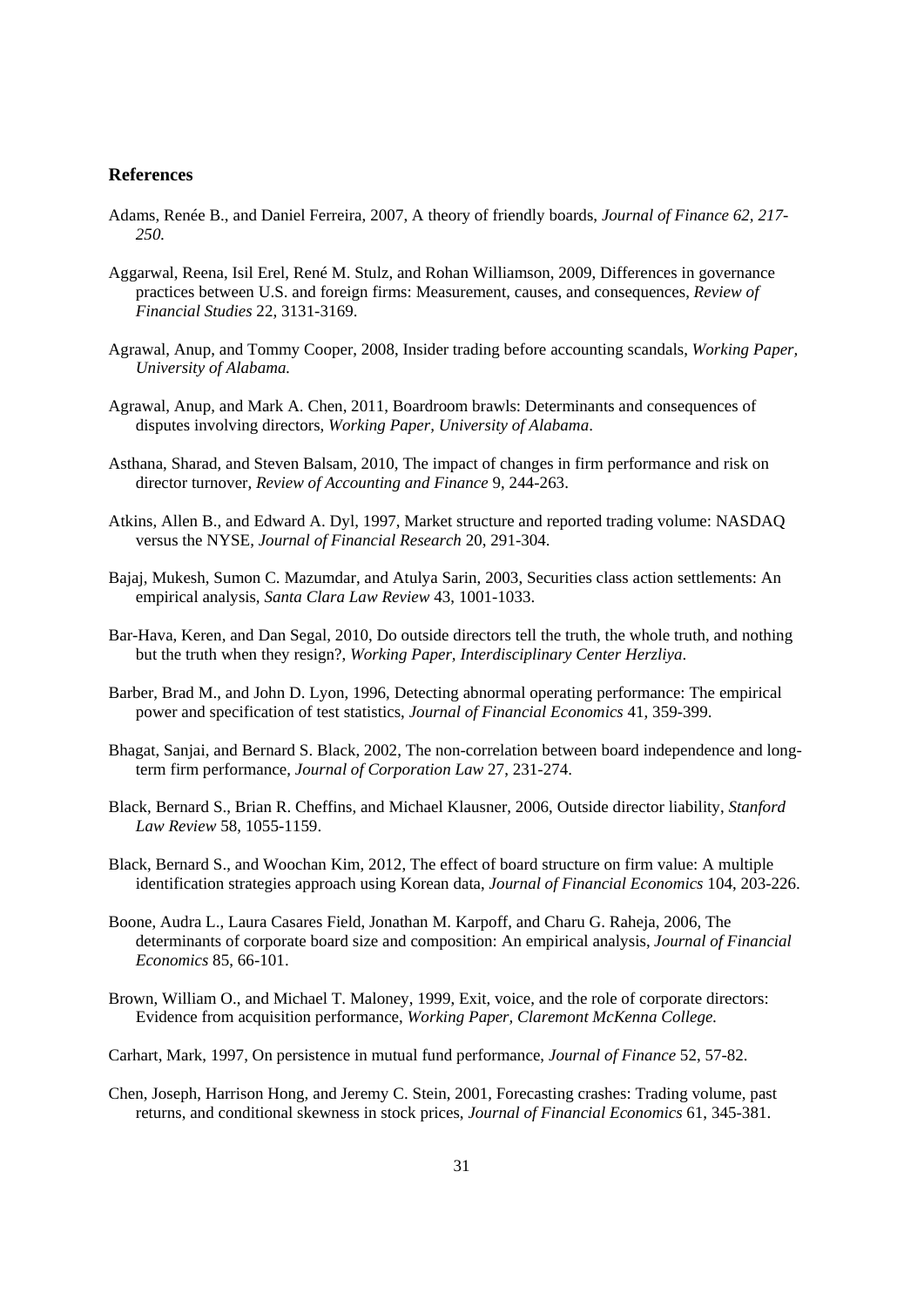# References

Adams, Renée B., and Daniel Ferreira, 2007, A theory of friendly boards, *Journal of Finance 62, 217-250.*

Aggarwal, Reena, Isil Erel, René M. Stulz, and Rohan Williamson, 2009, Differences in governance practices between U.S. and foreign firms: Measurement, causes, and consequences, *Review of Financial Studies* 22, 3131-3169.

Agrawal, Anup, and Tommy Cooper, 2008, Insider trading before accounting scandals, *Working Paper, University of Alabama.*

Agrawal, Anup, and Mark A. Chen, 2011, Boardroom brawls: Determinants and consequences of disputes involving directors, *Working Paper, University of Alabama*.

Asthana, Sharad, and Steven Balsam, 2010, The impact of changes in firm performance and risk on director turnover, *Review of Accounting and Finance* 9, 244-263.

Atkins, Allen B., and Edward A. Dyl, 1997, Market structure and reported trading volume: NASDAQ versus the NYSE, *Journal of Financial Research* 20, 291-304.

Bajaj, Mukesh, Sumon C. Mazumdar, and Atulya Sarin, 2003, Securities class action settlements: An empirical analysis, *Santa Clara Law Review* 43, 1001-1033.

Bar-Hava, Keren, and Dan Segal, 2010, Do outside directors tell the truth, the whole truth, and nothing but the truth when they resign?, *Working Paper, Interdisciplinary Center Herzliya*.

Barber, Brad M., and John D. Lyon, 1996, Detecting abnormal operating performance: The empirical power and specification of test statistics, *Journal of Financial Economics* 41, 359-399.

Bhagat, Sanjai, and Bernard S. Black, 2002, The non-correlation between board independence and long-term firm performance, *Journal of Corporation Law* 27, 231-274.

Black, Bernard S., Brian R. Cheffins, and Michael Klausner, 2006, Outside director liability, *Stanford Law Review* 58, 1055-1159.

Black, Bernard S., and Woochan Kim, 2012, The effect of board structure on firm value: A multiple identification strategies approach using Korean data, *Journal of Financial Economics* 104, 203-226.

Boone, Audra L., Laura Casares Field, Jonathan M. Karpoff, and Charu G. Raheja, 2006, The determinants of corporate board size and composition: An empirical analysis, *Journal of Financial Economics* 85, 66-101.

Brown, William O., and Michael T. Maloney, 1999, Exit, voice, and the role of corporate directors: Evidence from acquisition performance, *Working Paper, Claremont McKenna College.*

Carhart, Mark, 1997, On persistence in mutual fund performance, *Journal of Finance* 52, 57-82.

Chen, Joseph, Harrison Hong, and Jeremy C. Stein, 2001, Forecasting crashes: Trading volume, past returns, and conditional skewness in stock prices, *Journal of Financial Economics* 61, 345-381.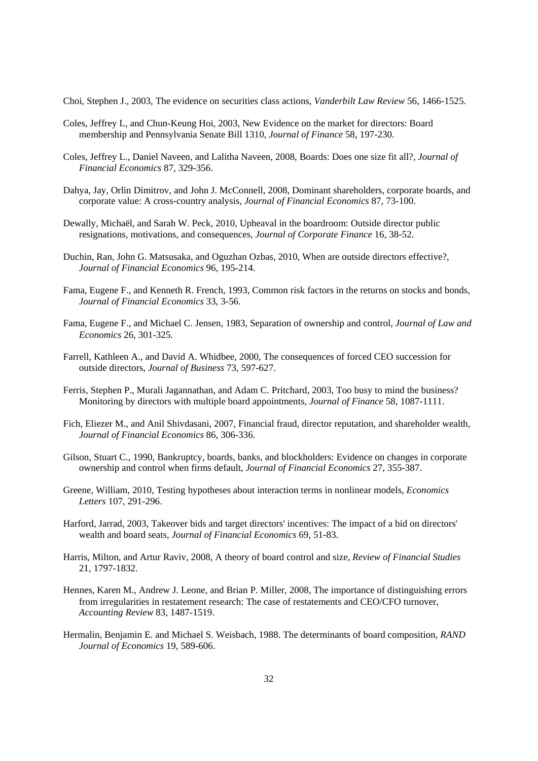Choi, Stephen J., 2003, The evidence on securities class actions, *Vanderbilt Law Review* 56, 1466-1525.

Coles, Jeffrey L, and Chun-Keung Hoi, 2003, New Evidence on the market for directors: Board membership and Pennsylvania Senate Bill 1310, *Journal of Finance* 58, 197-230.

Coles, Jeffrey L., Daniel Naveen, and Lalitha Naveen, 2008, Boards: Does one size fit all?, *Journal of Financial Economics* 87, 329-356.

Dahya, Jay, Orlin Dimitrov, and John J. McConnell, 2008, Dominant shareholders, corporate boards, and corporate value: A cross-country analysis, *Journal of Financial Economics* 87, 73-100.

Dewally, Michaël, and Sarah W. Peck, 2010, Upheaval in the boardroom: Outside director public resignations, motivations, and consequences, *Journal of Corporate Finance* 16, 38-52.

Duchin, Ran, John G. Matsusaka, and Oguzhan Ozbas, 2010, When are outside directors effective?, *Journal of Financial Economics* 96, 195-214.

Fama, Eugene F., and Kenneth R. French, 1993, Common risk factors in the returns on stocks and bonds, *Journal of Financial Economics* 33, 3-56.

Fama, Eugene F., and Michael C. Jensen, 1983, Separation of ownership and control, *Journal of Law and Economics* 26, 301-325.

Farrell, Kathleen A., and David A. Whidbee, 2000, The consequences of forced CEO succession for outside directors, *Journal of Business* 73, 597-627.

Ferris, Stephen P., Murali Jagannathan, and Adam C. Pritchard, 2003, Too busy to mind the business? Monitoring by directors with multiple board appointments, *Journal of Finance* 58, 1087-1111.

Fich, Eliezer M., and Anil Shivdasani, 2007, Financial fraud, director reputation, and shareholder wealth, *Journal of Financial Economics* 86, 306-336.

Gilson, Stuart C., 1990, Bankruptcy, boards, banks, and blockholders: Evidence on changes in corporate ownership and control when firms default, *Journal of Financial Economics* 27, 355-387.

Greene, William, 2010, Testing hypotheses about interaction terms in nonlinear models, *Economics Letters* 107, 291-296.

Harford, Jarrad, 2003, Takeover bids and target directors' incentives: The impact of a bid on directors' wealth and board seats, *Journal of Financial Economics* 69, 51-83.

Harris, Milton, and Artur Raviv, 2008, A theory of board control and size, *Review of Financial Studies* 21, 1797-1832.

Hennes, Karen M., Andrew J. Leone, and Brian P. Miller, 2008, The importance of distinguishing errors from irregularities in restatement research: The case of restatements and CEO/CFO turnover, *Accounting Review* 83, 1487-1519.

Hermalin, Benjamin E. and Michael S. Weisbach, 1988. The determinants of board composition, *RAND Journal of Economics* 19, 589-606.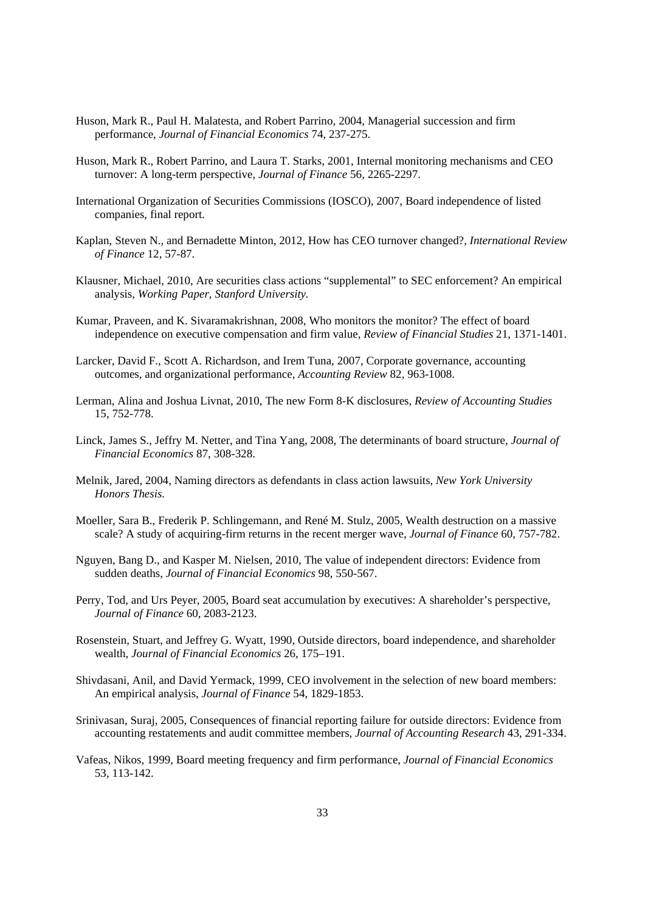Huson, Mark R., Paul H. Malatesta, and Robert Parrino, 2004, Managerial succession and firm performance, *Journal of Financial Economics* 74, 237-275.

Huson, Mark R., Robert Parrino, and Laura T. Starks, 2001, Internal monitoring mechanisms and CEO turnover: A long-term perspective, *Journal of Finance* 56, 2265-2297.

International Organization of Securities Commissions (IOSCO), 2007, Board independence of listed companies, final report.

Kaplan, Steven N., and Bernadette Minton, 2012, How has CEO turnover changed?, *International Review of Finance* 12, 57-87.

Klausner, Michael, 2010, Are securities class actions "supplemental" to SEC enforcement? An empirical analysis, *Working Paper, Stanford University.*

Kumar, Praveen, and K. Sivaramakrishnan, 2008, Who monitors the monitor? The effect of board independence on executive compensation and firm value, *Review of Financial Studies* 21, 1371-1401.

Larcker, David F., Scott A. Richardson, and Irem Tuna, 2007, Corporate governance, accounting outcomes, and organizational performance, *Accounting Review* 82, 963-1008.

Lerman, Alina and Joshua Livnat, 2010, The new Form 8-K disclosures, *Review of Accounting Studies* 15, 752-778.

Linck, James S., Jeffry M. Netter, and Tina Yang, 2008, The determinants of board structure, *Journal of Financial Economics* 87, 308-328.

Melnik, Jared, 2004, Naming directors as defendants in class action lawsuits, *New York University Honors Thesis.*

Moeller, Sara B., Frederik P. Schlingemann, and René M. Stulz, 2005, Wealth destruction on a massive scale? A study of acquiring-firm returns in the recent merger wave, *Journal of Finance* 60, 757-782.

Nguyen, Bang D., and Kasper M. Nielsen, 2010, The value of independent directors: Evidence from sudden deaths, *Journal of Financial Economics* 98, 550-567.

Perry, Tod, and Urs Peyer, 2005, Board seat accumulation by executives: A shareholder's perspective, *Journal of Finance* 60, 2083-2123.

Rosenstein, Stuart, and Jeffrey G. Wyatt, 1990, Outside directors, board independence, and shareholder wealth, *Journal of Financial Economics* 26, 175–191.

Shivdasani, Anil, and David Yermack, 1999, CEO involvement in the selection of new board members: An empirical analysis, *Journal of Finance* 54, 1829-1853.

Srinivasan, Suraj, 2005, Consequences of financial reporting failure for outside directors: Evidence from accounting restatements and audit committee members, *Journal of Accounting Research* 43, 291-334.

Vafeas, Nikos, 1999, Board meeting frequency and firm performance, *Journal of Financial Economics* 53, 113-142.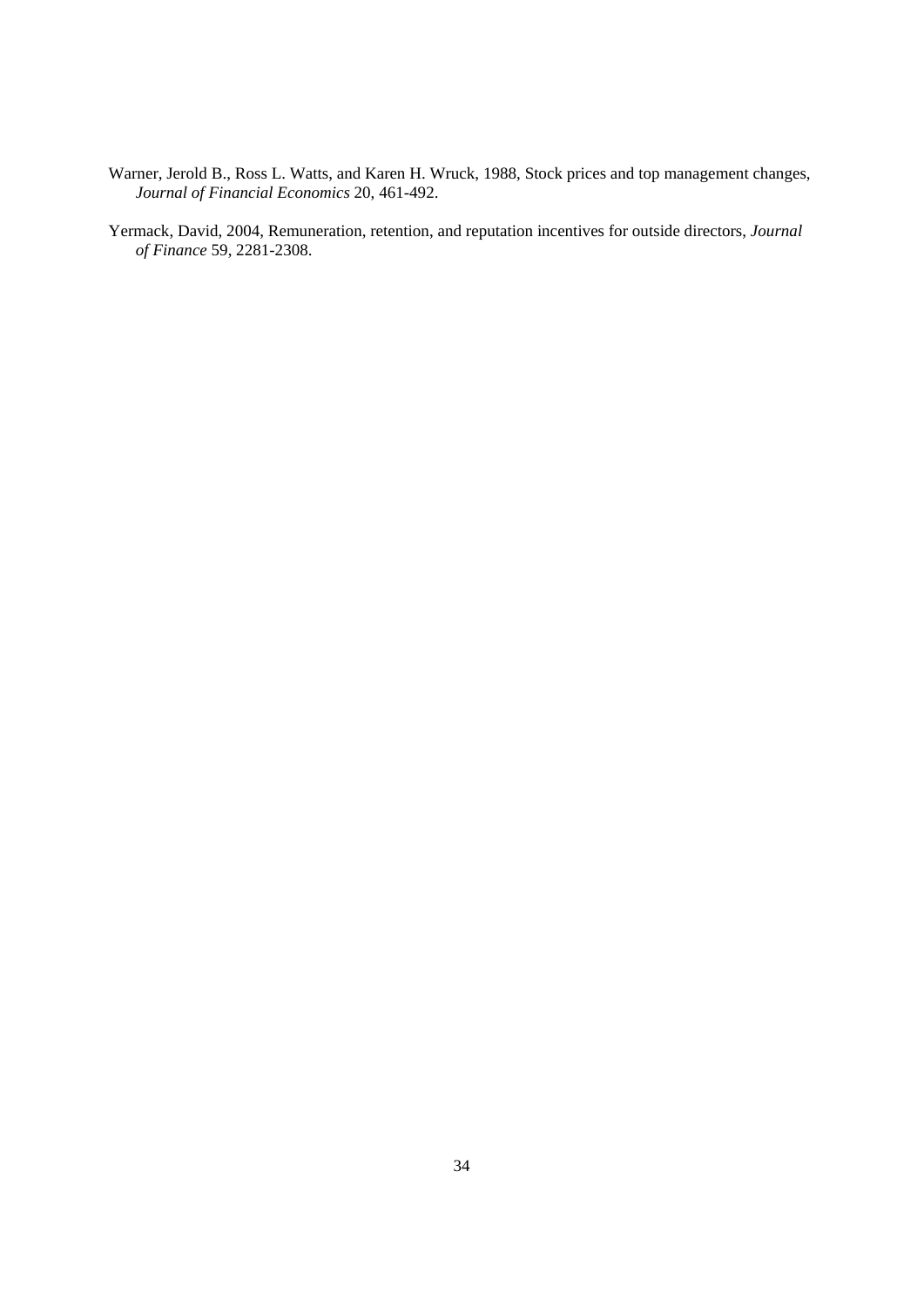Warner, Jerold B., Ross L. Watts, and Karen H. Wruck, 1988, Stock prices and top management changes, *Journal of Financial Economics* 20, 461-492.

Yermack, David, 2004, Remuneration, retention, and reputation incentives for outside directors, *Journal of Finance* 59, 2281-2308.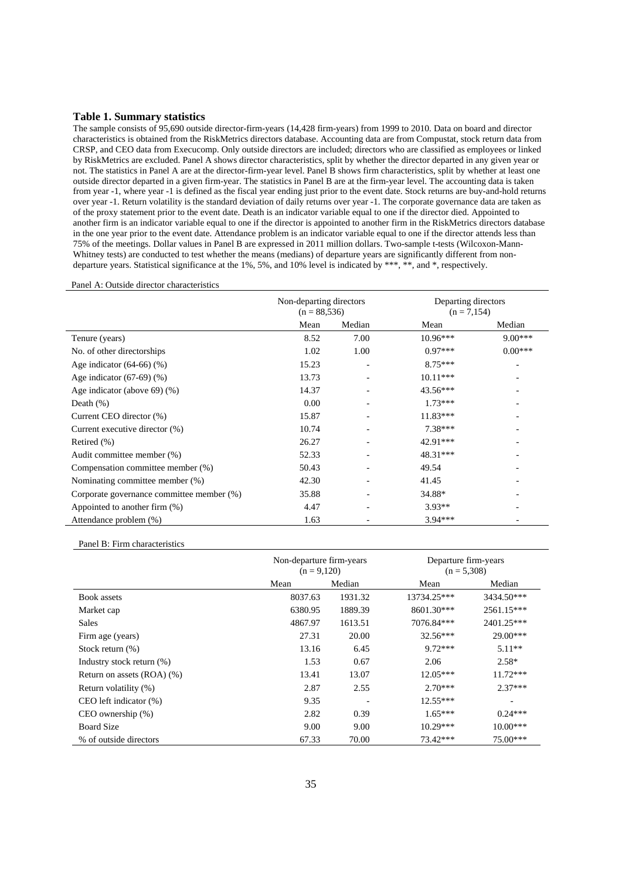**Table 1. Summary statistics**

The sample consists of 95,690 outside director-firm-years (14,428 firm-years) from 1999 to 2010. Data on board and director characteristics is obtained from the RiskMetrics directors database. Accounting data are from Compustat, stock return data from CRSP, and CEO data from Execucomp. Only outside directors are included; directors who are classified as employees or linked by RiskMetrics are excluded. Panel A shows director characteristics, split by whether the director departed in any given year or not. The statistics in Panel A are at the director-firm-year level. Panel B shows firm characteristics, split by whether at least one outside director departed in a given firm-year. The statistics in Panel B are at the firm-year level. The accounting data is taken from year -1, where year -1 is defined as the fiscal year ending just prior to the event date. Stock returns are buy-and-hold returns over year -1. Return volatility is the standard deviation of daily returns over year -1. The corporate governance data are taken as of the proxy statement prior to the event date. Death is an indicator variable equal to one if the director died. Appointed to another firm is an indicator variable equal to one if the director is appointed to another firm in the RiskMetrics directors database in the one year prior to the event date. Attendance problem is an indicator variable equal to one if the director attends less than 75% of the meetings. Dollar values in Panel B are expressed in 2011 million dollars. Two-sample t-tests (Wilcoxon-Mann-Whitney tests) are conducted to test whether the means (medians) of departure years are significantly different from non-departure years. Statistical significance at the 1%, 5%, and 10% level is indicated by ***, **, and *, respectively.

Panel A: Outside director characteristics

| | Non-departing directors (n = 88,536) | | Departing directors (n = 7,154) | |
|---|---|---|---|---|
| | Mean | Median | Mean | Median |
| Tenure (years) | 8.52 | 7.00 | 10.96*** | 9.00*** |
| No. of other directorships | 1.02 | 1.00 | 0.97*** | 0.00*** |
| Age indicator (64-66) (%) | 15.23 | - | 8.75*** | - |
| Age indicator (67-69) (%) | 13.73 | - | 10.11*** | - |
| Age indicator (above 69) (%) | 14.37 | - | 43.56*** | - |
| Death (%) | 0.00 | - | 1.73*** | - |
| Current CEO director (%) | 15.87 | - | 11.83*** | - |
| Current executive director (%) | 10.74 | - | 7.38*** | - |
| Retired (%) | 26.27 | - | 42.91*** | - |
| Audit committee member (%) | 52.33 | - | 48.31*** | - |
| Compensation committee member (%) | 50.43 | - | 49.54 | - |
| Nominating committee member (%) | 42.30 | - | 41.45 | - |
| Corporate governance committee member (%) | 35.88 | - | 34.88* | - |
| Appointed to another firm (%) | 4.47 | - | 3.93** | - |
| Attendance problem (%) | 1.63 | - | 3.94*** | - |

Panel B: Firm characteristics

| | Non-departure firm-years (n = 9,120) | | Departure firm-years (n = 5,308) | |
|---|---|---|---|---|
| | Mean | Median | Mean | Median |
| Book assets | 8037.63 | 1931.32 | 13734.25*** | 3434.50*** |
| Market cap | 6380.95 | 1889.39 | 8601.30*** | 2561.15*** |
| Sales | 4867.97 | 1613.51 | 7076.84*** | 2401.25*** |
| Firm age (years) | 27.31 | 20.00 | 32.56*** | 29.00*** |
| Stock return (%) | 13.16 | 6.45 | 9.72*** | 5.11** |
| Industry stock return (%) | 1.53 | 0.67 | 2.06 | 2.58* |
| Return on assets (ROA) (%) | 13.41 | 13.07 | 12.05*** | 11.72*** |
| Return volatility (%) | 2.87 | 2.55 | 2.70*** | 2.37*** |
| CEO left indicator (%) | 9.35 | - | 12.55*** | - |
| CEO ownership (%) | 2.82 | 0.39 | 1.65*** | 0.24*** |
| Board Size | 9.00 | 9.00 | 10.29*** | 10.00*** |
| % of outside directors | 67.33 | 70.00 | 73.42*** | 75.00*** |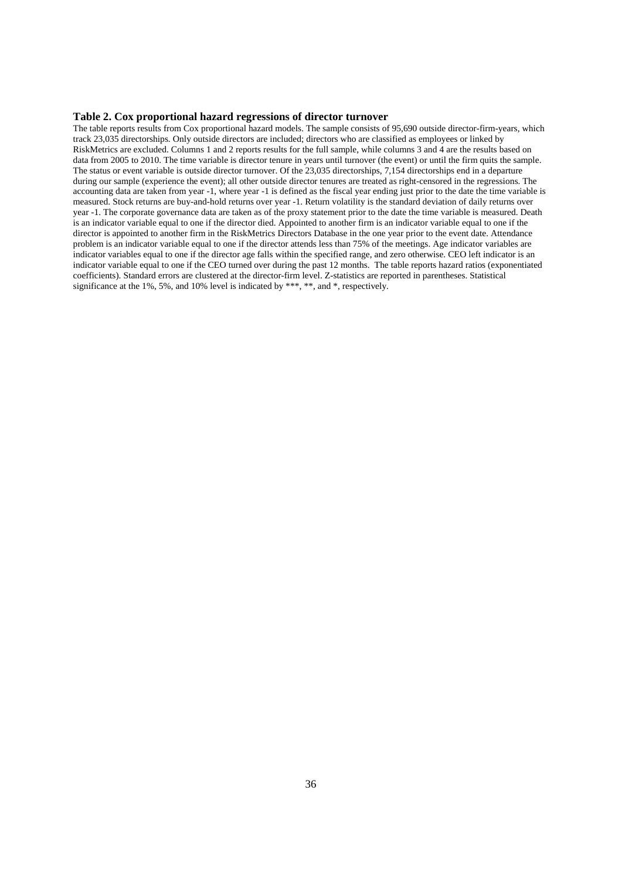**Table 2. Cox proportional hazard regressions of director turnover**

The table reports results from Cox proportional hazard models. The sample consists of 95,690 outside director-firm-years, which track 23,035 directorships. Only outside directors are included; directors who are classified as employees or linked by RiskMetrics are excluded. Columns 1 and 2 reports results for the full sample, while columns 3 and 4 are the results based on data from 2005 to 2010. The time variable is director tenure in years until turnover (the event) or until the firm quits the sample. The status or event variable is outside director turnover. Of the 23,035 directorships, 7,154 directorships end in a departure during our sample (experience the event); all other outside director tenures are treated as right-censored in the regressions. The accounting data are taken from year -1, where year -1 is defined as the fiscal year ending just prior to the date the time variable is measured. Stock returns are buy-and-hold returns over year -1. Return volatility is the standard deviation of daily returns over year -1. The corporate governance data are taken as of the proxy statement prior to the date the time variable is measured. Death is an indicator variable equal to one if the director died. Appointed to another firm is an indicator variable equal to one if the director is appointed to another firm in the RiskMetrics Directors Database in the one year prior to the event date. Attendance problem is an indicator variable equal to one if the director attends less than 75% of the meetings. Age indicator variables are indicator variables equal to one if the director age falls within the specified range, and zero otherwise. CEO left indicator is an indicator variable equal to one if the CEO turned over during the past 12 months. The table reports hazard ratios (exponentiated coefficients). Standard errors are clustered at the director-firm level. Z-statistics are reported in parentheses. Statistical significance at the 1%, 5%, and 10% level is indicated by ***, **, and *, respectively.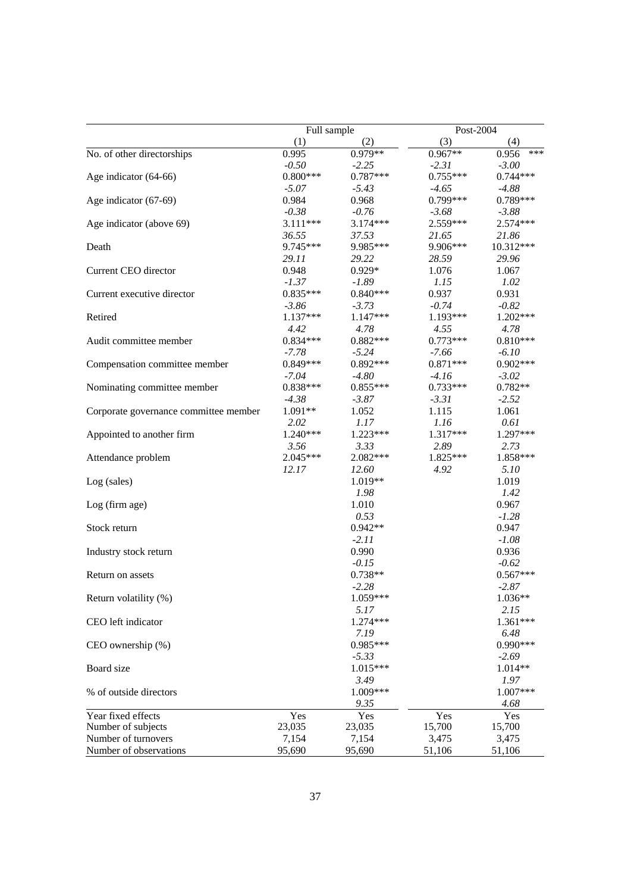| | Full sample | | Post-2004 | |
|---|---|---|---|---|
| | (1) | (2) | (3) | (4) |
| No. of other directorships | 0.995 | 0.979** | 0.967** | 0.956 *** |
| | *-0.50* | *-2.25* | *-2.31* | *-3.00* |
| Age indicator (64-66) | 0.800*** | 0.787*** | 0.755*** | 0.744*** |
| | *-5.07* | *-5.43* | *-4.65* | *-4.88* |
| Age indicator (67-69) | 0.984 | 0.968 | 0.799*** | 0.789*** |
| | *-0.38* | *-0.76* | *-3.68* | *-3.88* |
| Age indicator (above 69) | 3.111*** | 3.174*** | 2.559*** | 2.574*** |
| | *36.55* | *37.53* | *21.65* | *21.86* |
| Death | 9.745*** | 9.985*** | 9.906*** | 10.312*** |
| | *29.11* | *29.22* | *28.59* | *29.96* |
| Current CEO director | 0.948 | 0.929* | 1.076 | 1.067 |
| | *-1.37* | *-1.89* | *1.15* | *1.02* |
| Current executive director | 0.835*** | 0.840*** | 0.937 | 0.931 |
| | *-3.86* | *-3.73* | *-0.74* | *-0.82* |
| Retired | 1.137*** | 1.147*** | 1.193*** | 1.202*** |
| | *4.42* | *4.78* | *4.55* | *4.78* |
| Audit committee member | 0.834*** | 0.882*** | 0.773*** | 0.810*** |
| | *-7.78* | *-5.24* | *-7.66* | *-6.10* |
| Compensation committee member | 0.849*** | 0.892*** | 0.871*** | 0.902*** |
| | *-7.04* | *-4.80* | *-4.16* | *-3.02* |
| Nominating committee member | 0.838*** | 0.855*** | 0.733*** | 0.782** |
| | *-4.38* | *-3.87* | *-3.31* | *-2.52* |
| Corporate governance committee member | 1.091** | 1.052 | 1.115 | 1.061 |
| | *2.02* | *1.17* | *1.16* | *0.61* |
| Appointed to another firm | 1.240*** | 1.223*** | 1.317*** | 1.297*** |
| | *3.56* | *3.33* | *2.89* | *2.73* |
| Attendance problem | 2.045*** | 2.082*** | 1.825*** | 1.858*** |
| | *12.17* | *12.60* | *4.92* | *5.10* |
| Log (sales) | | 1.019** | | 1.019 |
| | | *1.98* | | *1.42* |
| Log (firm age) | | 1.010 | | 0.967 |
| | | *0.53* | | *-1.28* |
| Stock return | | 0.942** | | 0.947 |
| | | *-2.11* | | *-1.08* |
| Industry stock return | | 0.990 | | 0.936 |
| | | *-0.15* | | *-0.62* |
| Return on assets | | 0.738** | | 0.567*** |
| | | *-2.28* | | *-2.87* |
| Return volatility (%) | | 1.059*** | | 1.036** |
| | | *5.17* | | *2.15* |
| CEO left indicator | | 1.274*** | | 1.361*** |
| | | *7.19* | | *6.48* |
| CEO ownership (%) | | 0.985*** | | 0.990*** |
| | | *-5.33* | | *-2.69* |
| Board size | | 1.015*** | | 1.014** |
| | | *3.49* | | *1.97* |
| % of outside directors | | 1.009*** | | 1.007*** |
| | | *9.35* | | *4.68* |
| Year fixed effects | Yes | Yes | Yes | Yes |
| Number of subjects | 23,035 | 23,035 | 15,700 | 15,700 |
| Number of turnovers | 7,154 | 7,154 | 3,475 | 3,475 |
| Number of observations | 95,690 | 95,690 | 51,106 | 51,106 |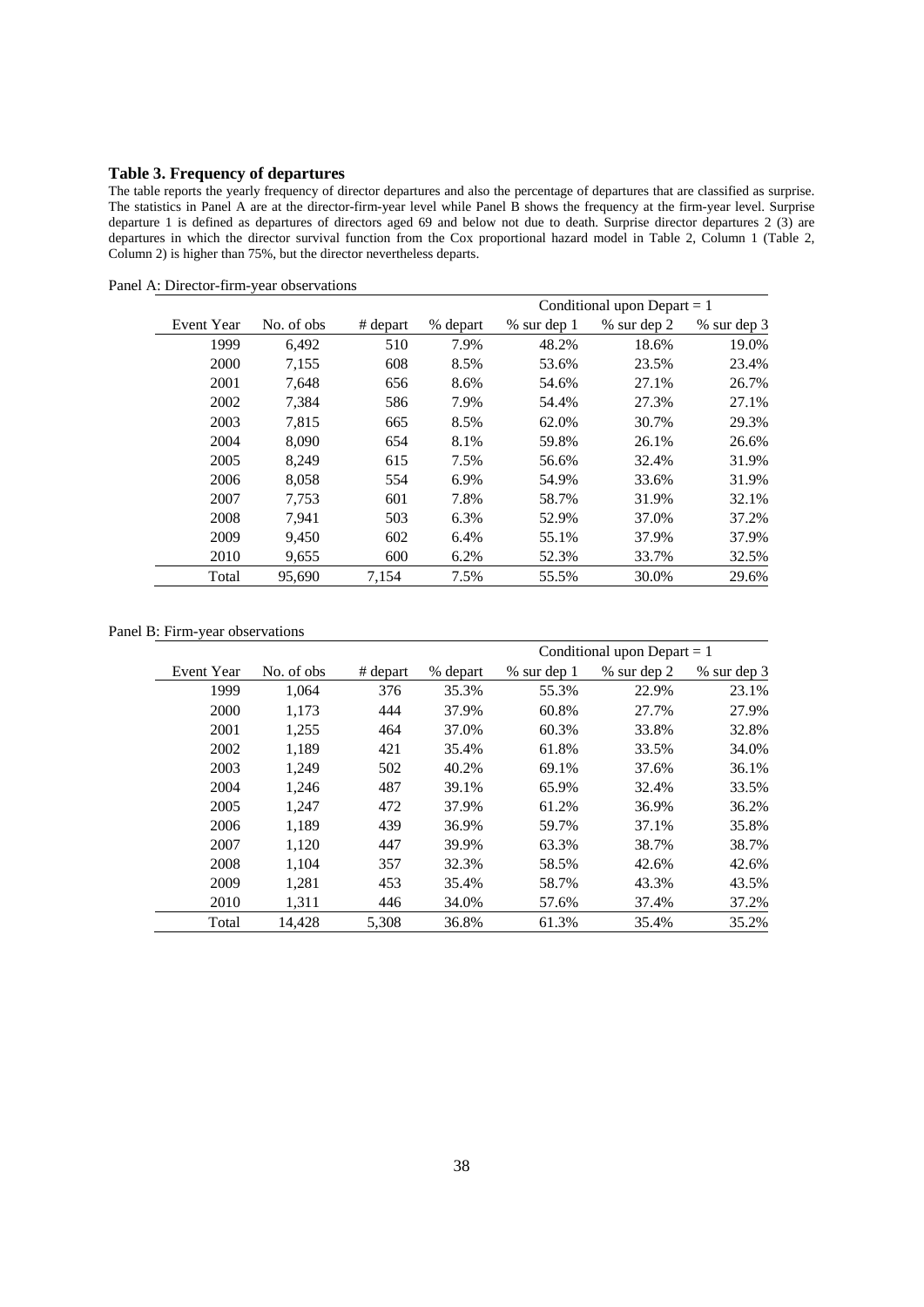**Table 3. Frequency of departures**

The table reports the yearly frequency of director departures and also the percentage of departures that are classified as surprise. The statistics in Panel A are at the director-firm-year level while Panel B shows the frequency at the firm-year level. Surprise departure 1 is defined as departures of directors aged 69 and below not due to death. Surprise director departures 2 (3) are departures in which the director survival function from the Cox proportional hazard model in Table 2, Column 1 (Table 2, Column 2) is higher than 75%, but the director nevertheless departs.

Panel A: Director-firm-year observations

| | | | | Conditional upon Depart = 1 | | |
|---|---|---|---|---|---|---|
| Event Year | No. of obs | # depart | % depart | % sur dep 1 | % sur dep 2 | % sur dep 3 |
| 1999 | 6,492 | 510 | 7.9% | 48.2% | 18.6% | 19.0% |
| 2000 | 7,155 | 608 | 8.5% | 53.6% | 23.5% | 23.4% |
| 2001 | 7,648 | 656 | 8.6% | 54.6% | 27.1% | 26.7% |
| 2002 | 7,384 | 586 | 7.9% | 54.4% | 27.3% | 27.1% |
| 2003 | 7,815 | 665 | 8.5% | 62.0% | 30.7% | 29.3% |
| 2004 | 8,090 | 654 | 8.1% | 59.8% | 26.1% | 26.6% |
| 2005 | 8,249 | 615 | 7.5% | 56.6% | 32.4% | 31.9% |
| 2006 | 8,058 | 554 | 6.9% | 54.9% | 33.6% | 31.9% |
| 2007 | 7,753 | 601 | 7.8% | 58.7% | 31.9% | 32.1% |
| 2008 | 7,941 | 503 | 6.3% | 52.9% | 37.0% | 37.2% |
| 2009 | 9,450 | 602 | 6.4% | 55.1% | 37.9% | 37.9% |
| 2010 | 9,655 | 600 | 6.2% | 52.3% | 33.7% | 32.5% |
| Total | 95,690 | 7,154 | 7.5% | 55.5% | 30.0% | 29.6% |

Panel B: Firm-year observations

| | | | | Conditional upon Depart = 1 | | |
|---|---|---|---|---|---|---|
| Event Year | No. of obs | # depart | % depart | % sur dep 1 | % sur dep 2 | % sur dep 3 |
| 1999 | 1,064 | 376 | 35.3% | 55.3% | 22.9% | 23.1% |
| 2000 | 1,173 | 444 | 37.9% | 60.8% | 27.7% | 27.9% |
| 2001 | 1,255 | 464 | 37.0% | 60.3% | 33.8% | 32.8% |
| 2002 | 1,189 | 421 | 35.4% | 61.8% | 33.5% | 34.0% |
| 2003 | 1,249 | 502 | 40.2% | 69.1% | 37.6% | 36.1% |
| 2004 | 1,246 | 487 | 39.1% | 65.9% | 32.4% | 33.5% |
| 2005 | 1,247 | 472 | 37.9% | 61.2% | 36.9% | 36.2% |
| 2006 | 1,189 | 439 | 36.9% | 59.7% | 37.1% | 35.8% |
| 2007 | 1,120 | 447 | 39.9% | 63.3% | 38.7% | 38.7% |
| 2008 | 1,104 | 357 | 32.3% | 58.5% | 42.6% | 42.6% |
| 2009 | 1,281 | 453 | 35.4% | 58.7% | 43.3% | 43.5% |
| 2010 | 1,311 | 446 | 34.0% | 57.6% | 37.4% | 37.2% |
| Total | 14,428 | 5,308 | 36.8% | 61.3% | 35.4% | 35.2% |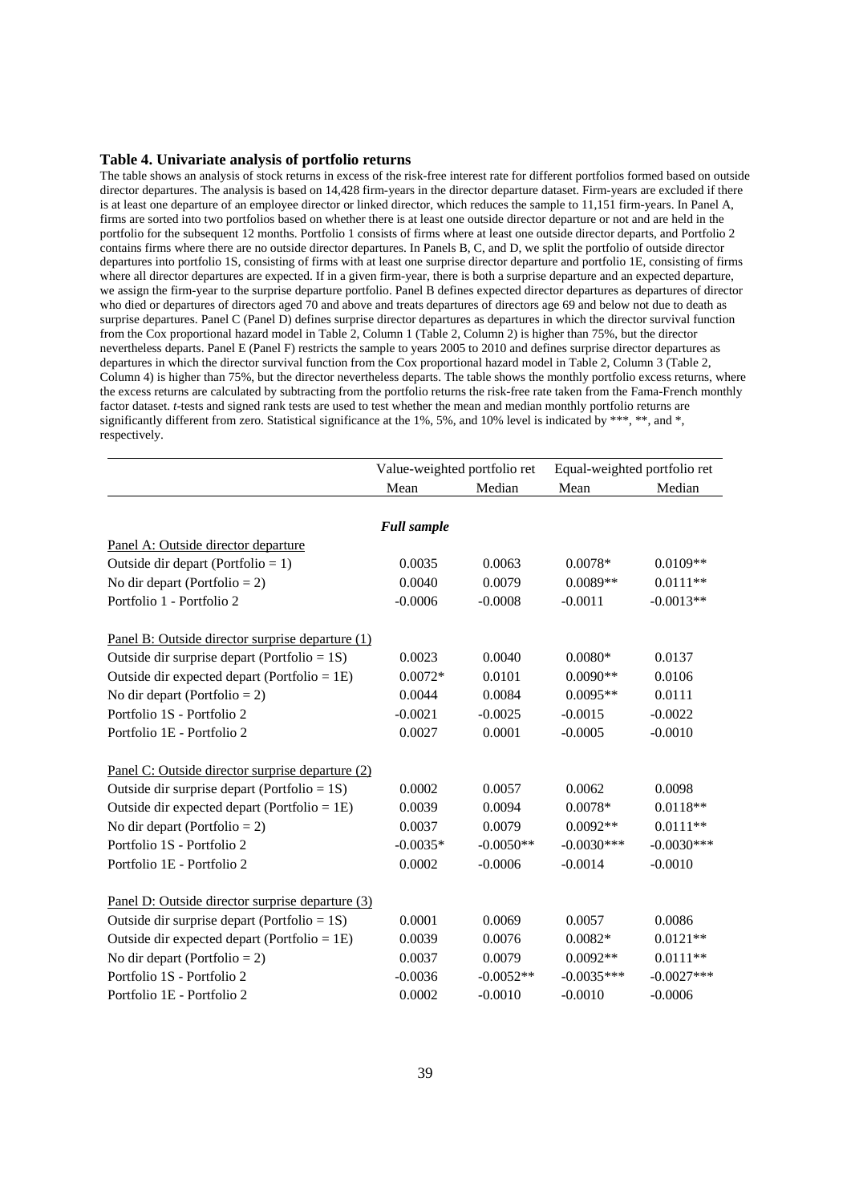**Table 4. Univariate analysis of portfolio returns**

The table shows an analysis of stock returns in excess of the risk-free interest rate for different portfolios formed based on outside director departures. The analysis is based on 14,428 firm-years in the director departure dataset. Firm-years are excluded if there is at least one departure of an employee director or linked director, which reduces the sample to 11,151 firm-years. In Panel A, firms are sorted into two portfolios based on whether there is at least one outside director departure or not and are held in the portfolio for the subsequent 12 months. Portfolio 1 consists of firms where at least one outside director departs, and Portfolio 2 contains firms where there are no outside director departures. In Panels B, C, and D, we split the portfolio of outside director departures into portfolio 1S, consisting of firms with at least one surprise director departure and portfolio 1E, consisting of firms where all director departures are expected. If in a given firm-year, there is both a surprise departure and an expected departure, we assign the firm-year to the surprise departure portfolio. Panel B defines expected director departures as departures of director who died or departures of directors aged 70 and above and treats departures of directors age 69 and below not due to death as surprise departures. Panel C (Panel D) defines surprise director departures as departures in which the director survival function from the Cox proportional hazard model in Table 2, Column 1 (Table 2, Column 2) is higher than 75%, but the director nevertheless departs. Panel E (Panel F) restricts the sample to years 2005 to 2010 and defines surprise director departures as departures in which the director survival function from the Cox proportional hazard model in Table 2, Column 3 (Table 2, Column 4) is higher than 75%, but the director nevertheless departs. The table shows the monthly portfolio excess returns, where the excess returns are calculated by subtracting from the portfolio returns the risk-free rate taken from the Fama-French monthly factor dataset. *t*-tests and signed rank tests are used to test whether the mean and median monthly portfolio returns are significantly different from zero. Statistical significance at the 1%, 5%, and 10% level is indicated by ***, **, and *, respectively.

| | Value-weighted portfolio ret | | Equal-weighted portfolio ret | |
|---|---|---|---|---|
| | Mean | Median | Mean | Median |
| | ***Full sample*** | | | |
| Panel A: Outside director departure | | | | |
| Outside dir depart (Portfolio = 1) | 0.0035 | 0.0063 | 0.0078* | 0.0109** |
| No dir depart (Portfolio = 2) | 0.0040 | 0.0079 | 0.0089** | 0.0111** |
| Portfolio 1 - Portfolio 2 | -0.0006 | -0.0008 | -0.0011 | -0.0013** |
| Panel B: Outside director surprise departure (1) | | | | |
| Outside dir surprise depart (Portfolio = 1S) | 0.0023 | 0.0040 | 0.0080* | 0.0137 |
| Outside dir expected depart (Portfolio = 1E) | 0.0072* | 0.0101 | 0.0090** | 0.0106 |
| No dir depart (Portfolio = 2) | 0.0044 | 0.0084 | 0.0095** | 0.0111 |
| Portfolio 1S - Portfolio 2 | -0.0021 | -0.0025 | -0.0015 | -0.0022 |
| Portfolio 1E - Portfolio 2 | 0.0027 | 0.0001 | -0.0005 | -0.0010 |
| Panel C: Outside director surprise departure (2) | | | | |
| Outside dir surprise depart (Portfolio = 1S) | 0.0002 | 0.0057 | 0.0062 | 0.0098 |
| Outside dir expected depart (Portfolio = 1E) | 0.0039 | 0.0094 | 0.0078* | 0.0118** |
| No dir depart (Portfolio = 2) | 0.0037 | 0.0079 | 0.0092** | 0.0111** |
| Portfolio 1S - Portfolio 2 | -0.0035* | -0.0050** | -0.0030*** | -0.0030*** |
| Portfolio 1E - Portfolio 2 | 0.0002 | -0.0006 | -0.0014 | -0.0010 |
| Panel D: Outside director surprise departure (3) | | | | |
| Outside dir surprise depart (Portfolio = 1S) | 0.0001 | 0.0069 | 0.0057 | 0.0086 |
| Outside dir expected depart (Portfolio = 1E) | 0.0039 | 0.0076 | 0.0082* | 0.0121** |
| No dir depart (Portfolio = 2) | 0.0037 | 0.0079 | 0.0092** | 0.0111** |
| Portfolio 1S - Portfolio 2 | -0.0036 | -0.0052** | -0.0035*** | -0.0027*** |
| Portfolio 1E - Portfolio 2 | 0.0002 | -0.0010 | -0.0010 | -0.0006 |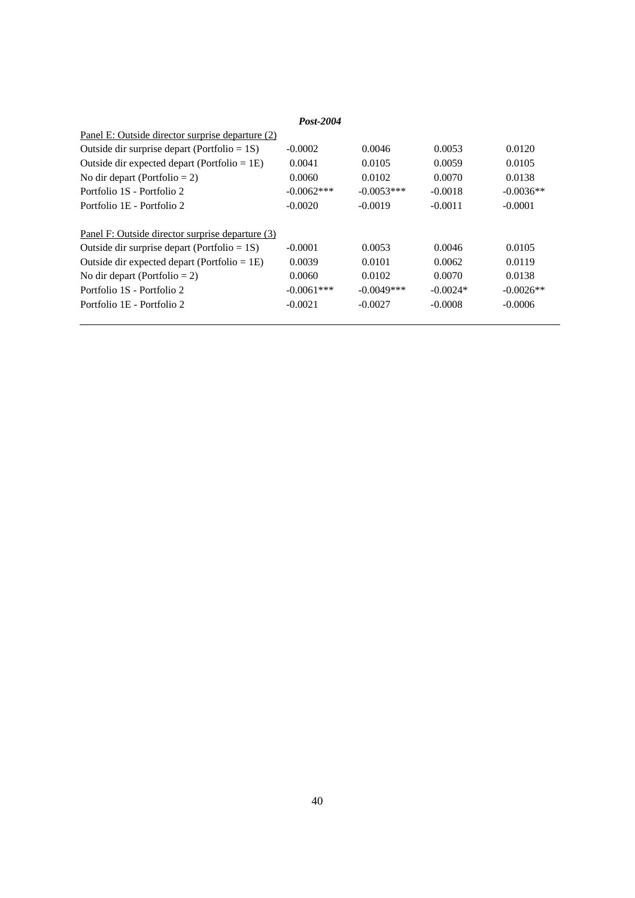| | ***Post-2004*** | | | |
|---|---|---|---|---|
| Panel E: Outside director surprise departure (2) | | | | |
| Outside dir surprise depart (Portfolio = 1S) | -0.0002 | 0.0046 | 0.0053 | 0.0120 |
| Outside dir expected depart (Portfolio = 1E) | 0.0041 | 0.0105 | 0.0059 | 0.0105 |
| No dir depart (Portfolio = 2) | 0.0060 | 0.0102 | 0.0070 | 0.0138 |
| Portfolio 1S - Portfolio 2 | -0.0062*** | -0.0053*** | -0.0018 | -0.0036** |
| Portfolio 1E - Portfolio 2 | -0.0020 | -0.0019 | -0.0011 | -0.0001 |
| | | | | |
| Panel F: Outside director surprise departure (3) | | | | |
| Outside dir surprise depart (Portfolio = 1S) | -0.0001 | 0.0053 | 0.0046 | 0.0105 |
| Outside dir expected depart (Portfolio = 1E) | 0.0039 | 0.0101 | 0.0062 | 0.0119 |
| No dir depart (Portfolio = 2) | 0.0060 | 0.0102 | 0.0070 | 0.0138 |
| Portfolio 1S - Portfolio 2 | -0.0061*** | -0.0049*** | -0.0024* | -0.0026** |
| Portfolio 1E - Portfolio 2 | -0.0021 | -0.0027 | -0.0008 | -0.0006 |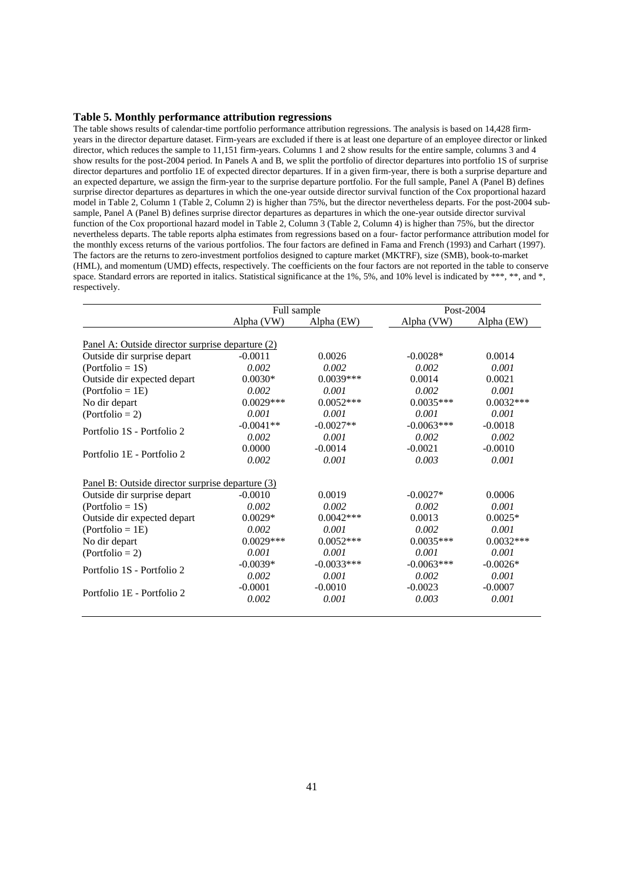**Table 5. Monthly performance attribution regressions**

The table shows results of calendar-time portfolio performance attribution regressions. The analysis is based on 14,428 firm-years in the director departure dataset. Firm-years are excluded if there is at least one departure of an employee director or linked director, which reduces the sample to 11,151 firm-years. Columns 1 and 2 show results for the entire sample, columns 3 and 4 show results for the post-2004 period. In Panels A and B, we split the portfolio of director departures into portfolio 1S of surprise director departures and portfolio 1E of expected director departures. If in a given firm-year, there is both a surprise departure and an expected departure, we assign the firm-year to the surprise departure portfolio. For the full sample, Panel A (Panel B) defines surprise director departures as departures in which the one-year outside director survival function of the Cox proportional hazard model in Table 2, Column 1 (Table 2, Column 2) is higher than 75%, but the director nevertheless departs. For the post-2004 sub-sample, Panel A (Panel B) defines surprise director departures as departures in which the one-year outside director survival function of the Cox proportional hazard model in Table 2, Column 3 (Table 2, Column 4) is higher than 75%, but the director nevertheless departs. The table reports alpha estimates from regressions based on a four- factor performance attribution model for the monthly excess returns of the various portfolios. The four factors are defined in Fama and French (1993) and Carhart (1997). The factors are the returns to zero-investment portfolios designed to capture market (MKTRF), size (SMB), book-to-market (HML), and momentum (UMD) effects, respectively. The coefficients on the four factors are not reported in the table to conserve space. Standard errors are reported in italics. Statistical significance at the 1%, 5%, and 10% level is indicated by ***, **, and *, respectively.

| | Full sample | | Post-2004 | |
|---|---|---|---|---|
| | Alpha (VW) | Alpha (EW) | Alpha (VW) | Alpha (EW) |
| Panel A: Outside director surprise departure (2) | | | | |
| Outside dir surprise depart | -0.0011 | 0.0026 | -0.0028* | 0.0014 |
| (Portfolio = 1S) | *0.002* | *0.002* | *0.002* | *0.001* |
| Outside dir expected depart | 0.0030* | 0.0039*** | 0.0014 | 0.0021 |
| (Portfolio = 1E) | *0.002* | *0.001* | *0.002* | *0.001* |
| No dir depart | 0.0029*** | 0.0052*** | 0.0035*** | 0.0032*** |
| (Portfolio = 2) | *0.001* | *0.001* | *0.001* | *0.001* |
| Portfolio 1S - Portfolio 2 | -0.0041** | -0.0027** | -0.0063*** | -0.0018 |
| | *0.002* | *0.001* | *0.002* | *0.002* |
| Portfolio 1E - Portfolio 2 | 0.0000 | -0.0014 | -0.0021 | -0.0010 |
| | *0.002* | *0.001* | *0.003* | *0.001* |
| Panel B: Outside director surprise departure (3) | | | | |
| Outside dir surprise depart | -0.0010 | 0.0019 | -0.0027* | 0.0006 |
| (Portfolio = 1S) | *0.002* | *0.002* | *0.002* | *0.001* |
| Outside dir expected depart | 0.0029* | 0.0042*** | 0.0013 | 0.0025* |
| (Portfolio = 1E) | *0.002* | *0.001* | *0.002* | *0.001* |
| No dir depart | 0.0029*** | 0.0052*** | 0.0035*** | 0.0032*** |
| (Portfolio = 2) | *0.001* | *0.001* | *0.001* | *0.001* |
| Portfolio 1S - Portfolio 2 | -0.0039* | -0.0033*** | -0.0063*** | -0.0026* |
| | *0.002* | *0.001* | *0.002* | *0.001* |
| Portfolio 1E - Portfolio 2 | -0.0001 | -0.0010 | -0.0023 | -0.0007 |
| | *0.002* | *0.001* | *0.003* | *0.001* |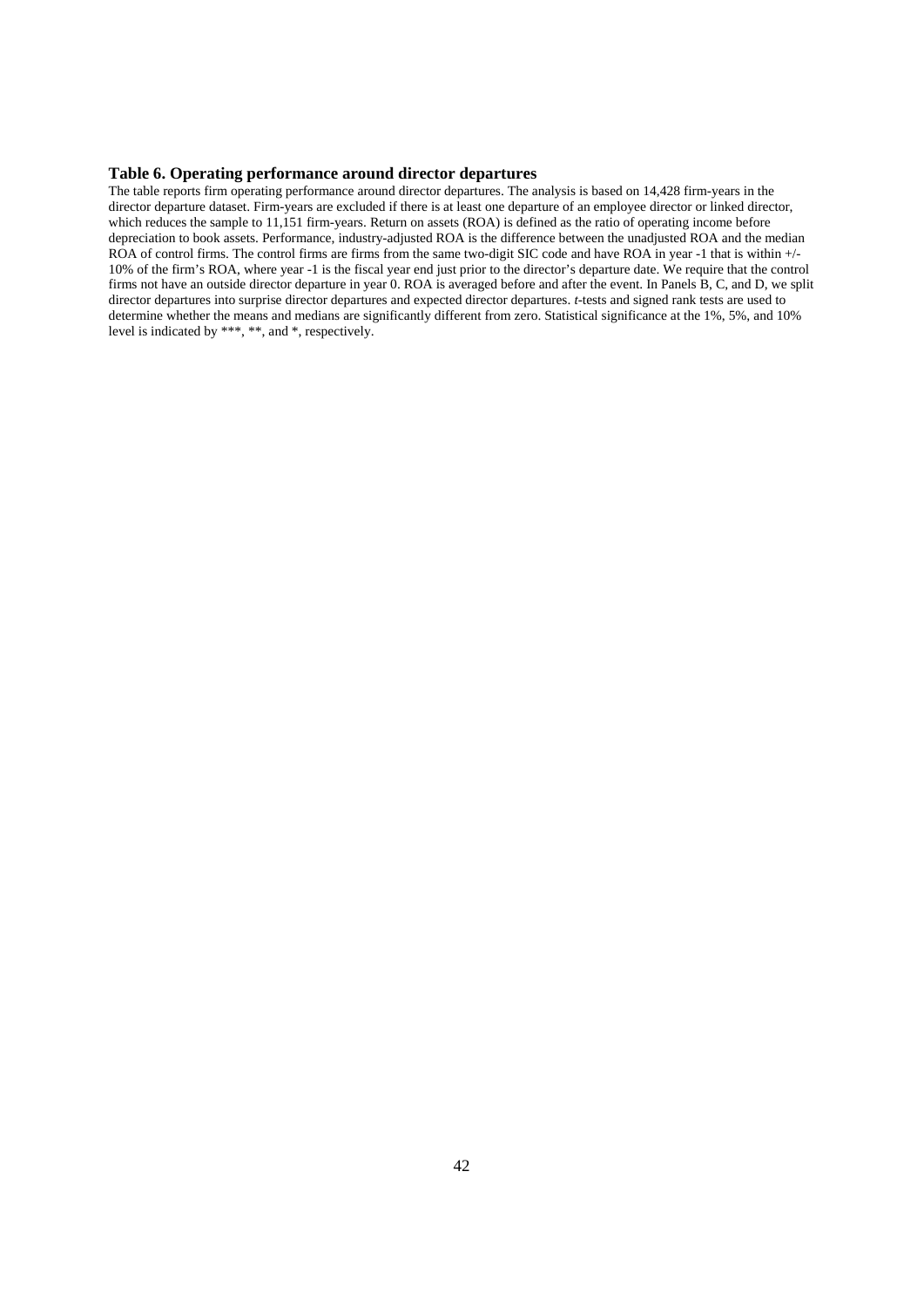**Table 6. Operating performance around director departures**

The table reports firm operating performance around director departures. The analysis is based on 14,428 firm-years in the director departure dataset. Firm-years are excluded if there is at least one departure of an employee director or linked director, which reduces the sample to 11,151 firm-years. Return on assets (ROA) is defined as the ratio of operating income before depreciation to book assets. Performance, industry-adjusted ROA is the difference between the unadjusted ROA and the median ROA of control firms. The control firms are firms from the same two-digit SIC code and have ROA in year -1 that is within +/- 10% of the firm's ROA, where year -1 is the fiscal year end just prior to the director's departure date. We require that the control firms not have an outside director departure in year 0. ROA is averaged before and after the event. In Panels B, C, and D, we split director departures into surprise director departures and expected director departures. *t*-tests and signed rank tests are used to determine whether the means and medians are significantly different from zero. Statistical significance at the 1%, 5%, and 10% level is indicated by ***, **, and *, respectively.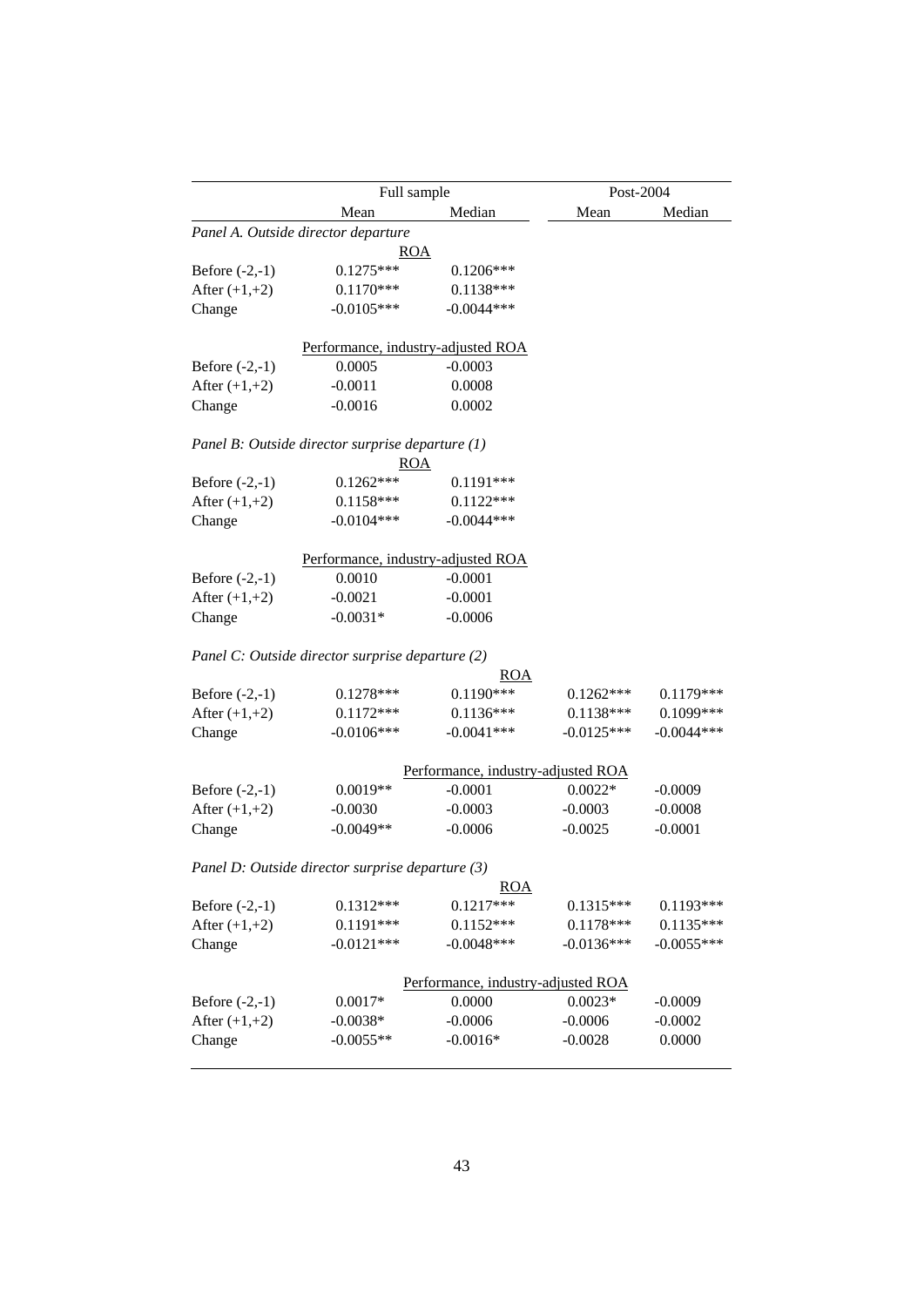| | Full sample | | Post-2004 | |
|---|---|---|---|---|
| | Mean | Median | Mean | Median |
| *Panel A. Outside director departure* | | | | |
| | ROA | | | |
| Before (-2,-1) | 0.1275*** | 0.1206*** | | |
| After (+1,+2) | 0.1170*** | 0.1138*** | | |
| Change | -0.0105*** | -0.0044*** | | |
| | Performance, industry-adjusted ROA | | | |
| Before (-2,-1) | 0.0005 | -0.0003 | | |
| After (+1,+2) | -0.0011 | 0.0008 | | |
| Change | -0.0016 | 0.0002 | | |
| *Panel B: Outside director surprise departure (1)* | | | | |
| | ROA | | | |
| Before (-2,-1) | 0.1262*** | 0.1191*** | | |
| After (+1,+2) | 0.1158*** | 0.1122*** | | |
| Change | -0.0104*** | -0.0044*** | | |
| | Performance, industry-adjusted ROA | | | |
| Before (-2,-1) | 0.0010 | -0.0001 | | |
| After (+1,+2) | -0.0021 | -0.0001 | | |
| Change | -0.0031* | -0.0006 | | |
| *Panel C: Outside director surprise departure (2)* | | | | |
| | | ROA | | |
| Before (-2,-1) | 0.1278*** | 0.1190*** | 0.1262*** | 0.1179*** |
| After (+1,+2) | 0.1172*** | 0.1136*** | 0.1138*** | 0.1099*** |
| Change | -0.0106*** | -0.0041*** | -0.0125*** | -0.0044*** |
| | | Performance, industry-adjusted ROA | | |
| Before (-2,-1) | 0.0019** | -0.0001 | 0.0022* | -0.0009 |
| After (+1,+2) | -0.0030 | -0.0003 | -0.0003 | -0.0008 |
| Change | -0.0049** | -0.0006 | -0.0025 | -0.0001 |
| *Panel D: Outside director surprise departure (3)* | | | | |
| | | ROA | | |
| Before (-2,-1) | 0.1312*** | 0.1217*** | 0.1315*** | 0.1193*** |
| After (+1,+2) | 0.1191*** | 0.1152*** | 0.1178*** | 0.1135*** |
| Change | -0.0121*** | -0.0048*** | -0.0136*** | -0.0055*** |
| | | Performance, industry-adjusted ROA | | |
| Before (-2,-1) | 0.0017* | 0.0000 | 0.0023* | -0.0009 |
| After (+1,+2) | -0.0038* | -0.0006 | -0.0006 | -0.0002 |
| Change | -0.0055** | -0.0016* | -0.0028 | 0.0000 |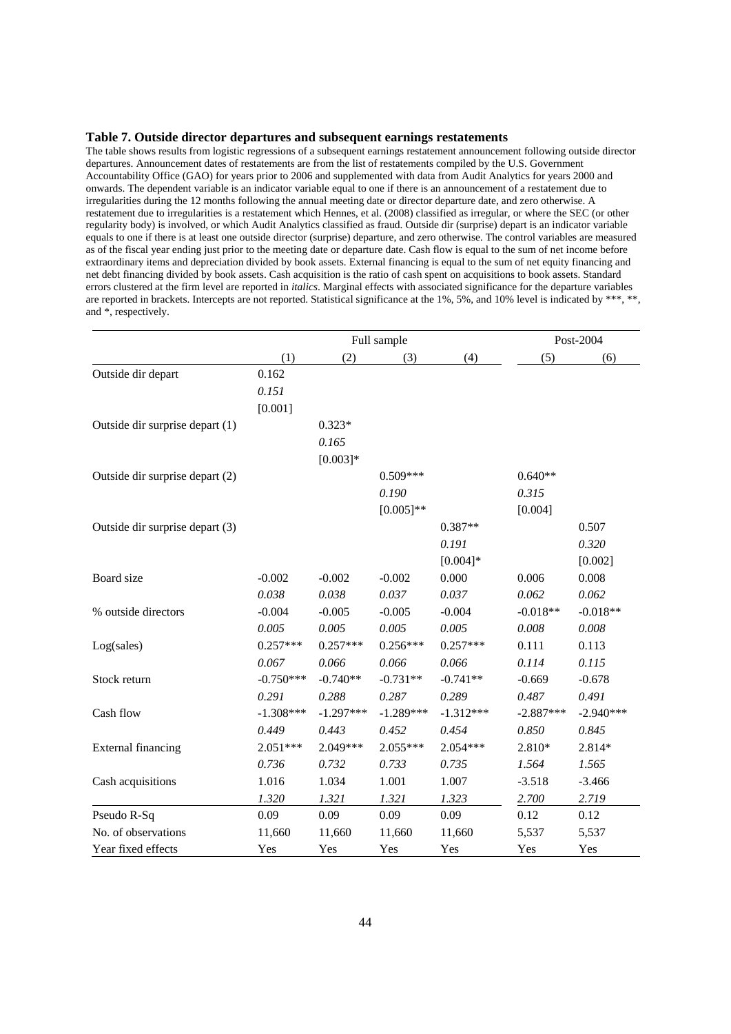**Table 7. Outside director departures and subsequent earnings restatements**

The table shows results from logistic regressions of a subsequent earnings restatement announcement following outside director departures. Announcement dates of restatements are from the list of restatements compiled by the U.S. Government Accountability Office (GAO) for years prior to 2006 and supplemented with data from Audit Analytics for years 2000 and onwards. The dependent variable is an indicator variable equal to one if there is an announcement of a restatement due to irregularities during the 12 months following the annual meeting date or director departure date, and zero otherwise. A restatement due to irregularities is a restatement which Hennes, et al. (2008) classified as irregular, or where the SEC (or other regularity body) is involved, or which Audit Analytics classified as fraud. Outside dir (surprise) depart is an indicator variable equals to one if there is at least one outside director (surprise) departure, and zero otherwise. The control variables are measured as of the fiscal year ending just prior to the meeting date or departure date. Cash flow is equal to the sum of net income before extraordinary items and depreciation divided by book assets. External financing is equal to the sum of net equity financing and net debt financing divided by book assets. Cash acquisition is the ratio of cash spent on acquisitions to book assets. Standard errors clustered at the firm level are reported in *italics*. Marginal effects with associated significance for the departure variables are reported in brackets. Intercepts are not reported. Statistical significance at the 1%, 5%, and 10% level is indicated by ***, **, and *, respectively.

| | Full sample | | | | Post-2004 | |
|---|---|---|---|---|---|---|
| | (1) | (2) | (3) | (4) | (5) | (6) |
| Outside dir depart | 0.162 | | | | | |
| | *0.151* | | | | | |
| | [0.001] | | | | | |
| Outside dir surprise depart (1) | | 0.323* | | | | |
| | | *0.165* | | | | |
| | | [0.003]* | | | | |
| Outside dir surprise depart (2) | | | 0.509*** | | 0.640** | |
| | | | *0.190* | | *0.315* | |
| | | | [0.005]** | | [0.004] | |
| Outside dir surprise depart (3) | | | | 0.387** | | 0.507 |
| | | | | *0.191* | | *0.320* |
| | | | | [0.004]* | | [0.002] |
| Board size | -0.002 | -0.002 | -0.002 | 0.000 | 0.006 | 0.008 |
| | *0.038* | *0.038* | *0.037* | *0.037* | *0.062* | *0.062* |
| % outside directors | -0.004 | -0.005 | -0.005 | -0.004 | -0.018** | -0.018** |
| | *0.005* | *0.005* | *0.005* | *0.005* | *0.008* | *0.008* |
| Log(sales) | 0.257*** | 0.257*** | 0.256*** | 0.257*** | 0.111 | 0.113 |
| | *0.067* | *0.066* | *0.066* | *0.066* | *0.114* | *0.115* |
| Stock return | -0.750*** | -0.740** | -0.731** | -0.741** | -0.669 | -0.678 |
| | *0.291* | *0.288* | *0.287* | *0.289* | *0.487* | *0.491* |
| Cash flow | -1.308*** | -1.297*** | -1.289*** | -1.312*** | -2.887*** | -2.940*** |
| | *0.449* | *0.443* | *0.452* | *0.454* | *0.850* | *0.845* |
| External financing | 2.051*** | 2.049*** | 2.055*** | 2.054*** | 2.810* | 2.814* |
| | *0.736* | *0.732* | *0.733* | *0.735* | *1.564* | *1.565* |
| Cash acquisitions | 1.016 | 1.034 | 1.001 | 1.007 | -3.518 | -3.466 |
| | *1.320* | *1.321* | *1.321* | *1.323* | *2.700* | *2.719* |
| Pseudo R-Sq | 0.09 | 0.09 | 0.09 | 0.09 | 0.12 | 0.12 |
| No. of observations | 11,660 | 11,660 | 11,660 | 11,660 | 5,537 | 5,537 |
| Year fixed effects | Yes | Yes | Yes | Yes | Yes | Yes |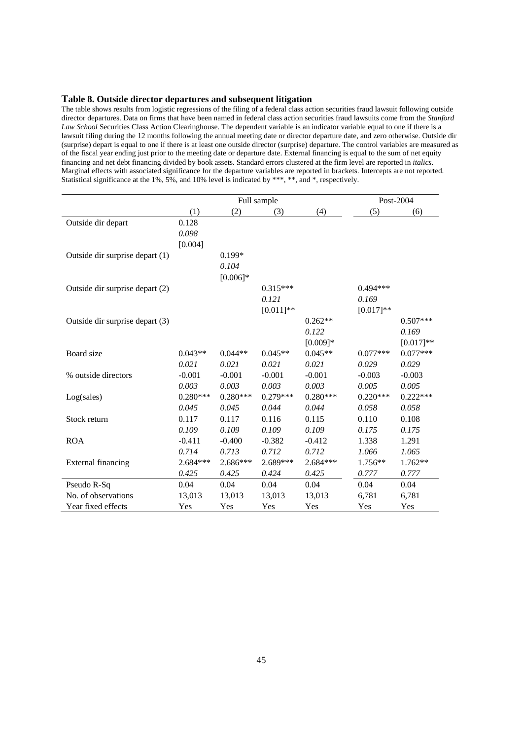**Table 8. Outside director departures and subsequent litigation**

The table shows results from logistic regressions of the filing of a federal class action securities fraud lawsuit following outside director departures. Data on firms that have been named in federal class action securities fraud lawsuits come from the *Stanford Law School* Securities Class Action Clearinghouse. The dependent variable is an indicator variable equal to one if there is a lawsuit filing during the 12 months following the annual meeting date or director departure date, and zero otherwise. Outside dir (surprise) depart is equal to one if there is at least one outside director (surprise) departure. The control variables are measured as of the fiscal year ending just prior to the meeting date or departure date. External financing is equal to the sum of net equity financing and net debt financing divided by book assets. Standard errors clustered at the firm level are reported in *italics*. Marginal effects with associated significance for the departure variables are reported in brackets. Intercepts are not reported. Statistical significance at the 1%, 5%, and 10% level is indicated by ***, **, and *, respectively.

| | Full sample | | | | Post-2004 | |
|---|---|---|---|---|---|---|
| | (1) | (2) | (3) | (4) | (5) | (6) |
| Outside dir depart | 0.128 | | | | | |
| | *0.098* | | | | | |
| | [0.004] | | | | | |
| Outside dir surprise depart (1) | | 0.199* | | | | |
| | | *0.104* | | | | |
| | | [0.006]* | | | | |
| Outside dir surprise depart (2) | | | 0.315*** | | 0.494*** | |
| | | | *0.121* | | *0.169* | |
| | | | [0.011]** | | [0.017]** | |
| Outside dir surprise depart (3) | | | | 0.262** | | 0.507*** |
| | | | | *0.122* | | *0.169* |
| | | | | [0.009]* | | [0.017]** |
| Board size | 0.043** | 0.044** | 0.045** | 0.045** | 0.077*** | 0.077*** |
| | *0.021* | *0.021* | *0.021* | *0.021* | *0.029* | *0.029* |
| % outside directors | -0.001 | -0.001 | -0.001 | -0.001 | -0.003 | -0.003 |
| | *0.003* | *0.003* | *0.003* | *0.003* | *0.005* | *0.005* |
| Log(sales) | 0.280*** | 0.280*** | 0.279*** | 0.280*** | 0.220*** | 0.222*** |
| | *0.045* | *0.045* | *0.044* | *0.044* | *0.058* | *0.058* |
| Stock return | 0.117 | 0.117 | 0.116 | 0.115 | 0.110 | 0.108 |
| | *0.109* | *0.109* | *0.109* | *0.109* | *0.175* | *0.175* |
| ROA | -0.411 | -0.400 | -0.382 | -0.412 | 1.338 | 1.291 |
| | *0.714* | *0.713* | *0.712* | *0.712* | *1.066* | *1.065* |
| External financing | 2.684*** | 2.686*** | 2.689*** | 2.684*** | 1.756** | 1.762** |
| | *0.425* | *0.425* | *0.424* | *0.425* | *0.777* | *0.777* |
| Pseudo R-Sq | 0.04 | 0.04 | 0.04 | 0.04 | 0.04 | 0.04 |
| No. of observations | 13,013 | 13,013 | 13,013 | 13,013 | 6,781 | 6,781 |
| Year fixed effects | Yes | Yes | Yes | Yes | Yes | Yes |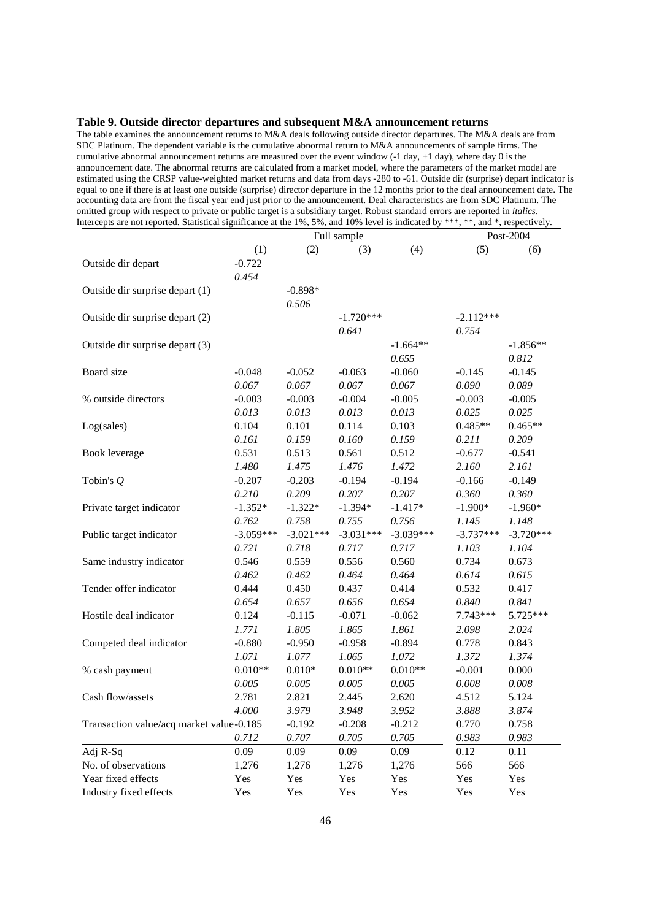**Table 9. Outside director departures and subsequent M&A announcement returns**

The table examines the announcement returns to M&A deals following outside director departures. The M&A deals are from SDC Platinum. The dependent variable is the cumulative abnormal return to M&A announcements of sample firms. The cumulative abnormal announcement returns are measured over the event window (-1 day, +1 day), where day 0 is the announcement date. The abnormal returns are calculated from a market model, where the parameters of the market model are estimated using the CRSP value-weighted market returns and data from days -280 to -61. Outside dir (surprise) depart indicator is equal to one if there is at least one outside (surprise) director departure in the 12 months prior to the deal announcement date. The accounting data are from the fiscal year end just prior to the announcement. Deal characteristics are from SDC Platinum. The omitted group with respect to private or public target is a subsidiary target. Robust standard errors are reported in *italics*. Intercepts are not reported. Statistical significance at the 1%, 5%, and 10% level is indicated by ***, **, and *, respectively.

| | Full sample | | | | Post-2004 | |
|---|---|---|---|---|---|---|
| | (1) | (2) | (3) | (4) | (5) | (6) |
| Outside dir depart | -0.722 | | | | | |
| | *0.454* | | | | | |
| Outside dir surprise depart (1) | | -0.898* | | | | |
| | | *0.506* | | | | |
| Outside dir surprise depart (2) | | | -1.720*** | | -2.112*** | |
| | | | *0.641* | | *0.754* | |
| Outside dir surprise depart (3) | | | | -1.664** | | -1.856** |
| | | | | *0.655* | | *0.812* |
| Board size | -0.048 | -0.052 | -0.063 | -0.060 | -0.145 | -0.145 |
| | *0.067* | *0.067* | *0.067* | *0.067* | *0.090* | *0.089* |
| % outside directors | -0.003 | -0.003 | -0.004 | -0.005 | -0.003 | -0.005 |
| | *0.013* | *0.013* | *0.013* | *0.013* | *0.025* | *0.025* |
| Log(sales) | 0.104 | 0.101 | 0.114 | 0.103 | 0.485** | 0.465** |
| | *0.161* | *0.159* | *0.160* | *0.159* | *0.211* | *0.209* |
| Book leverage | 0.531 | 0.513 | 0.561 | 0.512 | -0.677 | -0.541 |
| | *1.480* | *1.475* | *1.476* | *1.472* | *2.160* | *2.161* |
| Tobin's *Q* | -0.207 | -0.203 | -0.194 | -0.194 | -0.166 | -0.149 |
| | *0.210* | *0.209* | *0.207* | *0.207* | *0.360* | *0.360* |
| Private target indicator | -1.352* | -1.322* | -1.394* | -1.417* | -1.900* | -1.960* |
| | *0.762* | *0.758* | *0.755* | *0.756* | *1.145* | *1.148* |
| Public target indicator | -3.059*** | -3.021*** | -3.031*** | -3.039*** | -3.737*** | -3.720*** |
| | *0.721* | *0.718* | *0.717* | *0.717* | *1.103* | *1.104* |
| Same industry indicator | 0.546 | 0.559 | 0.556 | 0.560 | 0.734 | 0.673 |
| | *0.462* | *0.462* | *0.464* | *0.464* | *0.614* | *0.615* |
| Tender offer indicator | 0.444 | 0.450 | 0.437 | 0.414 | 0.532 | 0.417 |
| | *0.654* | *0.657* | *0.656* | *0.654* | *0.840* | *0.841* |
| Hostile deal indicator | 0.124 | -0.115 | -0.071 | -0.062 | 7.743*** | 5.725*** |
| | *1.771* | *1.805* | *1.865* | *1.861* | *2.098* | *2.024* |
| Competed deal indicator | -0.880 | -0.950 | -0.958 | -0.894 | 0.778 | 0.843 |
| | *1.071* | *1.077* | *1.065* | *1.072* | *1.372* | *1.374* |
| % cash payment | 0.010** | 0.010* | 0.010** | 0.010** | -0.001 | 0.000 |
| | *0.005* | *0.005* | *0.005* | *0.005* | *0.008* | *0.008* |
| Cash flow/assets | 2.781 | 2.821 | 2.445 | 2.620 | 4.512 | 5.124 |
| | *4.000* | *3.979* | *3.948* | *3.952* | *3.888* | *3.874* |
| Transaction value/acq market value | -0.185 | -0.192 | -0.208 | -0.212 | 0.770 | 0.758 |
| | *0.712* | *0.707* | *0.705* | *0.705* | *0.983* | *0.983* |
| Adj R-Sq | 0.09 | 0.09 | 0.09 | 0.09 | 0.12 | 0.11 |
| No. of observations | 1,276 | 1,276 | 1,276 | 1,276 | 566 | 566 |
| Year fixed effects | Yes | Yes | Yes | Yes | Yes | Yes |
| Industry fixed effects | Yes | Yes | Yes | Yes | Yes | Yes |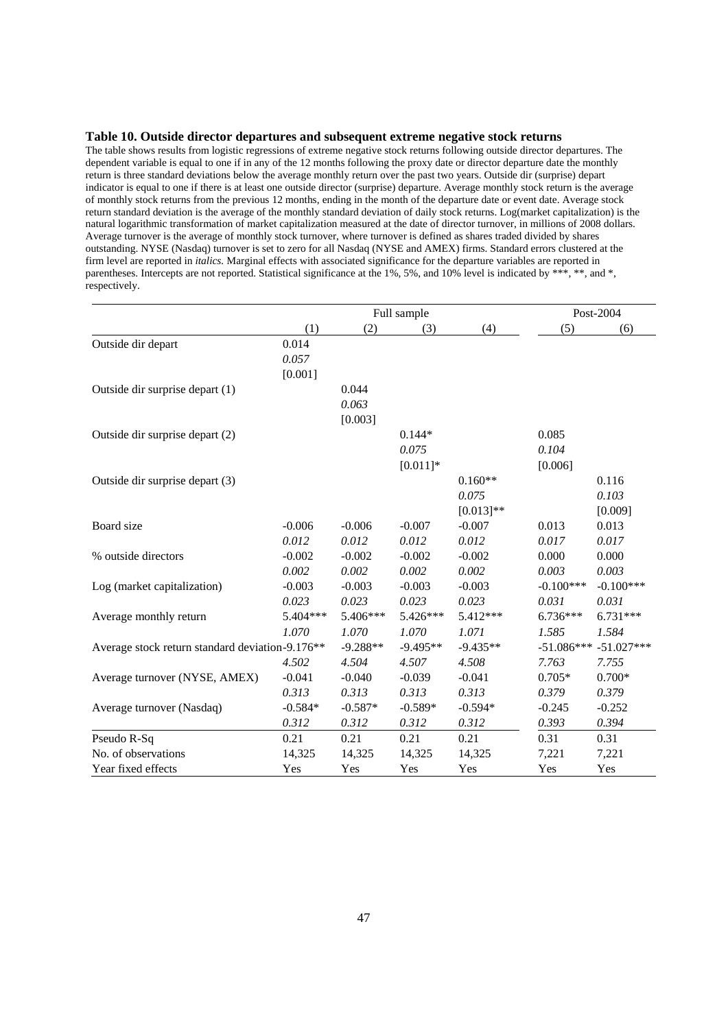**Table 10. Outside director departures and subsequent extreme negative stock returns**

The table shows results from logistic regressions of extreme negative stock returns following outside director departures. The dependent variable is equal to one if in any of the 12 months following the proxy date or director departure date the monthly return is three standard deviations below the average monthly return over the past two years. Outside dir (surprise) depart indicator is equal to one if there is at least one outside director (surprise) departure. Average monthly stock return is the average of monthly stock returns from the previous 12 months, ending in the month of the departure date or event date. Average stock return standard deviation is the average of the monthly standard deviation of daily stock returns. Log(market capitalization) is the natural logarithmic transformation of market capitalization measured at the date of director turnover, in millions of 2008 dollars. Average turnover is the average of monthly stock turnover, where turnover is defined as shares traded divided by shares outstanding. NYSE (Nasdaq) turnover is set to zero for all Nasdaq (NYSE and AMEX) firms. Standard errors clustered at the firm level are reported in *italics.* Marginal effects with associated significance for the departure variables are reported in parentheses. Intercepts are not reported. Statistical significance at the 1%, 5%, and 10% level is indicated by ***, **, and *, respectively.

| | Full sample | | | | Post-2004 | |
|---|---|---|---|---|---|---|
| | (1) | (2) | (3) | (4) | (5) | (6) |
| Outside dir depart | 0.014 | | | | | |
| | *0.057* | | | | | |
| | [0.001] | | | | | |
| Outside dir surprise depart (1) | | 0.044 | | | | |
| | | *0.063* | | | | |
| | | [0.003] | | | | |
| Outside dir surprise depart (2) | | | 0.144* | | 0.085 | |
| | | | *0.075* | | *0.104* | |
| | | | [0.011]* | | [0.006] | |
| Outside dir surprise depart (3) | | | | 0.160** | | 0.116 |
| | | | | *0.075* | | *0.103* |
| | | | | [0.013]** | | [0.009] |
| Board size | -0.006 | -0.006 | -0.007 | -0.007 | 0.013 | 0.013 |
| | *0.012* | *0.012* | *0.012* | *0.012* | *0.017* | *0.017* |
| % outside directors | -0.002 | -0.002 | -0.002 | -0.002 | 0.000 | 0.000 |
| | *0.002* | *0.002* | *0.002* | *0.002* | *0.003* | *0.003* |
| Log (market capitalization) | -0.003 | -0.003 | -0.003 | -0.003 | -0.100*** | -0.100*** |
| | *0.023* | *0.023* | *0.023* | *0.023* | *0.031* | *0.031* |
| Average monthly return | 5.404*** | 5.406*** | 5.426*** | 5.412*** | 6.736*** | 6.731*** |
| | *1.070* | *1.070* | *1.070* | *1.071* | *1.585* | *1.584* |
| Average stock return standard deviation | -9.176** | -9.288** | -9.495** | -9.435** | -51.086*** | -51.027*** |
| | *4.502* | *4.504* | *4.507* | *4.508* | *7.763* | *7.755* |
| Average turnover (NYSE, AMEX) | -0.041 | -0.040 | -0.039 | -0.041 | 0.705* | 0.700* |
| | *0.313* | *0.313* | *0.313* | *0.313* | *0.379* | *0.379* |
| Average turnover (Nasdaq) | -0.584* | -0.587* | -0.589* | -0.594* | -0.245 | -0.252 |
| | *0.312* | *0.312* | *0.312* | *0.312* | *0.393* | *0.394* |
| Pseudo R-Sq | 0.21 | 0.21 | 0.21 | 0.21 | 0.31 | 0.31 |
| No. of observations | 14,325 | 14,325 | 14,325 | 14,325 | 7,221 | 7,221 |
| Year fixed effects | Yes | Yes | Yes | Yes | Yes | Yes |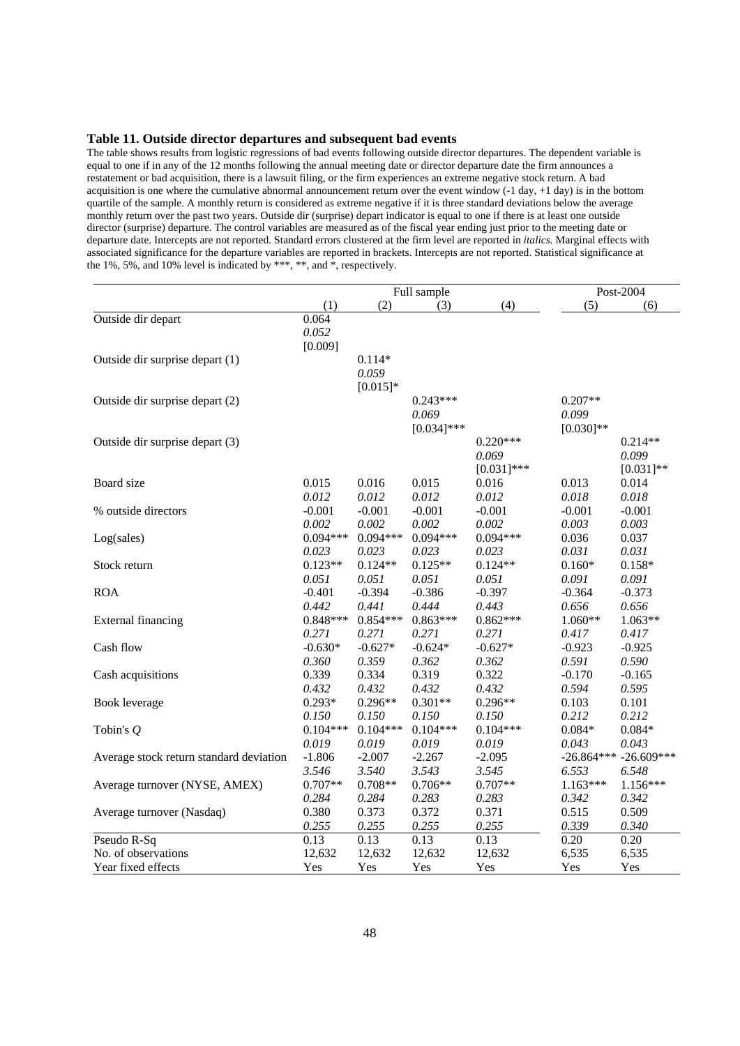### Table 11. Outside director departures and subsequent bad events

The table shows results from logistic regressions of bad events following outside director departures. The dependent variable is equal to one if in any of the 12 months following the annual meeting date or director departure date the firm announces a restatement or bad acquisition, there is a lawsuit filing, or the firm experiences an extreme negative stock return. A bad acquisition is one where the cumulative abnormal announcement return over the event window (-1 day, +1 day) is in the bottom quartile of the sample. A monthly return is considered as extreme negative if it is three standard deviations below the average monthly return over the past two years. Outside dir (surprise) depart indicator is equal to one if there is at least one outside director (surprise) departure. The control variables are measured as of the fiscal year ending just prior to the meeting date or departure date. Intercepts are not reported. Standard errors clustered at the firm level are reported in *italics.* Marginal effects with associated significance for the departure variables are reported in brackets. Intercepts are not reported. Statistical significance at the 1%, 5%, and 10% level is indicated by ***, **, and *, respectively.

| | Full sample | | | | Post-2004 | |
|---|---|---|---|---|---|---|
| | (1) | (2) | (3) | (4) | (5) | (6) |
| Outside dir depart | 0.064 | | | | | |
| | *0.052* | | | | | |
| | [0.009] | | | | | |
| Outside dir surprise depart (1) | | 0.114* | | | | |
| | | *0.059* | | | | |
| | | [0.015]* | | | | |
| Outside dir surprise depart (2) | | | 0.243*** | | 0.207** | |
| | | | *0.069* | | *0.099* | |
| | | | [0.034]*** | | [0.030]** | |
| Outside dir surprise depart (3) | | | | 0.220*** | | 0.214** |
| | | | | *0.069* | | *0.099* |
| | | | | [0.031]*** | | [0.031]** |
| Board size | 0.015 | 0.016 | 0.015 | 0.016 | 0.013 | 0.014 |
| | *0.012* | *0.012* | *0.012* | *0.012* | *0.018* | *0.018* |
| % outside directors | -0.001 | -0.001 | -0.001 | -0.001 | -0.001 | -0.001 |
| | *0.002* | *0.002* | *0.002* | *0.002* | *0.003* | *0.003* |
| Log(sales) | 0.094*** | 0.094*** | 0.094*** | 0.094*** | 0.036 | 0.037 |
| | *0.023* | *0.023* | *0.023* | *0.023* | *0.031* | *0.031* |
| Stock return | 0.123** | 0.124** | 0.125** | 0.124** | 0.160* | 0.158* |
| | *0.051* | *0.051* | *0.051* | *0.051* | *0.091* | *0.091* |
| ROA | -0.401 | -0.394 | -0.386 | -0.397 | -0.364 | -0.373 |
| | *0.442* | *0.441* | *0.444* | *0.443* | *0.656* | *0.656* |
| External financing | 0.848*** | 0.854*** | 0.863*** | 0.862*** | 1.060** | 1.063** |
| | *0.271* | *0.271* | *0.271* | *0.271* | *0.417* | *0.417* |
| Cash flow | -0.630* | -0.627* | -0.624* | -0.627* | -0.923 | -0.925 |
| | *0.360* | *0.359* | *0.362* | *0.362* | *0.591* | *0.590* |
| Cash acquisitions | 0.339 | 0.334 | 0.319 | 0.322 | -0.170 | -0.165 |
| | *0.432* | *0.432* | *0.432* | *0.432* | *0.594* | *0.595* |
| Book leverage | 0.293* | 0.296** | 0.301** | 0.296** | 0.103 | 0.101 |
| | *0.150* | *0.150* | *0.150* | *0.150* | *0.212* | *0.212* |
| Tobin's *Q* | 0.104*** | 0.104*** | 0.104*** | 0.104*** | 0.084* | 0.084* |
| | *0.019* | *0.019* | *0.019* | *0.019* | *0.043* | *0.043* |
| Average stock return standard deviation | -1.806 | -2.007 | -2.267 | -2.095 | -26.864*** | -26.609*** |
| | *3.546* | *3.540* | *3.543* | *3.545* | *6.553* | *6.548* |
| Average turnover (NYSE, AMEX) | 0.707** | 0.708** | 0.706** | 0.707** | 1.163*** | 1.156*** |
| | *0.284* | *0.284* | *0.283* | *0.283* | *0.342* | *0.342* |
| Average turnover (Nasdaq) | 0.380 | 0.373 | 0.372 | 0.371 | 0.515 | 0.509 |
| | *0.255* | *0.255* | *0.255* | *0.255* | *0.339* | *0.340* |
| Pseudo R-Sq | 0.13 | 0.13 | 0.13 | 0.13 | 0.20 | 0.20 |
| No. of observations | 12,632 | 12,632 | 12,632 | 12,632 | 6,535 | 6,535 |
| Year fixed effects | Yes | Yes | Yes | Yes | Yes | Yes |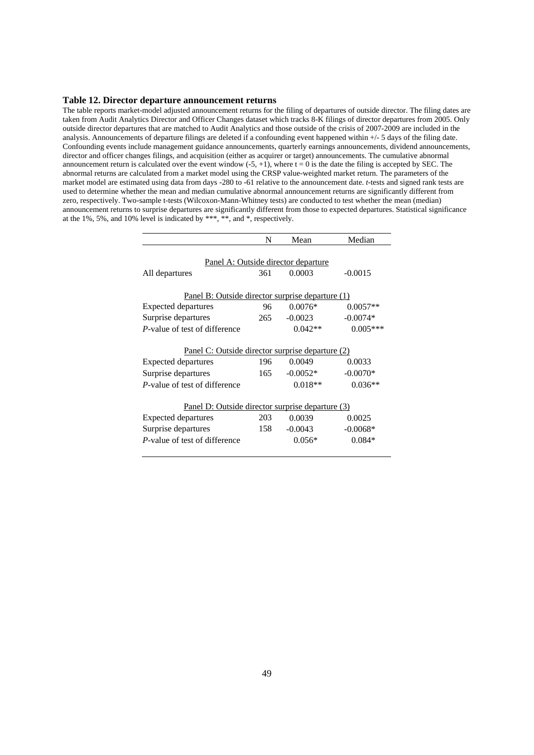**Table 12. Director departure announcement returns**

The table reports market-model adjusted announcement returns for the filing of departures of outside director. The filing dates are taken from Audit Analytics Director and Officer Changes dataset which tracks 8-K filings of director departures from 2005. Only outside director departures that are matched to Audit Analytics and those outside of the crisis of 2007-2009 are included in the analysis. Announcements of departure filings are deleted if a confounding event happened within +/- 5 days of the filing date. Confounding events include management guidance announcements, quarterly earnings announcements, dividend announcements, director and officer changes filings, and acquisition (either as acquirer or target) announcements. The cumulative abnormal announcement return is calculated over the event window (-5, +1), where t = 0 is the date the filing is accepted by SEC. The abnormal returns are calculated from a market model using the CRSP value-weighted market return. The parameters of the market model are estimated using data from days -280 to -61 relative to the announcement date. *t*-tests and signed rank tests are used to determine whether the mean and median cumulative abnormal announcement returns are significantly different from zero, respectively. Two-sample t-tests (Wilcoxon-Mann-Whitney tests) are conducted to test whether the mean (median) announcement returns to surprise departures are significantly different from those to expected departures. Statistical significance at the 1%, 5%, and 10% level is indicated by ***, **, and *, respectively.

| | N | Mean | Median |
|---|---|---|---|
| **Panel A: Outside director departure** | | | |
| All departures | 361 | 0.0003 | -0.0015 |
| **Panel B: Outside director surprise departure (1)** | | | |
| Expected departures | 96 | 0.0076* | 0.0057** |
| Surprise departures | 265 | -0.0023 | -0.0074* |
| *P*-value of test of difference | | 0.042** | 0.005*** |
| **Panel C: Outside director surprise departure (2)** | | | |
| Expected departures | 196 | 0.0049 | 0.0033 |
| Surprise departures | 165 | -0.0052* | -0.0070* |
| *P*-value of test of difference | | 0.018** | 0.036** |
| **Panel D: Outside director surprise departure (3)** | | | |
| Expected departures | 203 | 0.0039 | 0.0025 |
| Surprise departures | 158 | -0.0043 | -0.0068* |
| *P*-value of test of difference | | 0.056* | 0.084* |